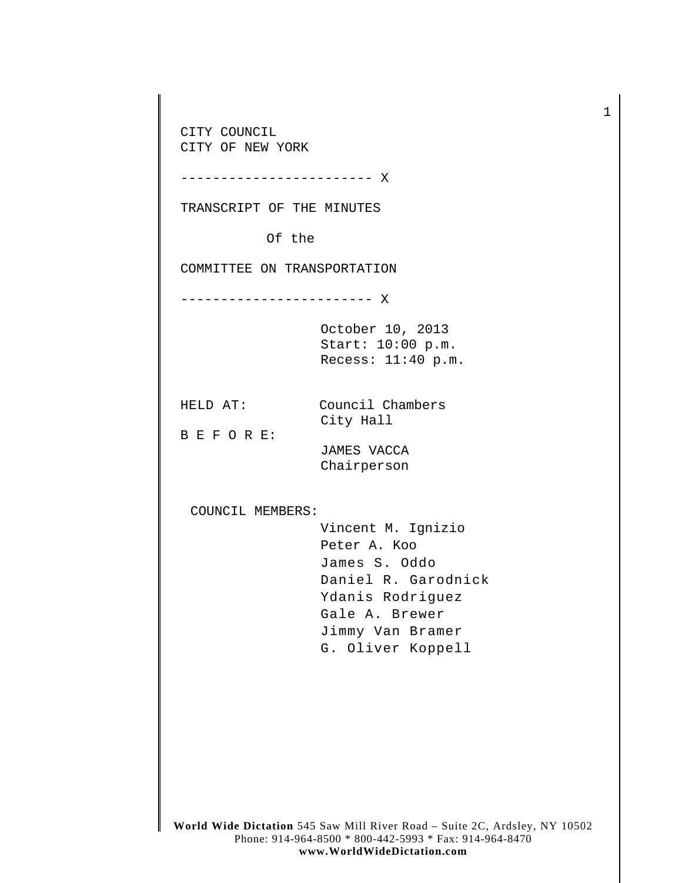CITY COUNCIL
CITY OF NEW YORK

------------------------ X

TRANSCRIPT OF THE MINUTES

Of the

COMMITTEE ON TRANSPORTATION

------------------------ X

October 10, 2013
Start: 10:00 p.m.
Recess: 11:40 p.m.

HELD AT: Council Chambers
City Hall

B E F O R E:

JAMES VACCA
Chairperson

COUNCIL MEMBERS:

Vincent M. Ignizio
Peter A. Koo
James S. Oddo
Daniel R. Garodnick
Ydanis Rodriguez
Gale A. Brewer
Jimmy Van Bramer
G. Oliver Koppell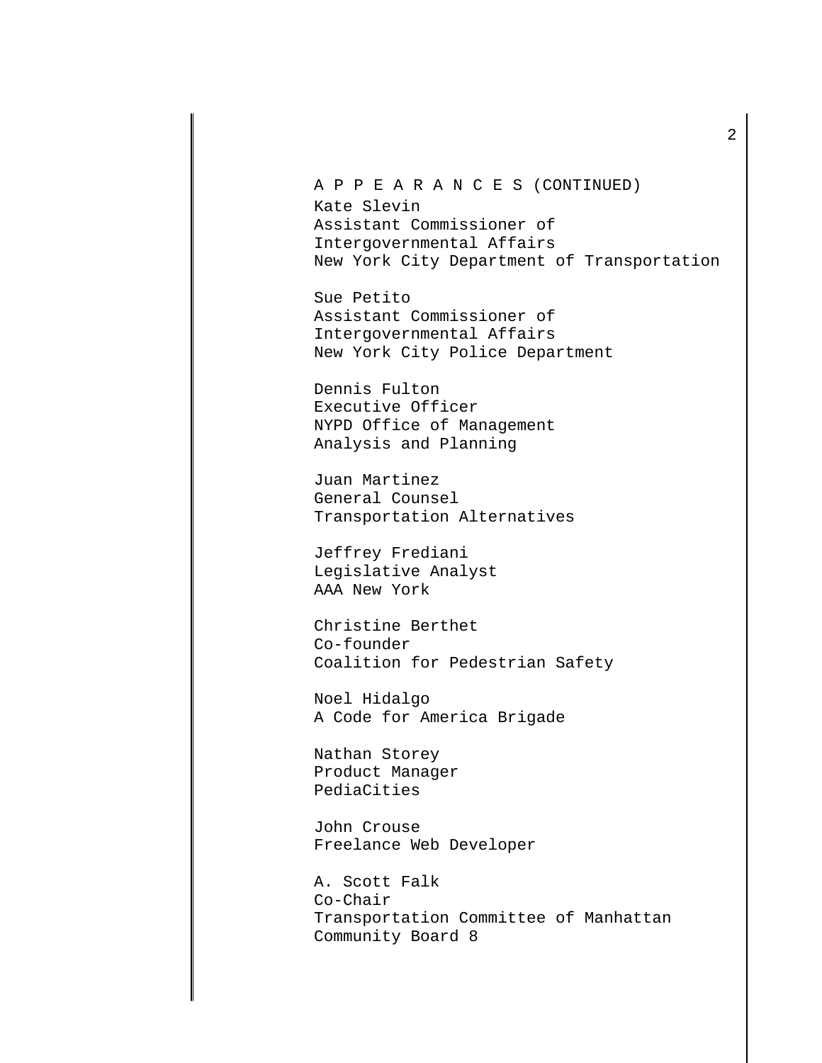A P P E A R A N C E S (CONTINUED)

Kate Slevin
Assistant Commissioner of
Intergovernmental Affairs
New York City Department of Transportation

Sue Petito
Assistant Commissioner of
Intergovernmental Affairs
New York City Police Department

Dennis Fulton
Executive Officer
NYPD Office of Management
Analysis and Planning

Juan Martinez
General Counsel
Transportation Alternatives

Jeffrey Frediani
Legislative Analyst
AAA New York

Christine Berthet
Co-founder
Coalition for Pedestrian Safety

Noel Hidalgo
A Code for America Brigade

Nathan Storey
Product Manager
PediaCities

John Crouse
Freelance Web Developer

A. Scott Falk
Co-Chair
Transportation Committee of Manhattan
Community Board 8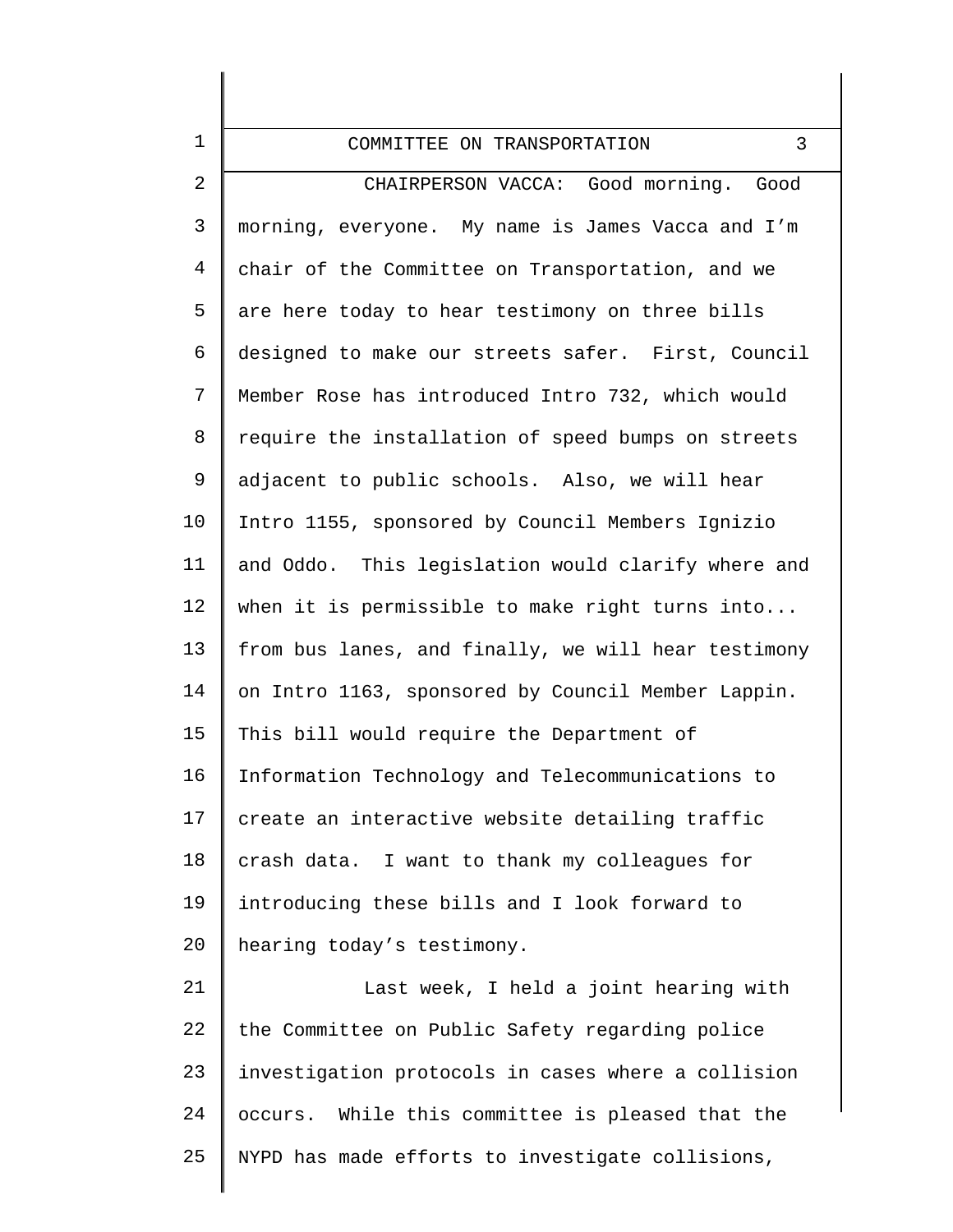CHAIRPERSON VACCA: Good morning. Good morning, everyone. My name is James Vacca and I'm chair of the Committee on Transportation, and we are here today to hear testimony on three bills designed to make our streets safer. First, Council Member Rose has introduced Intro 732, which would require the installation of speed bumps on streets adjacent to public schools. Also, we will hear Intro 1155, sponsored by Council Members Ignizio and Oddo. This legislation would clarify where and when it is permissible to make right turns into... from bus lanes, and finally, we will hear testimony on Intro 1163, sponsored by Council Member Lappin. This bill would require the Department of Information Technology and Telecommunications to create an interactive website detailing traffic crash data. I want to thank my colleagues for introducing these bills and I look forward to hearing today's testimony.

Last week, I held a joint hearing with the Committee on Public Safety regarding police investigation protocols in cases where a collision occurs. While this committee is pleased that the NYPD has made efforts to investigate collisions,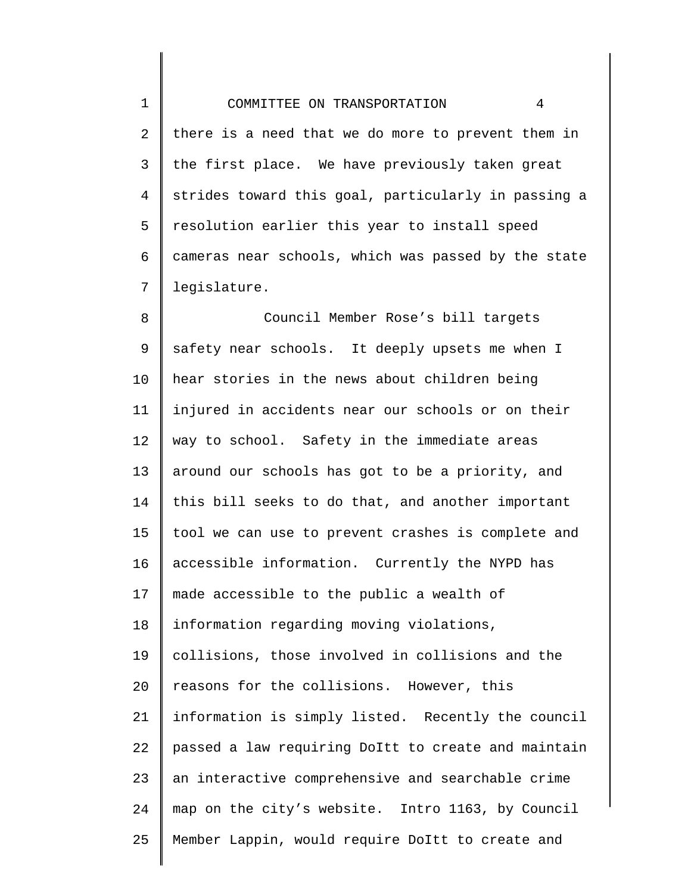there is a need that we do more to prevent them in the first place. We have previously taken great strides toward this goal, particularly in passing a resolution earlier this year to install speed cameras near schools, which was passed by the state legislature.

Council Member Rose's bill targets safety near schools. It deeply upsets me when I hear stories in the news about children being injured in accidents near our schools or on their way to school. Safety in the immediate areas around our schools has got to be a priority, and this bill seeks to do that, and another important tool we can use to prevent crashes is complete and accessible information. Currently the NYPD has made accessible to the public a wealth of information regarding moving violations, collisions, those involved in collisions and the reasons for the collisions. However, this information is simply listed. Recently the council passed a law requiring DoItt to create and maintain an interactive comprehensive and searchable crime map on the city's website. Intro 1163, by Council Member Lappin, would require DoItt to create and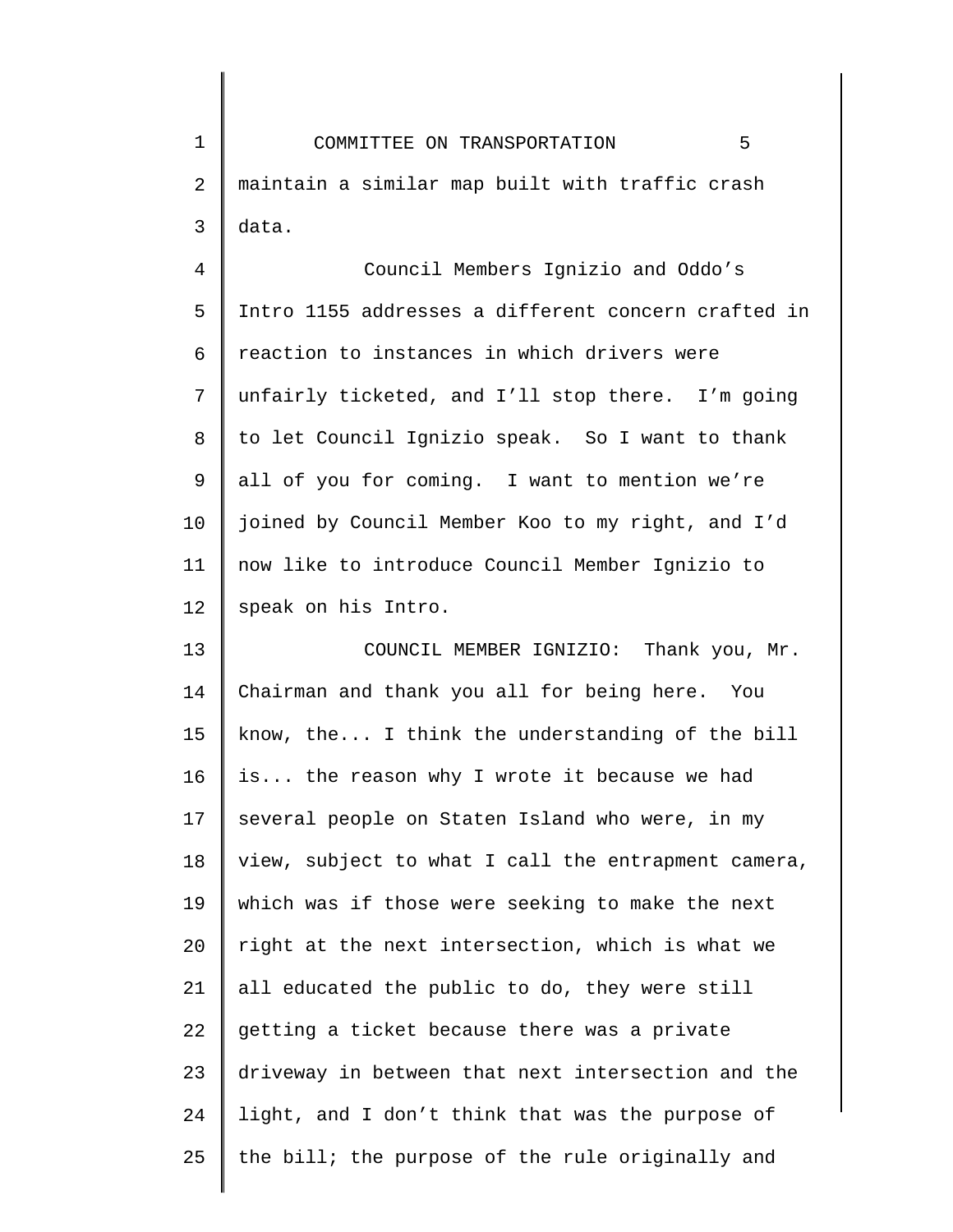maintain a similar map built with traffic crash data.

Council Members Ignizio and Oddo's Intro 1155 addresses a different concern crafted in reaction to instances in which drivers were unfairly ticketed, and I'll stop there. I'm going to let Council Ignizio speak. So I want to thank all of you for coming. I want to mention we're joined by Council Member Koo to my right, and I'd now like to introduce Council Member Ignizio to speak on his Intro.

COUNCIL MEMBER IGNIZIO: Thank you, Mr. Chairman and thank you all for being here. You know, the... I think the understanding of the bill is... the reason why I wrote it because we had several people on Staten Island who were, in my view, subject to what I call the entrapment camera, which was if those were seeking to make the next right at the next intersection, which is what we all educated the public to do, they were still getting a ticket because there was a private driveway in between that next intersection and the light, and I don't think that was the purpose of the bill; the purpose of the rule originally and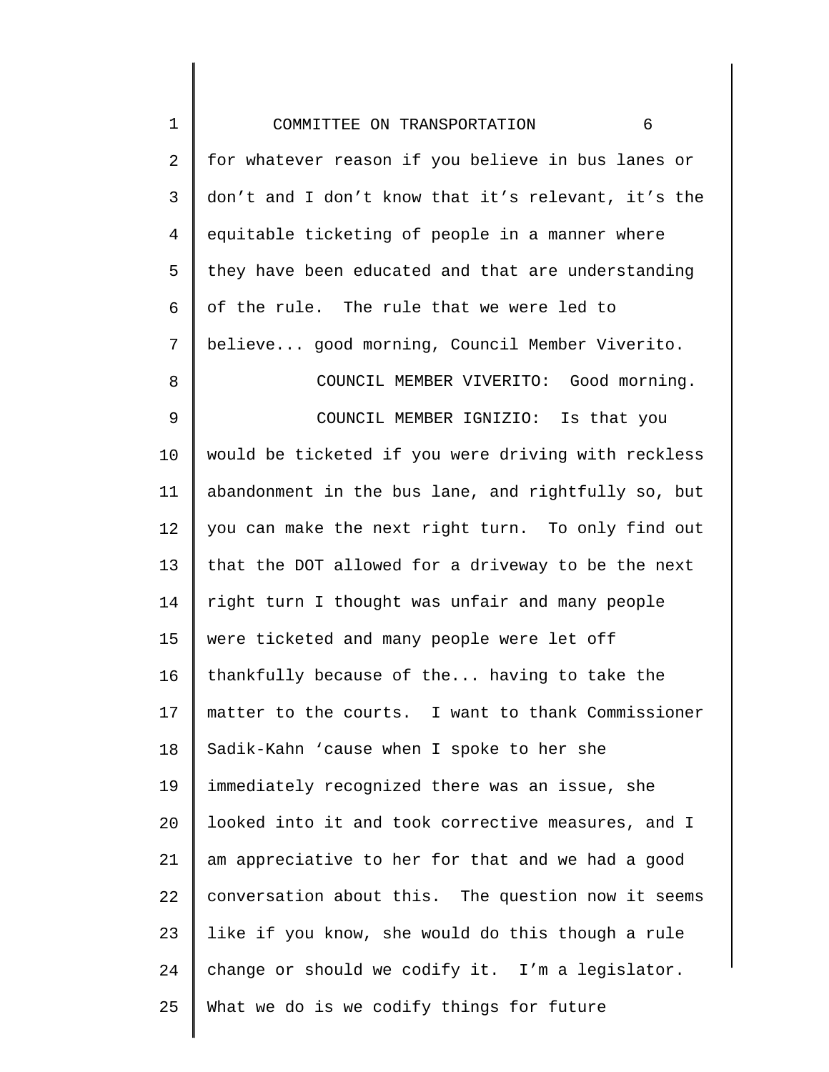for whatever reason if you believe in bus lanes or don't and I don't know that it's relevant, it's the equitable ticketing of people in a manner where they have been educated and that are understanding of the rule. The rule that we were led to believe... good morning, Council Member Viverito.

COUNCIL MEMBER VIVERITO: Good morning.

COUNCIL MEMBER IGNIZIO: Is that you would be ticketed if you were driving with reckless abandonment in the bus lane, and rightfully so, but you can make the next right turn. To only find out that the DOT allowed for a driveway to be the next right turn I thought was unfair and many people were ticketed and many people were let off thankfully because of the... having to take the matter to the courts. I want to thank Commissioner Sadik-Kahn 'cause when I spoke to her she immediately recognized there was an issue, she looked into it and took corrective measures, and I am appreciative to her for that and we had a good conversation about this. The question now it seems like if you know, she would do this though a rule change or should we codify it. I'm a legislator. What we do is we codify things for future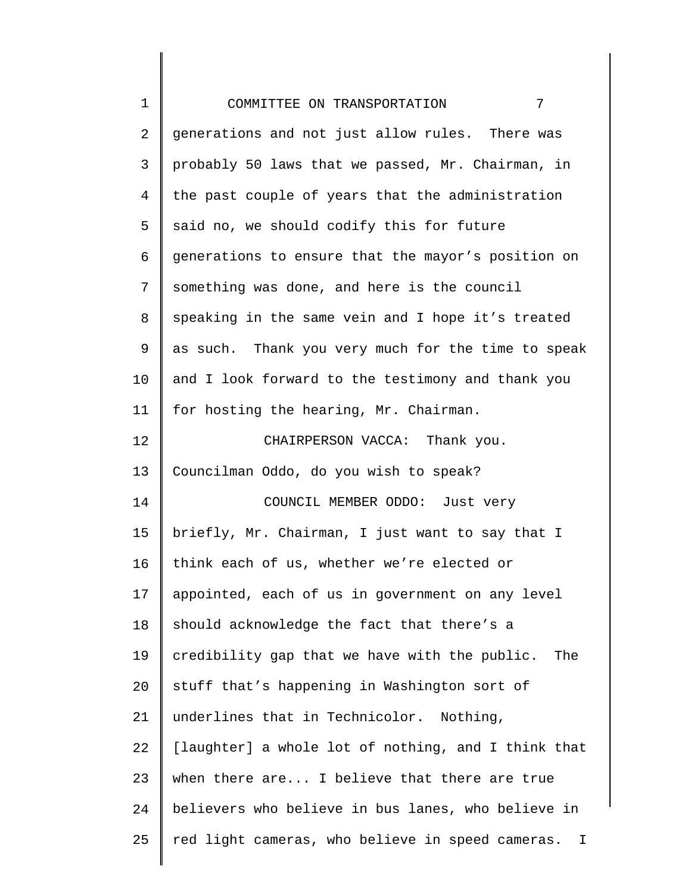generations and not just allow rules. There was probably 50 laws that we passed, Mr. Chairman, in the past couple of years that the administration said no, we should codify this for future generations to ensure that the mayor's position on something was done, and here is the council speaking in the same vein and I hope it's treated as such. Thank you very much for the time to speak and I look forward to the testimony and thank you for hosting the hearing, Mr. Chairman.

CHAIRPERSON VACCA: Thank you. Councilman Oddo, do you wish to speak?

COUNCIL MEMBER ODDO: Just very briefly, Mr. Chairman, I just want to say that I think each of us, whether we're elected or appointed, each of us in government on any level should acknowledge the fact that there's a credibility gap that we have with the public. The stuff that's happening in Washington sort of underlines that in Technicolor. Nothing, [laughter] a whole lot of nothing, and I think that when there are... I believe that there are true believers who believe in bus lanes, who believe in red light cameras, who believe in speed cameras. I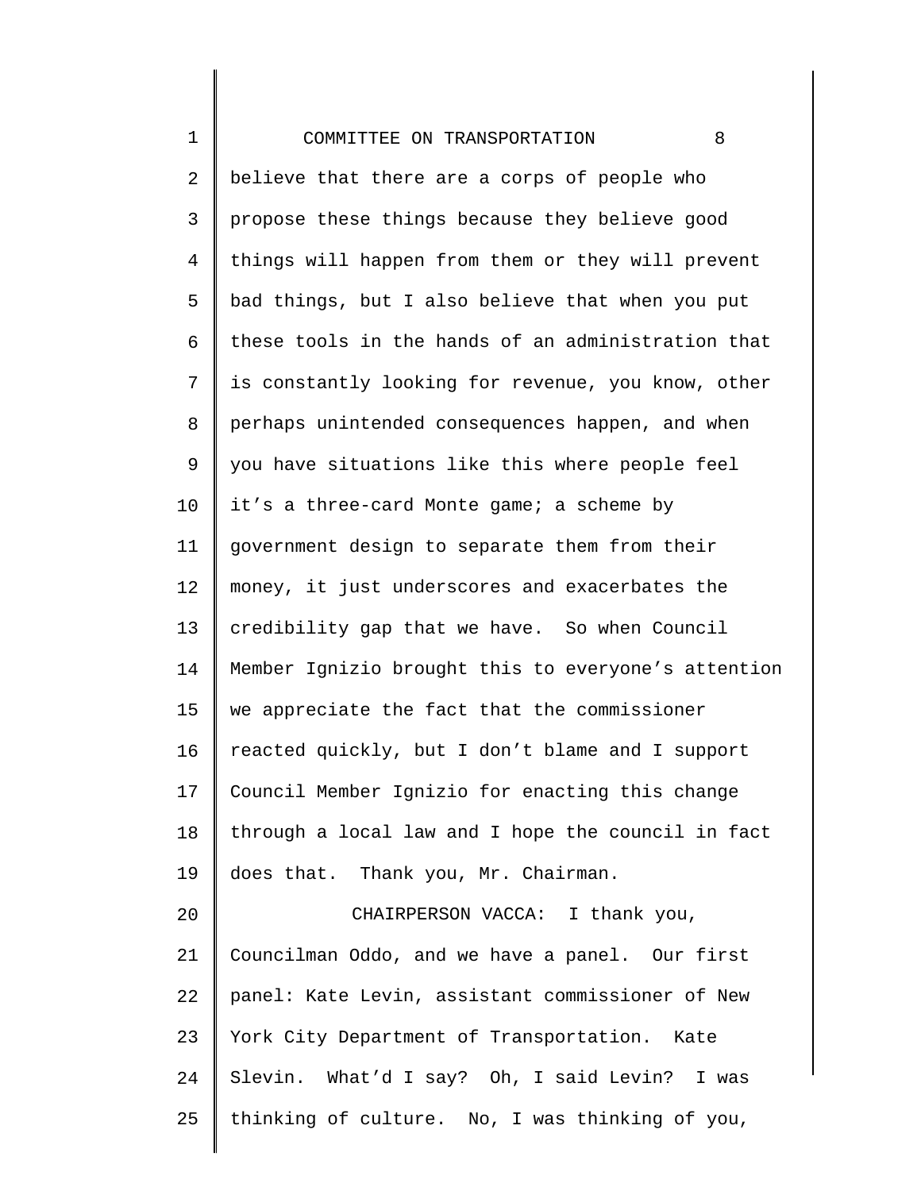believe that there are a corps of people who propose these things because they believe good things will happen from them or they will prevent bad things, but I also believe that when you put these tools in the hands of an administration that is constantly looking for revenue, you know, other perhaps unintended consequences happen, and when you have situations like this where people feel it's a three-card Monte game; a scheme by government design to separate them from their money, it just underscores and exacerbates the credibility gap that we have. So when Council Member Ignizio brought this to everyone's attention we appreciate the fact that the commissioner reacted quickly, but I don't blame and I support Council Member Ignizio for enacting this change through a local law and I hope the council in fact does that. Thank you, Mr. Chairman.

CHAIRPERSON VACCA: I thank you, Councilman Oddo, and we have a panel. Our first panel: Kate Levin, assistant commissioner of New York City Department of Transportation. Kate Slevin. What'd I say? Oh, I said Levin? I was thinking of culture. No, I was thinking of you,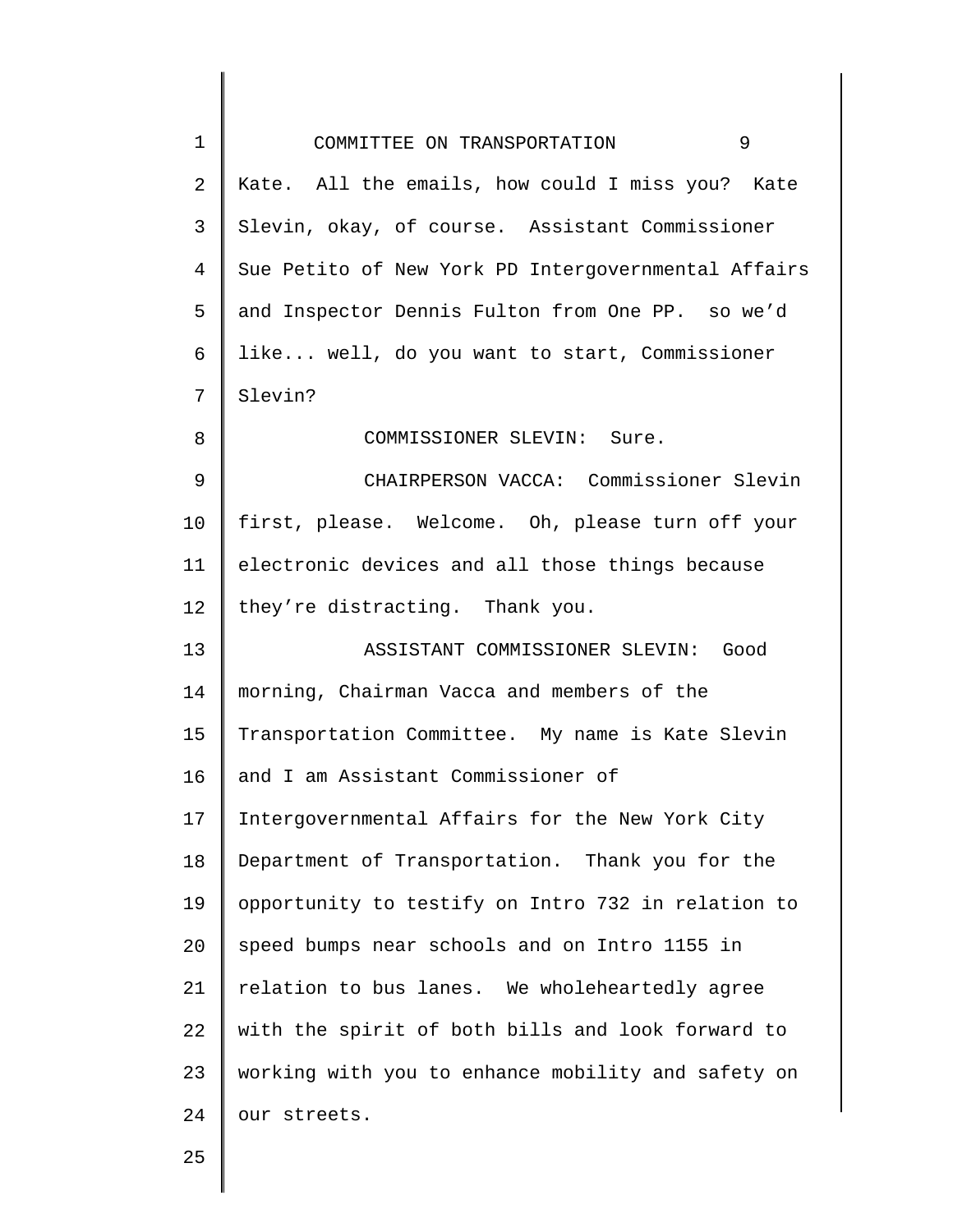Kate. All the emails, how could I miss you? Kate Slevin, okay, of course. Assistant Commissioner Sue Petito of New York PD Intergovernmental Affairs and Inspector Dennis Fulton from One PP. so we'd like... well, do you want to start, Commissioner Slevin?

COMMISSIONER SLEVIN: Sure.

CHAIRPERSON VACCA: Commissioner Slevin first, please. Welcome. Oh, please turn off your electronic devices and all those things because they're distracting. Thank you.

ASSISTANT COMMISSIONER SLEVIN: Good morning, Chairman Vacca and members of the Transportation Committee. My name is Kate Slevin and I am Assistant Commissioner of Intergovernmental Affairs for the New York City Department of Transportation. Thank you for the opportunity to testify on Intro 732 in relation to speed bumps near schools and on Intro 1155 in relation to bus lanes. We wholeheartedly agree with the spirit of both bills and look forward to working with you to enhance mobility and safety on our streets.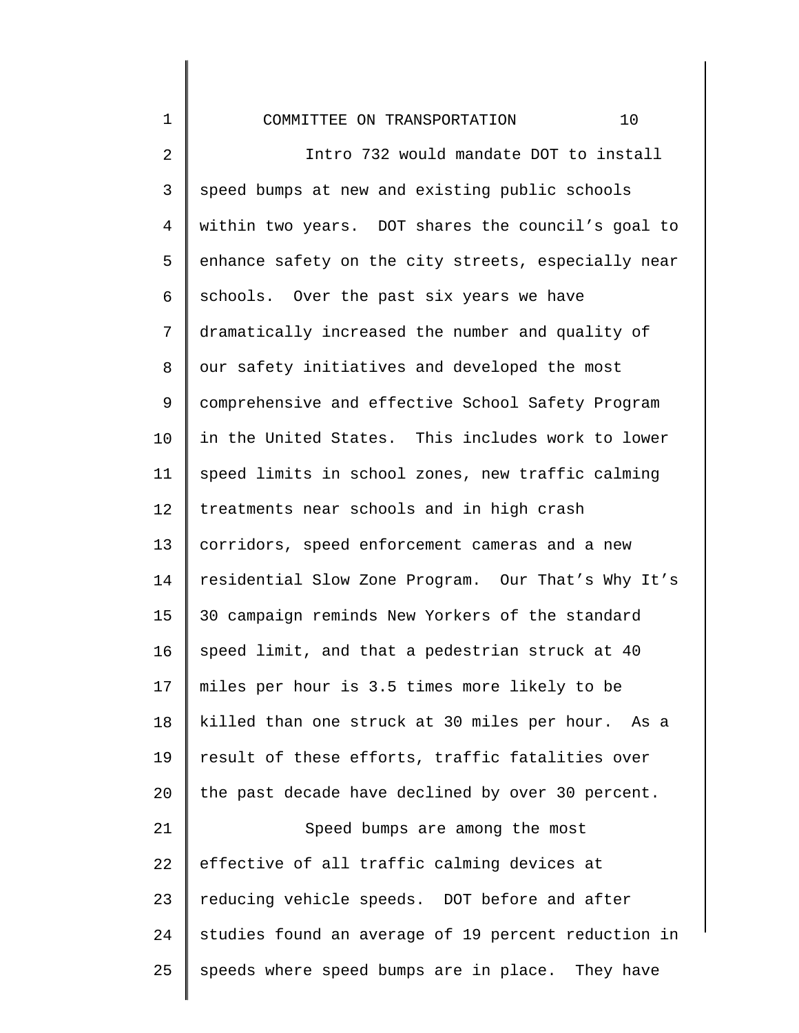Intro 732 would mandate DOT to install speed bumps at new and existing public schools within two years. DOT shares the council's goal to enhance safety on the city streets, especially near schools. Over the past six years we have dramatically increased the number and quality of our safety initiatives and developed the most comprehensive and effective School Safety Program in the United States. This includes work to lower speed limits in school zones, new traffic calming treatments near schools and in high crash corridors, speed enforcement cameras and a new residential Slow Zone Program. Our That's Why It's 30 campaign reminds New Yorkers of the standard speed limit, and that a pedestrian struck at 40 miles per hour is 3.5 times more likely to be killed than one struck at 30 miles per hour. As a result of these efforts, traffic fatalities over the past decade have declined by over 30 percent.

Speed bumps are among the most effective of all traffic calming devices at reducing vehicle speeds. DOT before and after studies found an average of 19 percent reduction in speeds where speed bumps are in place. They have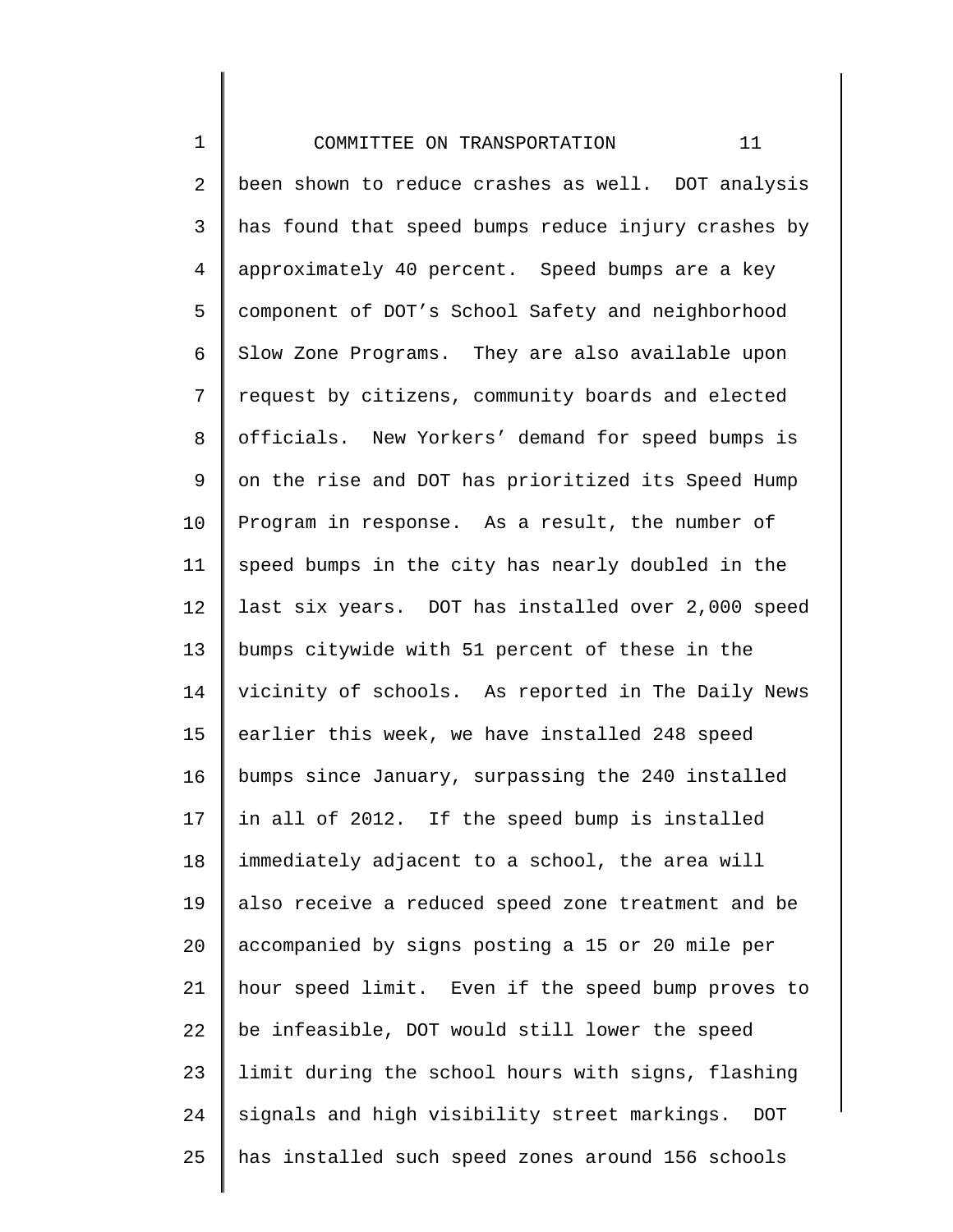been shown to reduce crashes as well. DOT analysis has found that speed bumps reduce injury crashes by approximately 40 percent. Speed bumps are a key component of DOT's School Safety and neighborhood Slow Zone Programs. They are also available upon request by citizens, community boards and elected officials. New Yorkers' demand for speed bumps is on the rise and DOT has prioritized its Speed Hump Program in response. As a result, the number of speed bumps in the city has nearly doubled in the last six years. DOT has installed over 2,000 speed bumps citywide with 51 percent of these in the vicinity of schools. As reported in The Daily News earlier this week, we have installed 248 speed bumps since January, surpassing the 240 installed in all of 2012. If the speed bump is installed immediately adjacent to a school, the area will also receive a reduced speed zone treatment and be accompanied by signs posting a 15 or 20 mile per hour speed limit. Even if the speed bump proves to be infeasible, DOT would still lower the speed limit during the school hours with signs, flashing signals and high visibility street markings. DOT has installed such speed zones around 156 schools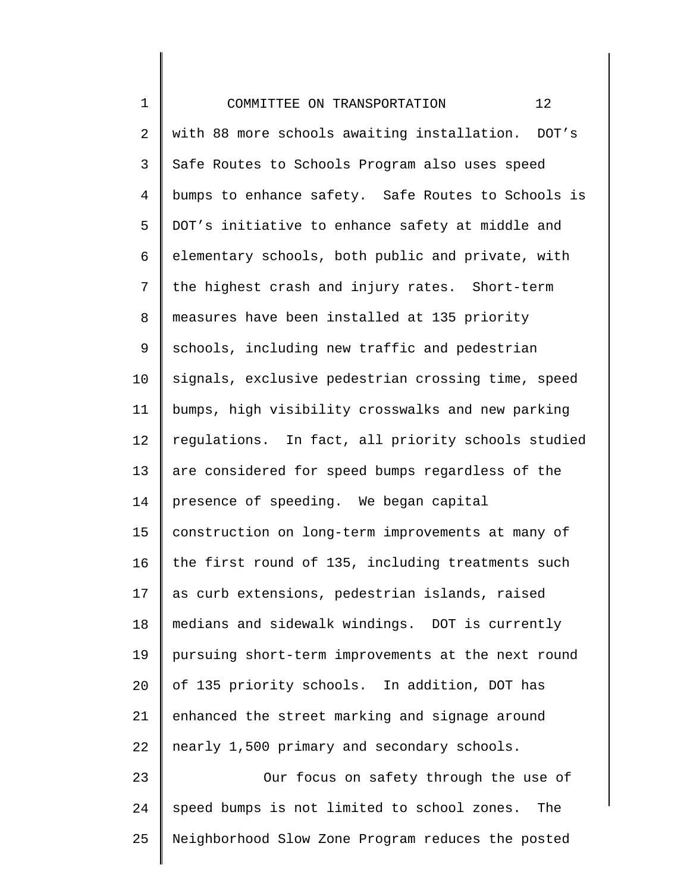with 88 more schools awaiting installation. DOT's Safe Routes to Schools Program also uses speed bumps to enhance safety. Safe Routes to Schools is DOT's initiative to enhance safety at middle and elementary schools, both public and private, with the highest crash and injury rates. Short-term measures have been installed at 135 priority schools, including new traffic and pedestrian signals, exclusive pedestrian crossing time, speed bumps, high visibility crosswalks and new parking regulations. In fact, all priority schools studied are considered for speed bumps regardless of the presence of speeding. We began capital construction on long-term improvements at many of the first round of 135, including treatments such as curb extensions, pedestrian islands, raised medians and sidewalk windings. DOT is currently pursuing short-term improvements at the next round of 135 priority schools. In addition, DOT has enhanced the street marking and signage around nearly 1,500 primary and secondary schools.

Our focus on safety through the use of speed bumps is not limited to school zones. The Neighborhood Slow Zone Program reduces the posted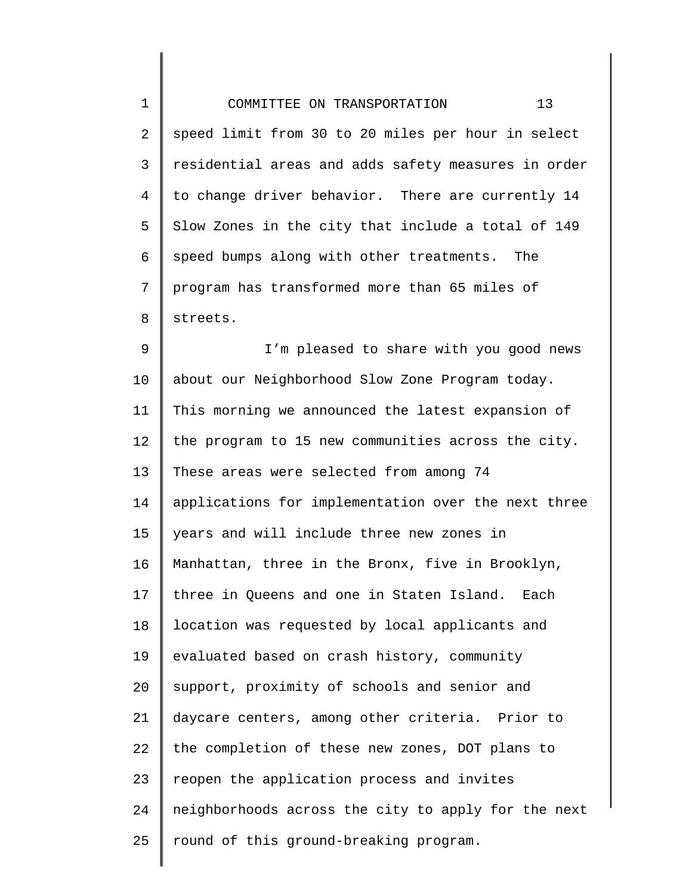speed limit from 30 to 20 miles per hour in select residential areas and adds safety measures in order to change driver behavior. There are currently 14 Slow Zones in the city that include a total of 149 speed bumps along with other treatments. The program has transformed more than 65 miles of streets.

I'm pleased to share with you good news about our Neighborhood Slow Zone Program today. This morning we announced the latest expansion of the program to 15 new communities across the city. These areas were selected from among 74 applications for implementation over the next three years and will include three new zones in Manhattan, three in the Bronx, five in Brooklyn, three in Queens and one in Staten Island. Each location was requested by local applicants and evaluated based on crash history, community support, proximity of schools and senior and daycare centers, among other criteria. Prior to the completion of these new zones, DOT plans to reopen the application process and invites neighborhoods across the city to apply for the next round of this ground-breaking program.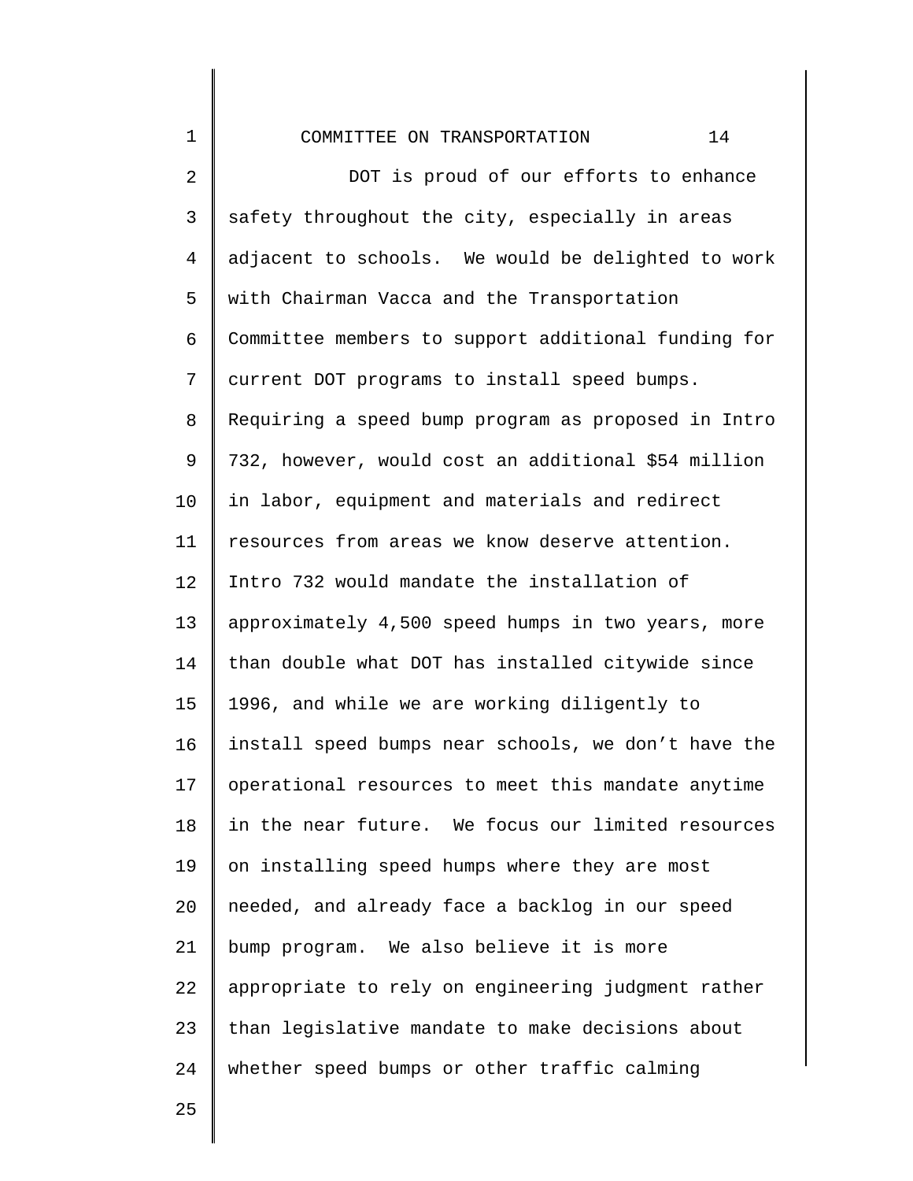DOT is proud of our efforts to enhance safety throughout the city, especially in areas adjacent to schools. We would be delighted to work with Chairman Vacca and the Transportation Committee members to support additional funding for current DOT programs to install speed bumps. Requiring a speed bump program as proposed in Intro 732, however, would cost an additional $54 million in labor, equipment and materials and redirect resources from areas we know deserve attention. Intro 732 would mandate the installation of approximately 4,500 speed humps in two years, more than double what DOT has installed citywide since 1996, and while we are working diligently to install speed bumps near schools, we don’t have the operational resources to meet this mandate anytime in the near future. We focus our limited resources on installing speed humps where they are most needed, and already face a backlog in our speed bump program. We also believe it is more appropriate to rely on engineering judgment rather than legislative mandate to make decisions about whether speed bumps or other traffic calming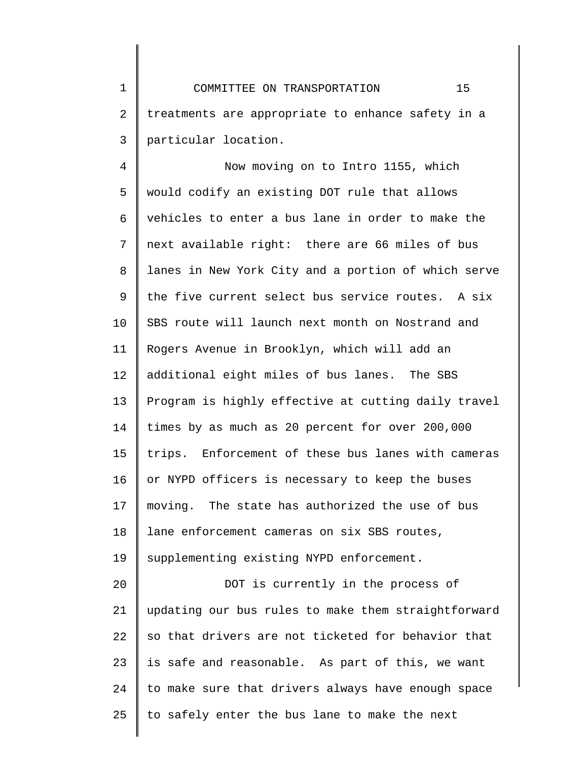treatments are appropriate to enhance safety in a particular location.

Now moving on to Intro 1155, which would codify an existing DOT rule that allows vehicles to enter a bus lane in order to make the next available right: there are 66 miles of bus lanes in New York City and a portion of which serve the five current select bus service routes. A six SBS route will launch next month on Nostrand and Rogers Avenue in Brooklyn, which will add an additional eight miles of bus lanes. The SBS Program is highly effective at cutting daily travel times by as much as 20 percent for over 200,000 trips. Enforcement of these bus lanes with cameras or NYPD officers is necessary to keep the buses moving. The state has authorized the use of bus lane enforcement cameras on six SBS routes, supplementing existing NYPD enforcement.

DOT is currently in the process of updating our bus rules to make them straightforward so that drivers are not ticketed for behavior that is safe and reasonable. As part of this, we want to make sure that drivers always have enough space to safely enter the bus lane to make the next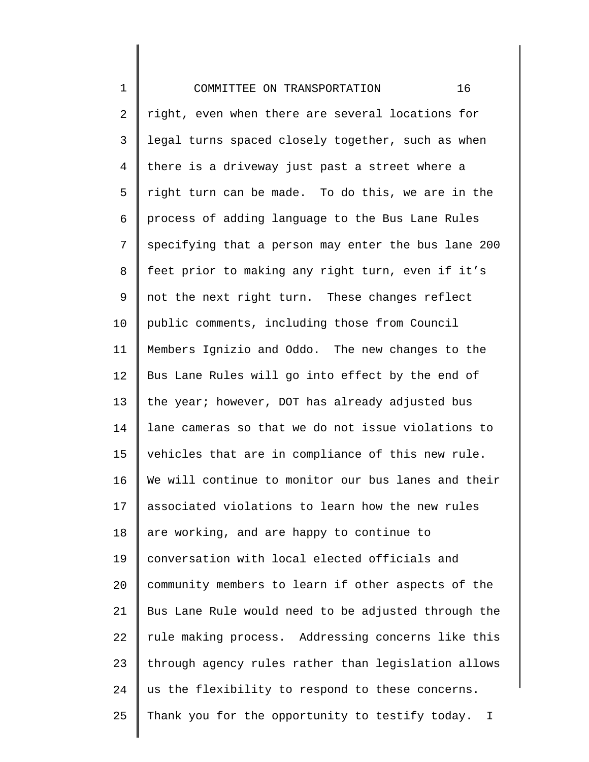right, even when there are several locations for legal turns spaced closely together, such as when there is a driveway just past a street where a right turn can be made. To do this, we are in the process of adding language to the Bus Lane Rules specifying that a person may enter the bus lane 200 feet prior to making any right turn, even if it's not the next right turn. These changes reflect public comments, including those from Council Members Ignizio and Oddo. The new changes to the Bus Lane Rules will go into effect by the end of the year; however, DOT has already adjusted bus lane cameras so that we do not issue violations to vehicles that are in compliance of this new rule. We will continue to monitor our bus lanes and their associated violations to learn how the new rules are working, and are happy to continue to conversation with local elected officials and community members to learn if other aspects of the Bus Lane Rule would need to be adjusted through the rule making process. Addressing concerns like this through agency rules rather than legislation allows us the flexibility to respond to these concerns. Thank you for the opportunity to testify today. I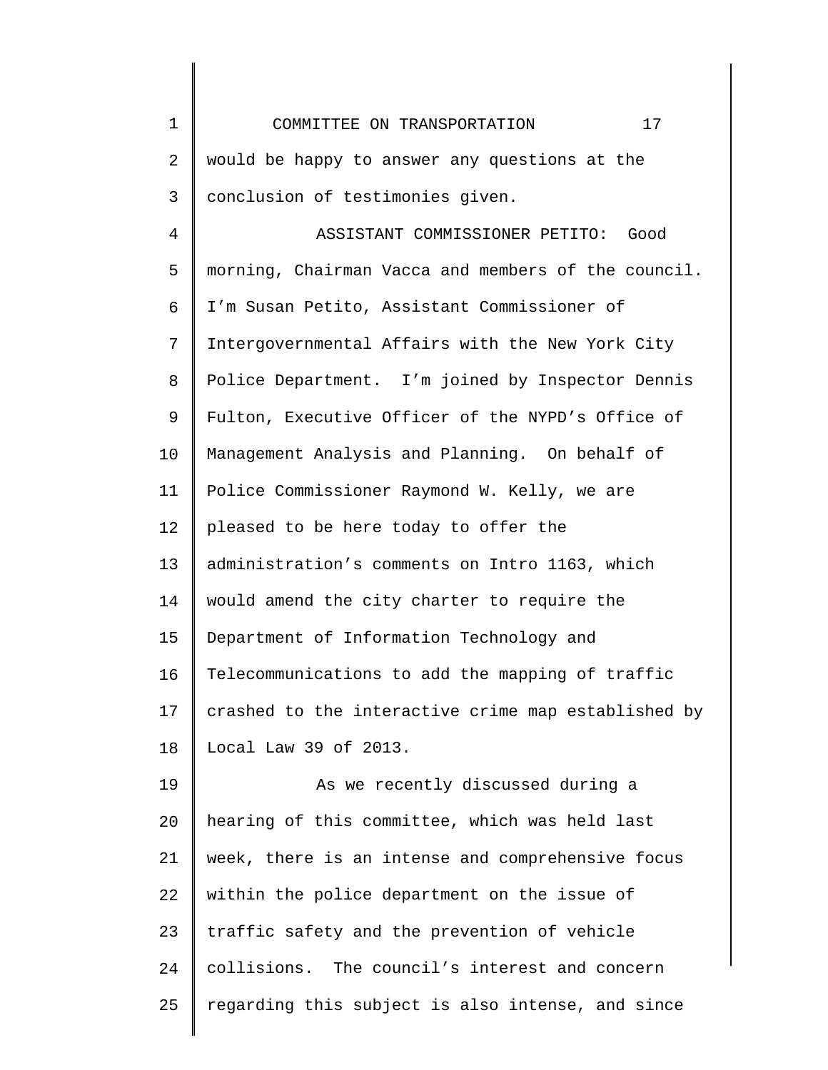would be happy to answer any questions at the conclusion of testimonies given.

ASSISTANT COMMISSIONER PETITO: Good morning, Chairman Vacca and members of the council. I'm Susan Petito, Assistant Commissioner of Intergovernmental Affairs with the New York City Police Department. I'm joined by Inspector Dennis Fulton, Executive Officer of the NYPD's Office of Management Analysis and Planning. On behalf of Police Commissioner Raymond W. Kelly, we are pleased to be here today to offer the administration's comments on Intro 1163, which would amend the city charter to require the Department of Information Technology and Telecommunications to add the mapping of traffic crashed to the interactive crime map established by Local Law 39 of 2013.

As we recently discussed during a hearing of this committee, which was held last week, there is an intense and comprehensive focus within the police department on the issue of traffic safety and the prevention of vehicle collisions. The council's interest and concern regarding this subject is also intense, and since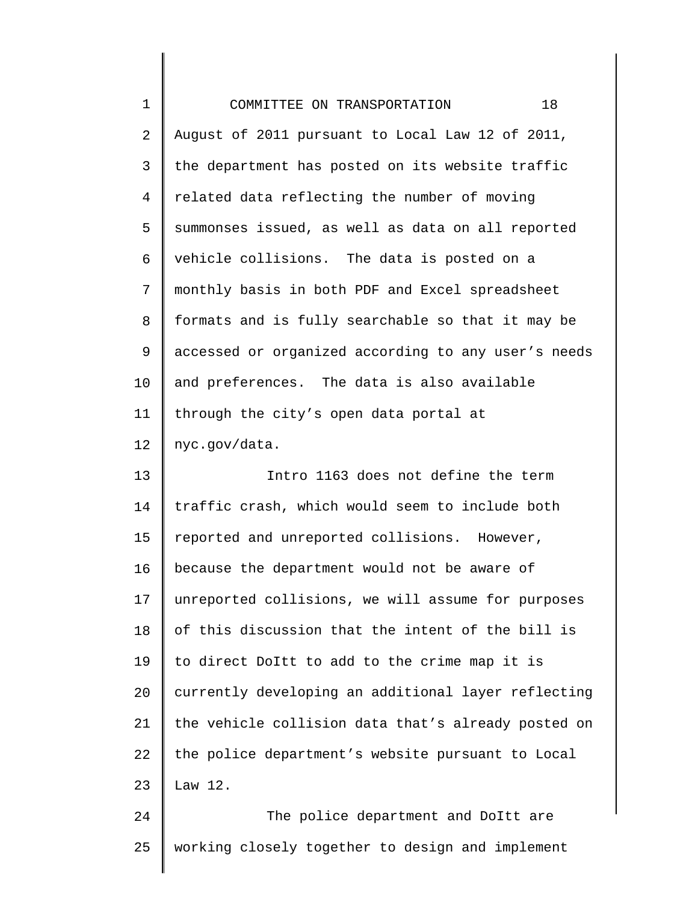August of 2011 pursuant to Local Law 12 of 2011, the department has posted on its website traffic related data reflecting the number of moving summonses issued, as well as data on all reported vehicle collisions. The data is posted on a monthly basis in both PDF and Excel spreadsheet formats and is fully searchable so that it may be accessed or organized according to any user's needs and preferences. The data is also available through the city's open data portal at nyc.gov/data.

Intro 1163 does not define the term traffic crash, which would seem to include both reported and unreported collisions. However, because the department would not be aware of unreported collisions, we will assume for purposes of this discussion that the intent of the bill is to direct DoItt to add to the crime map it is currently developing an additional layer reflecting the vehicle collision data that's already posted on the police department's website pursuant to Local Law 12.

The police department and DoItt are working closely together to design and implement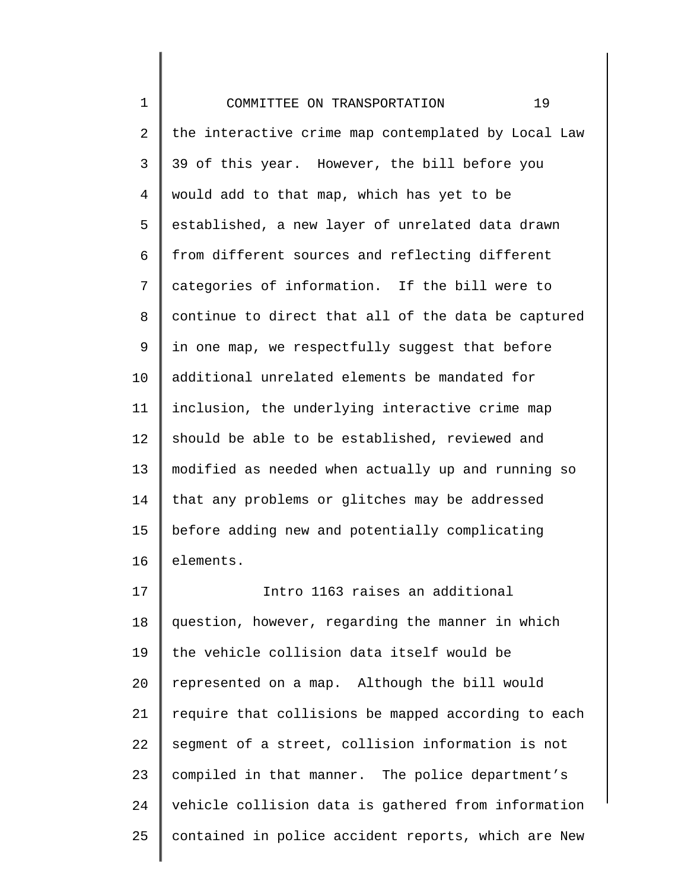the interactive crime map contemplated by Local Law 39 of this year. However, the bill before you would add to that map, which has yet to be established, a new layer of unrelated data drawn from different sources and reflecting different categories of information. If the bill were to continue to direct that all of the data be captured in one map, we respectfully suggest that before additional unrelated elements be mandated for inclusion, the underlying interactive crime map should be able to be established, reviewed and modified as needed when actually up and running so that any problems or glitches may be addressed before adding new and potentially complicating elements.

Intro 1163 raises an additional question, however, regarding the manner in which the vehicle collision data itself would be represented on a map. Although the bill would require that collisions be mapped according to each segment of a street, collision information is not compiled in that manner. The police department's vehicle collision data is gathered from information contained in police accident reports, which are New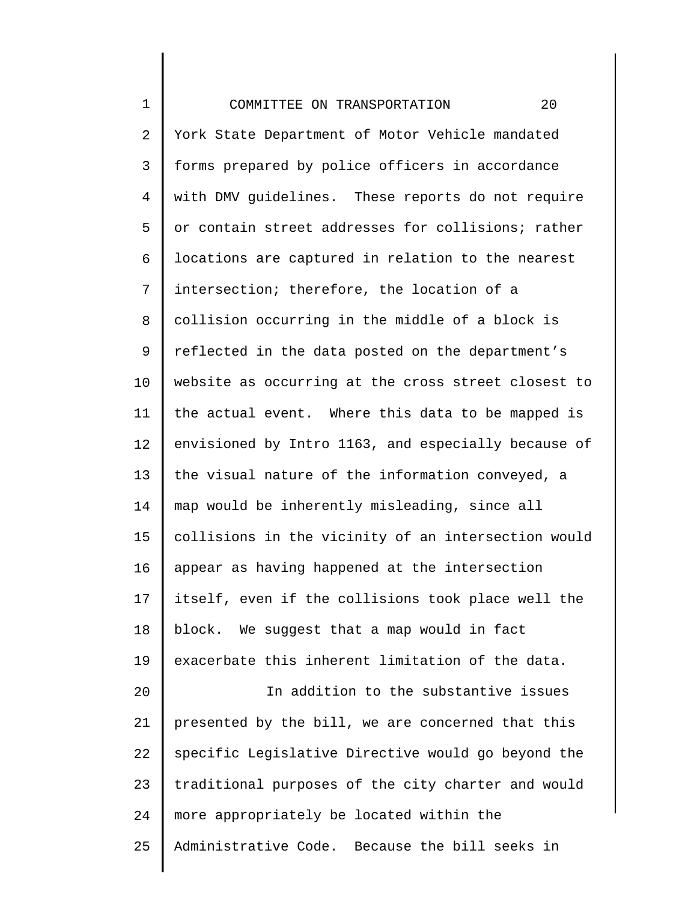York State Department of Motor Vehicle mandated forms prepared by police officers in accordance with DMV guidelines. These reports do not require or contain street addresses for collisions; rather locations are captured in relation to the nearest intersection; therefore, the location of a collision occurring in the middle of a block is reflected in the data posted on the department's website as occurring at the cross street closest to the actual event. Where this data to be mapped is envisioned by Intro 1163, and especially because of the visual nature of the information conveyed, a map would be inherently misleading, since all collisions in the vicinity of an intersection would appear as having happened at the intersection itself, even if the collisions took place well the block. We suggest that a map would in fact exacerbate this inherent limitation of the data.

In addition to the substantive issues presented by the bill, we are concerned that this specific Legislative Directive would go beyond the traditional purposes of the city charter and would more appropriately be located within the Administrative Code. Because the bill seeks in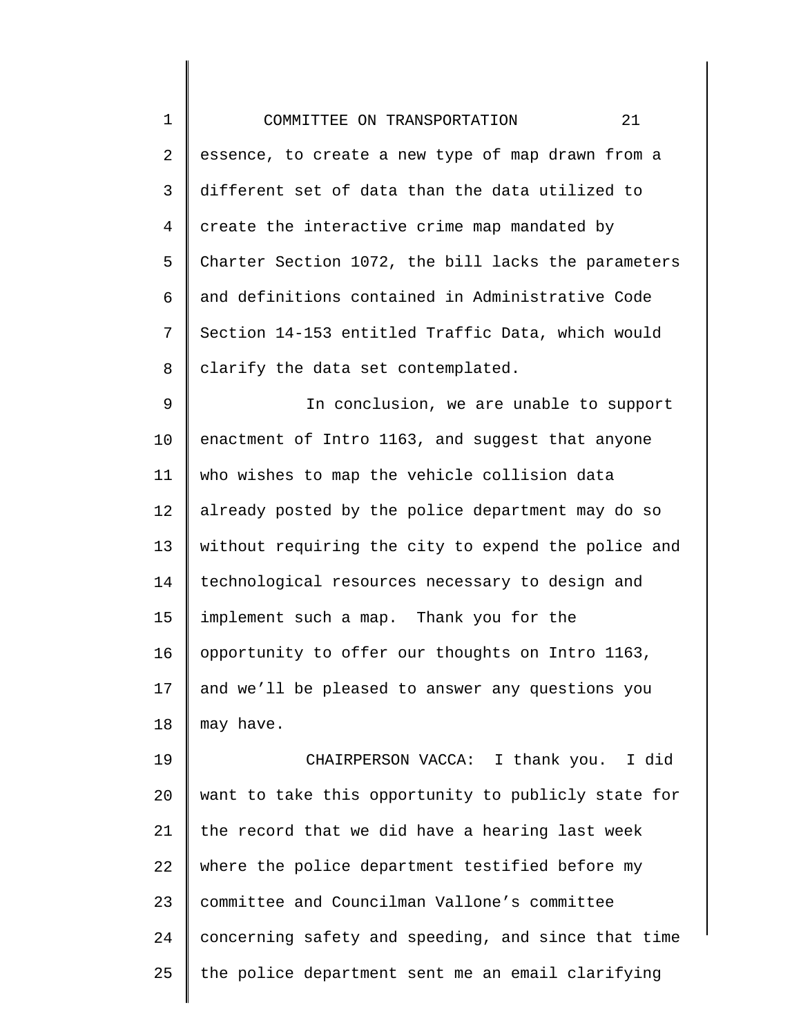essence, to create a new type of map drawn from a different set of data than the data utilized to create the interactive crime map mandated by Charter Section 1072, the bill lacks the parameters and definitions contained in Administrative Code Section 14-153 entitled Traffic Data, which would clarify the data set contemplated.

In conclusion, we are unable to support enactment of Intro 1163, and suggest that anyone who wishes to map the vehicle collision data already posted by the police department may do so without requiring the city to expend the police and technological resources necessary to design and implement such a map. Thank you for the opportunity to offer our thoughts on Intro 1163, and we'll be pleased to answer any questions you may have.

CHAIRPERSON VACCA: I thank you. I did want to take this opportunity to publicly state for the record that we did have a hearing last week where the police department testified before my committee and Councilman Vallone's committee concerning safety and speeding, and since that time the police department sent me an email clarifying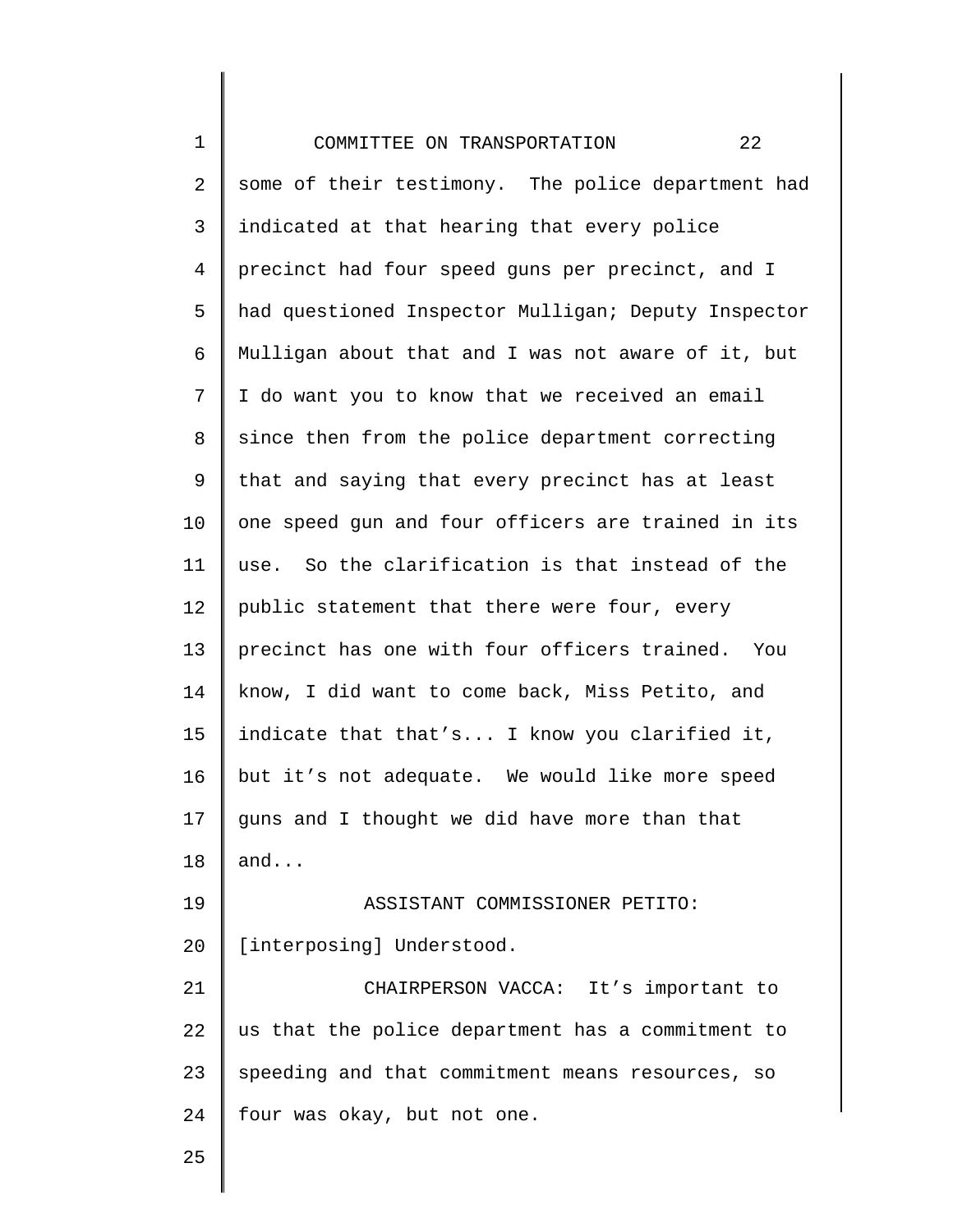some of their testimony. The police department had indicated at that hearing that every police precinct had four speed guns per precinct, and I had questioned Inspector Mulligan; Deputy Inspector Mulligan about that and I was not aware of it, but I do want you to know that we received an email since then from the police department correcting that and saying that every precinct has at least one speed gun and four officers are trained in its use. So the clarification is that instead of the public statement that there were four, every precinct has one with four officers trained. You know, I did want to come back, Miss Petito, and indicate that that's... I know you clarified it, but it's not adequate. We would like more speed guns and I thought we did have more than that and...

ASSISTANT COMMISSIONER PETITO: [interposing] Understood.

CHAIRPERSON VACCA: It's important to us that the police department has a commitment to speeding and that commitment means resources, so four was okay, but not one.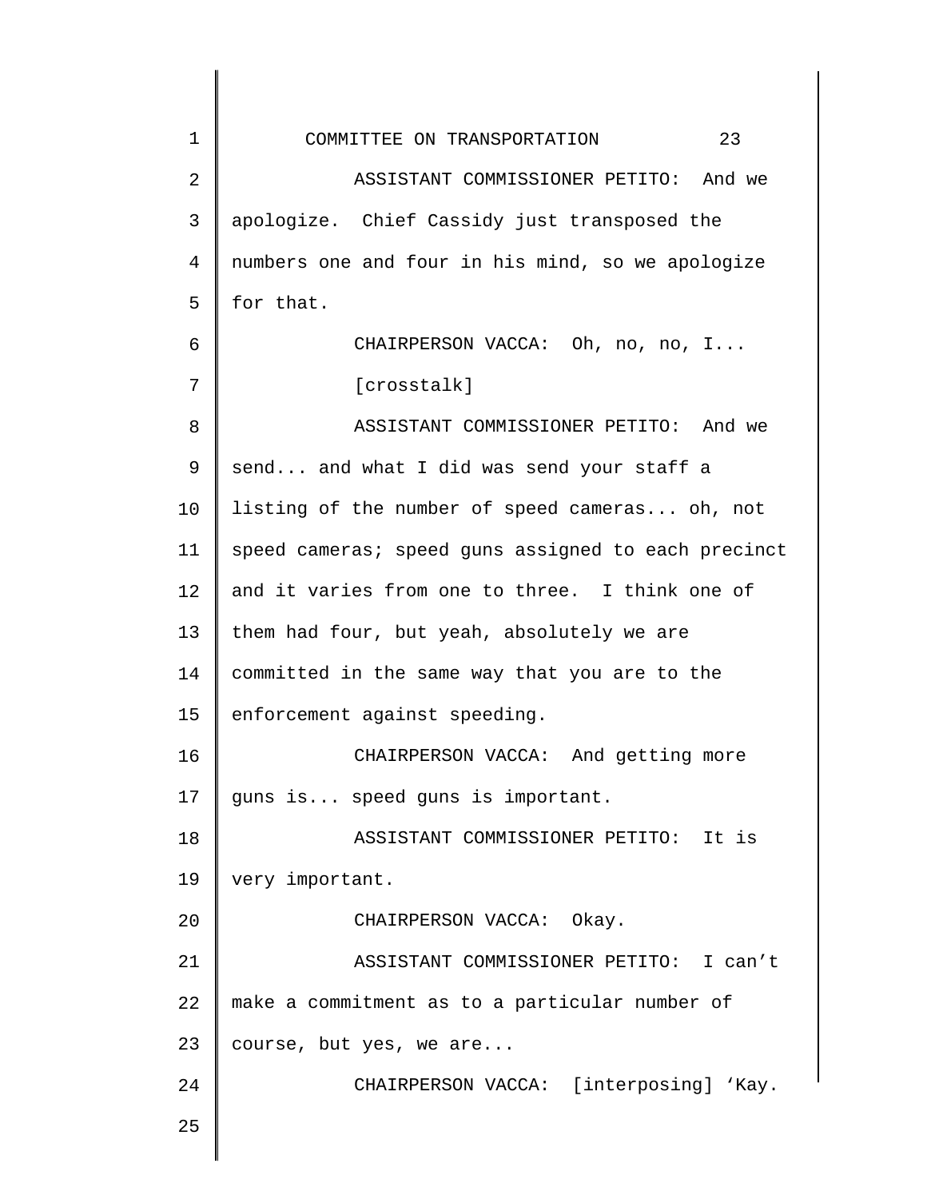ASSISTANT COMMISSIONER PETITO: And we apologize. Chief Cassidy just transposed the numbers one and four in his mind, so we apologize for that.

CHAIRPERSON VACCA: Oh, no, no, I...

[crosstalk]

ASSISTANT COMMISSIONER PETITO: And we send... and what I did was send your staff a listing of the number of speed cameras... oh, not speed cameras; speed guns assigned to each precinct and it varies from one to three. I think one of them had four, but yeah, absolutely we are committed in the same way that you are to the enforcement against speeding.

CHAIRPERSON VACCA: And getting more guns is... speed guns is important.

ASSISTANT COMMISSIONER PETITO: It is very important.

CHAIRPERSON VACCA: Okay.

ASSISTANT COMMISSIONER PETITO: I can't make a commitment as to a particular number of course, but yes, we are...

CHAIRPERSON VACCA: [interposing] 'Kay.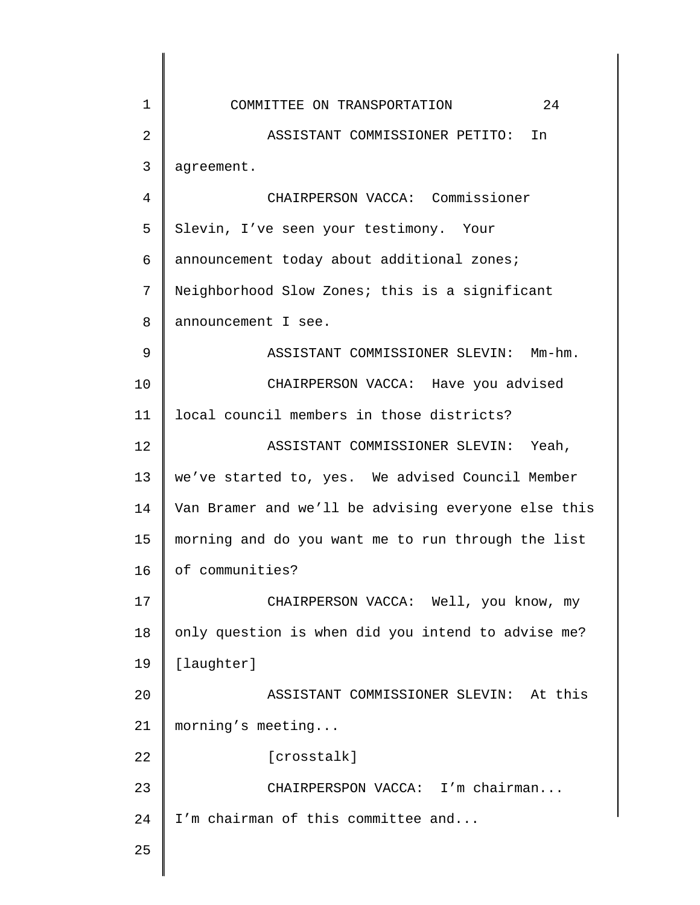ASSISTANT COMMISSIONER PETITO: In agreement.

CHAIRPERSON VACCA: Commissioner Slevin, I've seen your testimony. Your announcement today about additional zones; Neighborhood Slow Zones; this is a significant announcement I see.

ASSISTANT COMMISSIONER SLEVIN: Mm-hm.

CHAIRPERSON VACCA: Have you advised local council members in those districts?

ASSISTANT COMMISSIONER SLEVIN: Yeah, we've started to, yes. We advised Council Member Van Bramer and we'll be advising everyone else this morning and do you want me to run through the list of communities?

CHAIRPERSON VACCA: Well, you know, my only question is when did you intend to advise me? [laughter]

ASSISTANT COMMISSIONER SLEVIN: At this morning's meeting...

[crosstalk]

CHAIRPERSPON VACCA: I'm chairman... I'm chairman of this committee and...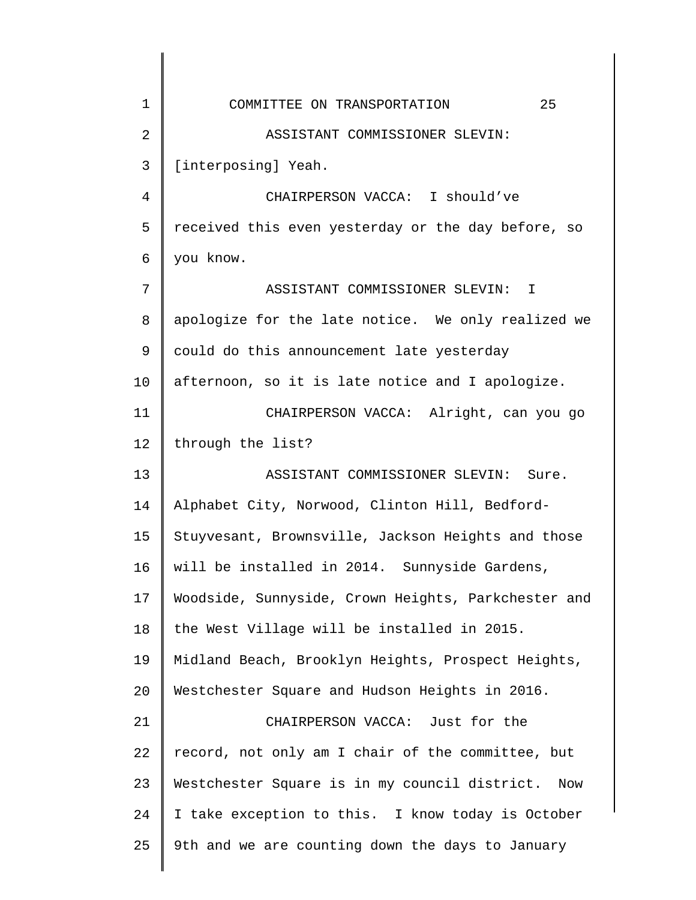ASSISTANT COMMISSIONER SLEVIN: [interposing] Yeah.

CHAIRPERSON VACCA: I should've received this even yesterday or the day before, so you know.

ASSISTANT COMMISSIONER SLEVIN: I apologize for the late notice. We only realized we could do this announcement late yesterday afternoon, so it is late notice and I apologize.

CHAIRPERSON VACCA: Alright, can you go through the list?

ASSISTANT COMMISSIONER SLEVIN: Sure. Alphabet City, Norwood, Clinton Hill, Bedford-Stuyvesant, Brownsville, Jackson Heights and those will be installed in 2014. Sunnyside Gardens, Woodside, Sunnyside, Crown Heights, Parkchester and the West Village will be installed in 2015. Midland Beach, Brooklyn Heights, Prospect Heights, Westchester Square and Hudson Heights in 2016.

CHAIRPERSON VACCA: Just for the record, not only am I chair of the committee, but Westchester Square is in my council district. Now I take exception to this. I know today is October 9th and we are counting down the days to January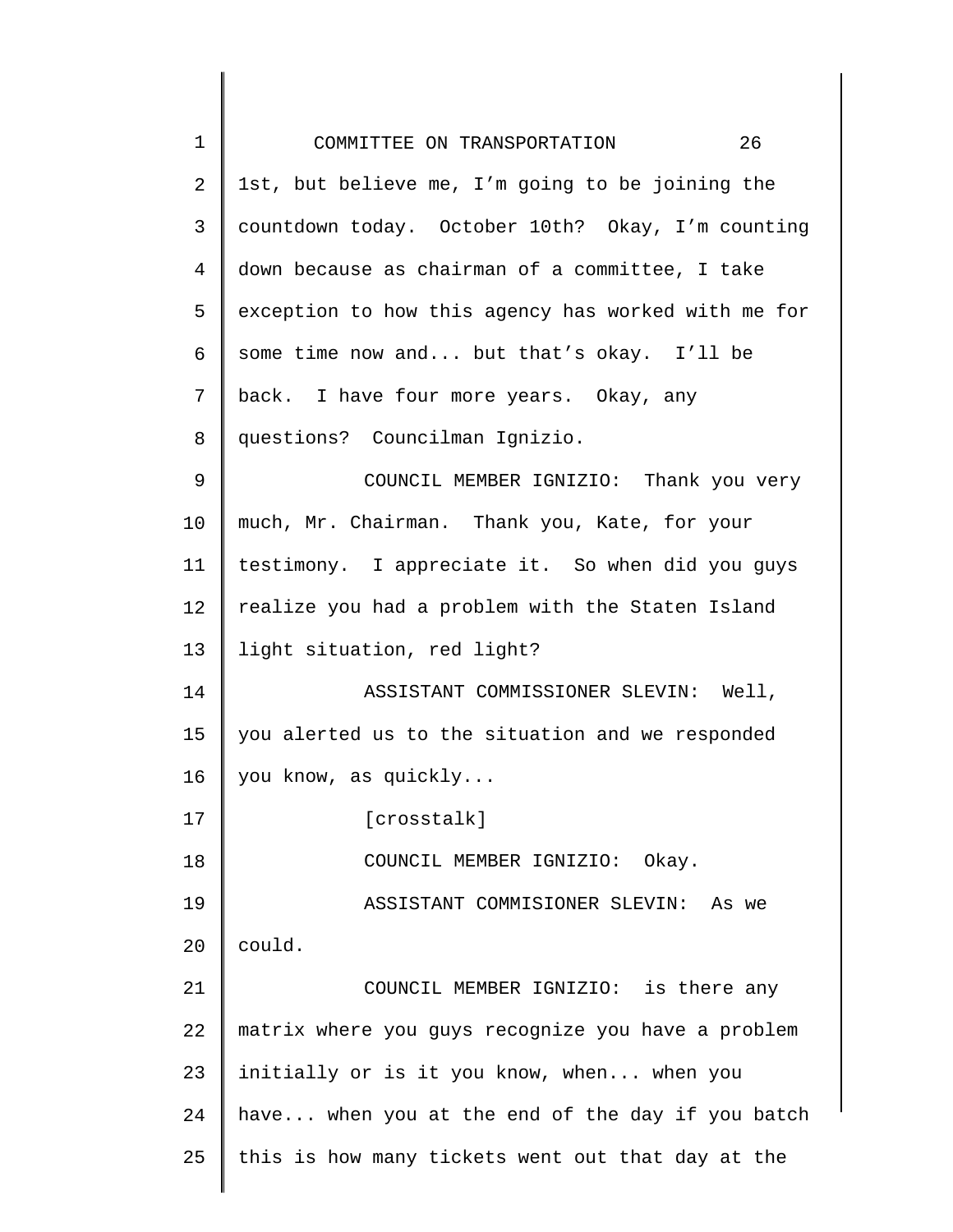1st, but believe me, I'm going to be joining the countdown today. October 10th? Okay, I'm counting down because as chairman of a committee, I take exception to how this agency has worked with me for some time now and... but that's okay. I'll be back. I have four more years. Okay, any questions? Councilman Ignizio.

COUNCIL MEMBER IGNIZIO: Thank you very much, Mr. Chairman. Thank you, Kate, for your testimony. I appreciate it. So when did you guys realize you had a problem with the Staten Island light situation, red light?

ASSISTANT COMMISSIONER SLEVIN: Well, you alerted us to the situation and we responded you know, as quickly...

[crosstalk]

COUNCIL MEMBER IGNIZIO: Okay.

ASSISTANT COMMISIONER SLEVIN: As we could.

COUNCIL MEMBER IGNIZIO: is there any matrix where you guys recognize you have a problem initially or is it you know, when... when you have... when you at the end of the day if you batch this is how many tickets went out that day at the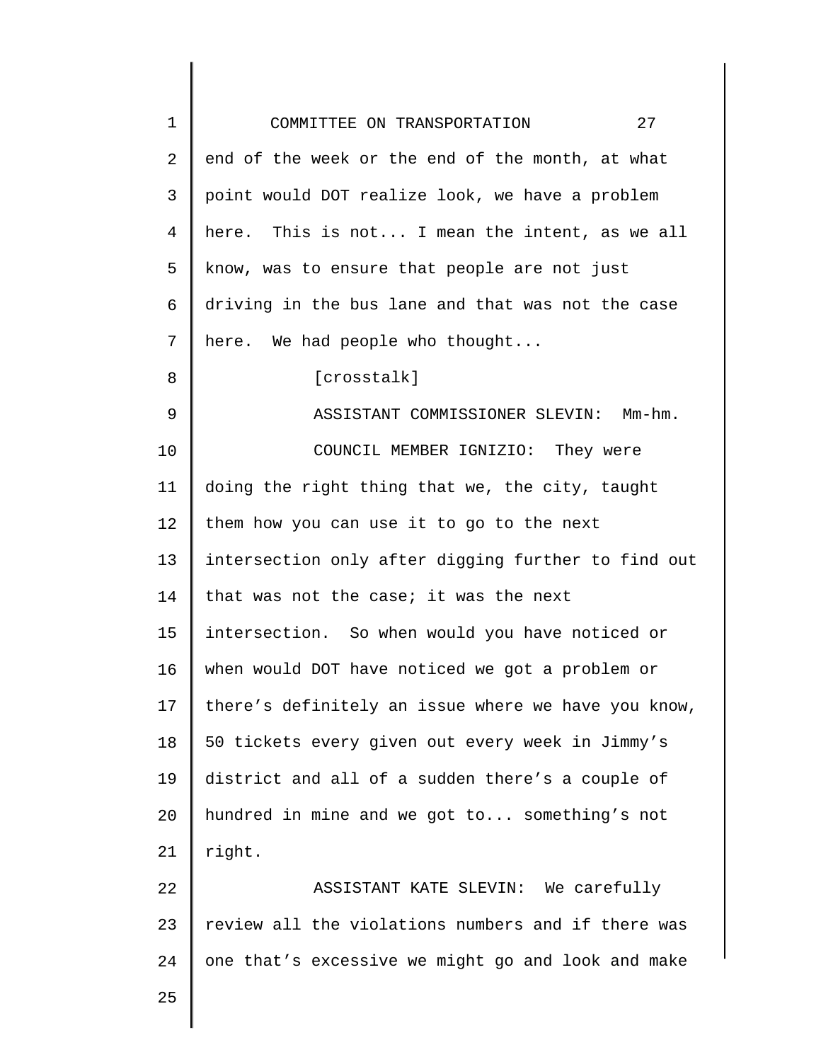end of the week or the end of the month, at what point would DOT realize look, we have a problem here. This is not... I mean the intent, as we all know, was to ensure that people are not just driving in the bus lane and that was not the case here. We had people who thought...

[crosstalk]

ASSISTANT COMMISSIONER SLEVIN: Mm-hm.

COUNCIL MEMBER IGNIZIO: They were doing the right thing that we, the city, taught them how you can use it to go to the next intersection only after digging further to find out that was not the case; it was the next intersection. So when would you have noticed or when would DOT have noticed we got a problem or there's definitely an issue where we have you know, 50 tickets every given out every week in Jimmy's district and all of a sudden there's a couple of hundred in mine and we got to... something's not right.

ASSISTANT KATE SLEVIN: We carefully review all the violations numbers and if there was one that's excessive we might go and look and make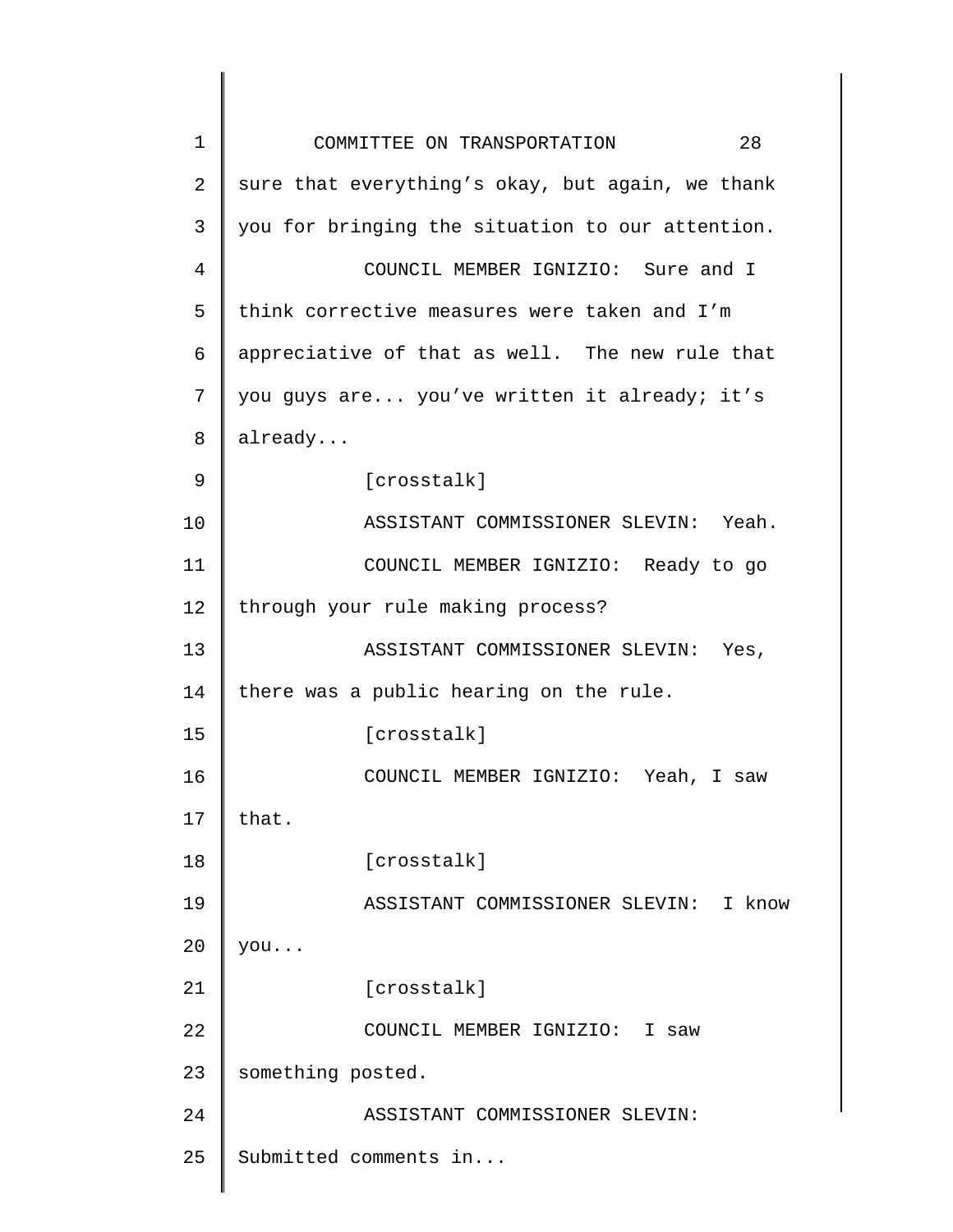sure that everything's okay, but again, we thank you for bringing the situation to our attention.

COUNCIL MEMBER IGNIZIO: Sure and I think corrective measures were taken and I'm appreciative of that as well. The new rule that you guys are... you've written it already; it's already...

[crosstalk]

ASSISTANT COMMISSIONER SLEVIN: Yeah.

COUNCIL MEMBER IGNIZIO: Ready to go through your rule making process?

ASSISTANT COMMISSIONER SLEVIN: Yes, there was a public hearing on the rule.

[crosstalk]

COUNCIL MEMBER IGNIZIO: Yeah, I saw that.

[crosstalk]

ASSISTANT COMMISSIONER SLEVIN: I know you...

[crosstalk]

COUNCIL MEMBER IGNIZIO: I saw something posted.

ASSISTANT COMMISSIONER SLEVIN: Submitted comments in...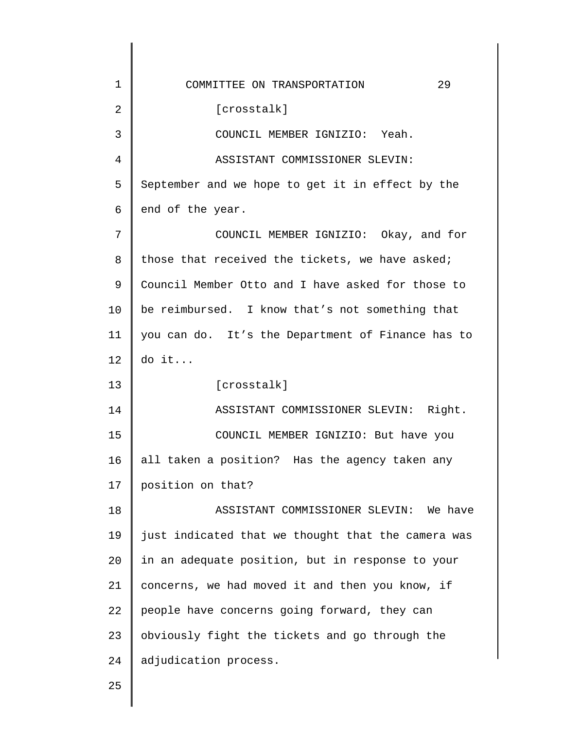[crosstalk]

COUNCIL MEMBER IGNIZIO: Yeah.

ASSISTANT COMMISSIONER SLEVIN: September and we hope to get it in effect by the end of the year.

COUNCIL MEMBER IGNIZIO: Okay, and for those that received the tickets, we have asked; Council Member Otto and I have asked for those to be reimbursed. I know that's not something that you can do. It's the Department of Finance has to do it...

[crosstalk]

ASSISTANT COMMISSIONER SLEVIN: Right.

COUNCIL MEMBER IGNIZIO: But have you all taken a position? Has the agency taken any position on that?

ASSISTANT COMMISSIONER SLEVIN: We have just indicated that we thought that the camera was in an adequate position, but in response to your concerns, we had moved it and then you know, if people have concerns going forward, they can obviously fight the tickets and go through the adjudication process.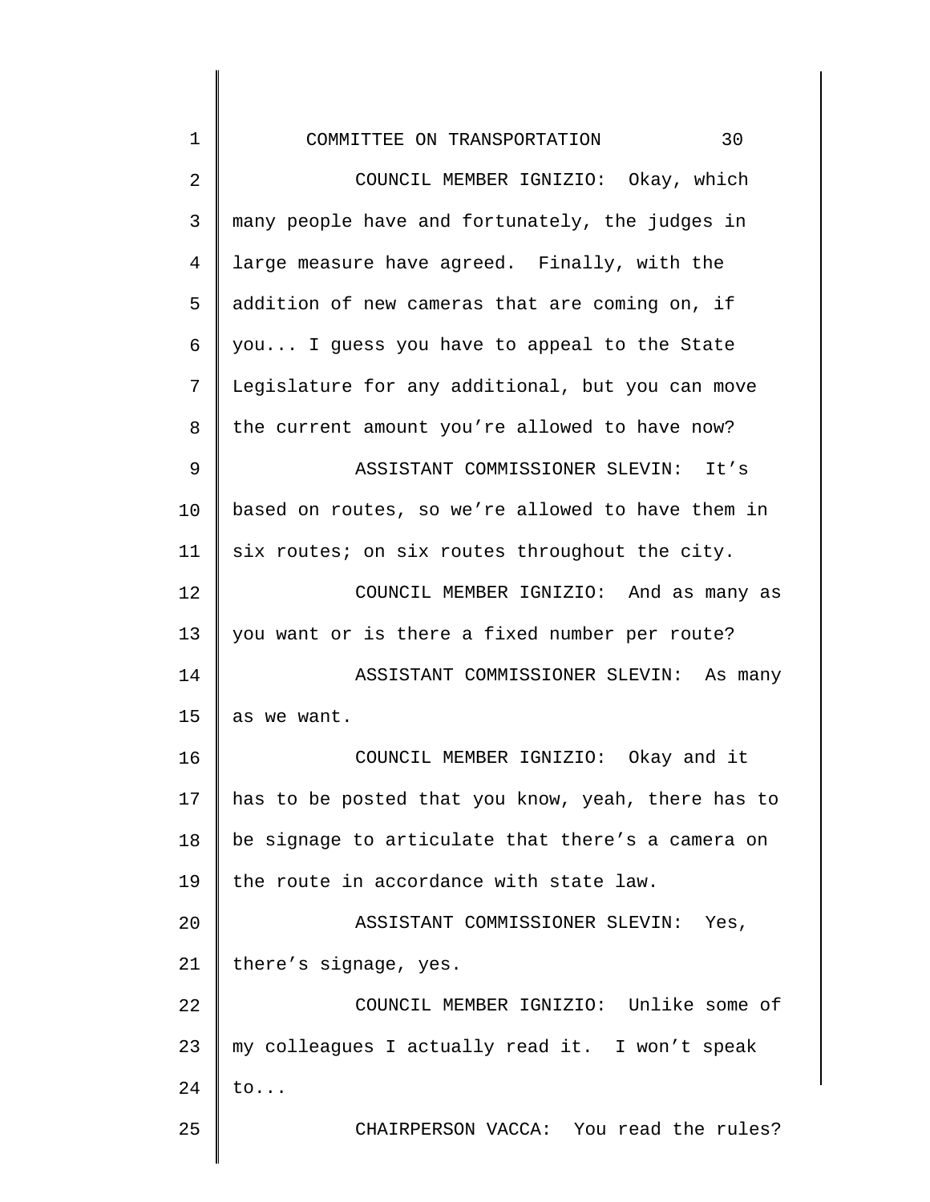COUNCIL MEMBER IGNIZIO: Okay, which many people have and fortunately, the judges in large measure have agreed. Finally, with the addition of new cameras that are coming on, if you... I guess you have to appeal to the State Legislature for any additional, but you can move the current amount you're allowed to have now?

ASSISTANT COMMISSIONER SLEVIN: It's based on routes, so we're allowed to have them in six routes; on six routes throughout the city.

COUNCIL MEMBER IGNIZIO: And as many as you want or is there a fixed number per route?

ASSISTANT COMMISSIONER SLEVIN: As many as we want.

COUNCIL MEMBER IGNIZIO: Okay and it has to be posted that you know, yeah, there has to be signage to articulate that there's a camera on the route in accordance with state law.

ASSISTANT COMMISSIONER SLEVIN: Yes, there's signage, yes.

COUNCIL MEMBER IGNIZIO: Unlike some of my colleagues I actually read it. I won't speak to...

CHAIRPERSON VACCA: You read the rules?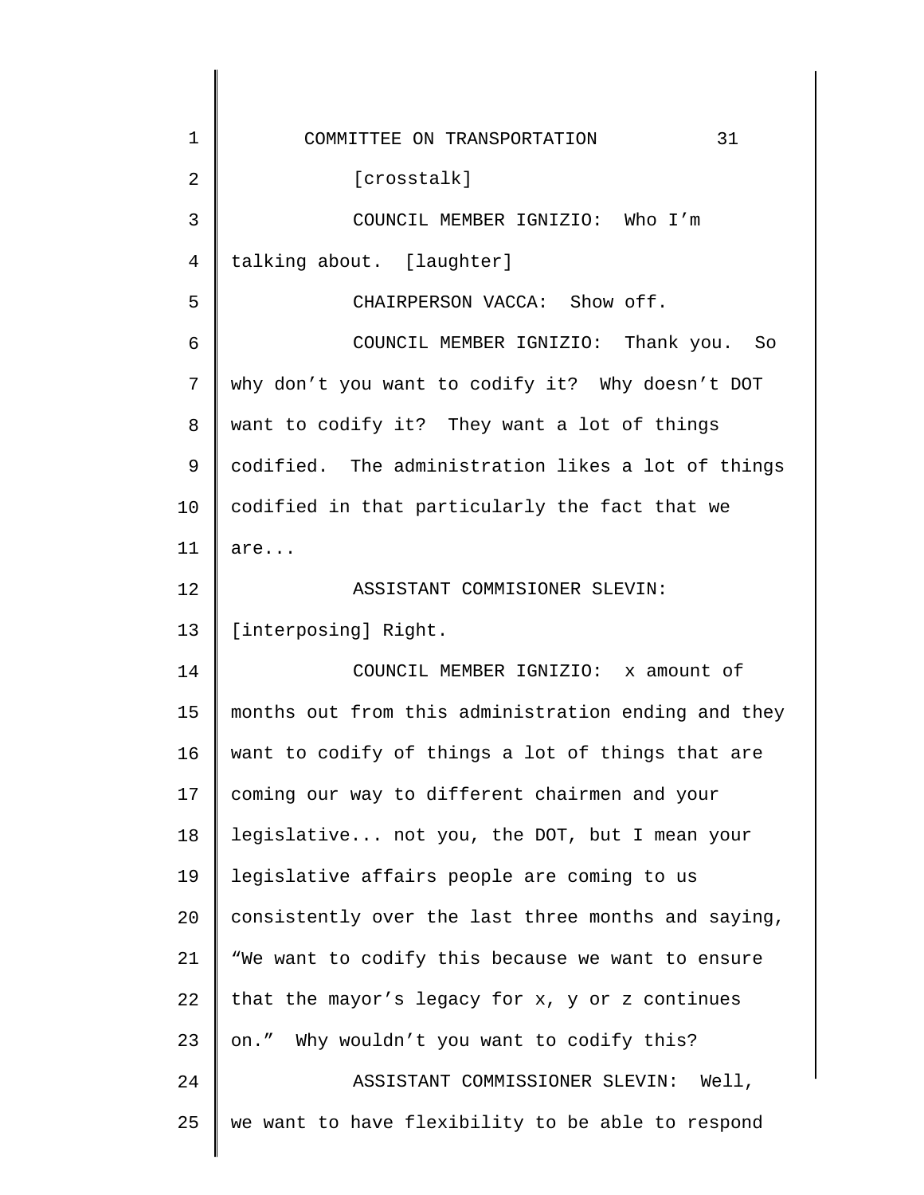[crosstalk]

COUNCIL MEMBER IGNIZIO: Who I'm talking about. [laughter]

CHAIRPERSON VACCA: Show off.

COUNCIL MEMBER IGNIZIO: Thank you. So why don't you want to codify it? Why doesn't DOT want to codify it? They want a lot of things codified. The administration likes a lot of things codified in that particularly the fact that we are...

ASSISTANT COMMISIONER SLEVIN: [interposing] Right.

COUNCIL MEMBER IGNIZIO: x amount of months out from this administration ending and they want to codify of things a lot of things that are coming our way to different chairmen and your legislative... not you, the DOT, but I mean your legislative affairs people are coming to us consistently over the last three months and saying, "We want to codify this because we want to ensure that the mayor's legacy for x, y or z continues on." Why wouldn't you want to codify this?

ASSISTANT COMMISSIONER SLEVIN: Well, we want to have flexibility to be able to respond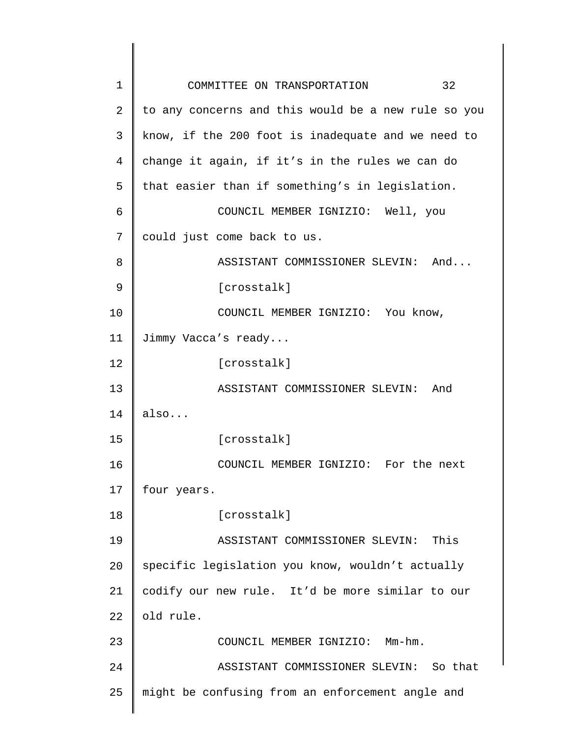to any concerns and this would be a new rule so you know, if the 200 foot is inadequate and we need to change it again, if it's in the rules we can do that easier than if something's in legislation.

COUNCIL MEMBER IGNIZIO: Well, you could just come back to us.

ASSISTANT COMMISSIONER SLEVIN: And...

[crosstalk]

COUNCIL MEMBER IGNIZIO: You know, Jimmy Vacca's ready...

[crosstalk]

ASSISTANT COMMISSIONER SLEVIN: And also...

[crosstalk]

COUNCIL MEMBER IGNIZIO: For the next four years.

[crosstalk]

ASSISTANT COMMISSIONER SLEVIN: This specific legislation you know, wouldn't actually codify our new rule. It'd be more similar to our old rule.

COUNCIL MEMBER IGNIZIO: Mm-hm.

ASSISTANT COMMISSIONER SLEVIN: So that might be confusing from an enforcement angle and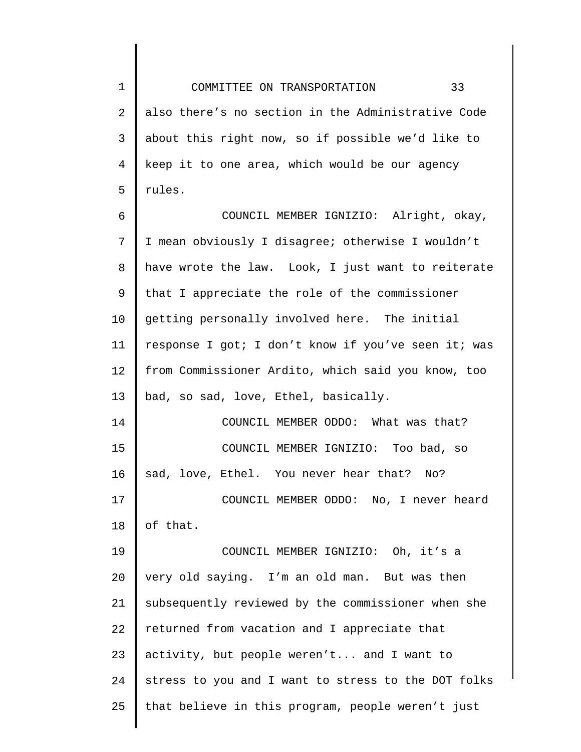also there's no section in the Administrative Code about this right now, so if possible we'd like to keep it to one area, which would be our agency rules.

COUNCIL MEMBER IGNIZIO: Alright, okay, I mean obviously I disagree; otherwise I wouldn't have wrote the law. Look, I just want to reiterate that I appreciate the role of the commissioner getting personally involved here. The initial response I got; I don't know if you've seen it; was from Commissioner Ardito, which said you know, too bad, so sad, love, Ethel, basically.

COUNCIL MEMBER ODDO: What was that?

COUNCIL MEMBER IGNIZIO: Too bad, so sad, love, Ethel. You never hear that? No?

COUNCIL MEMBER ODDO: No, I never heard of that.

COUNCIL MEMBER IGNIZIO: Oh, it's a very old saying. I'm an old man. But was then subsequently reviewed by the commissioner when she returned from vacation and I appreciate that activity, but people weren't... and I want to stress to you and I want to stress to the DOT folks that believe in this program, people weren't just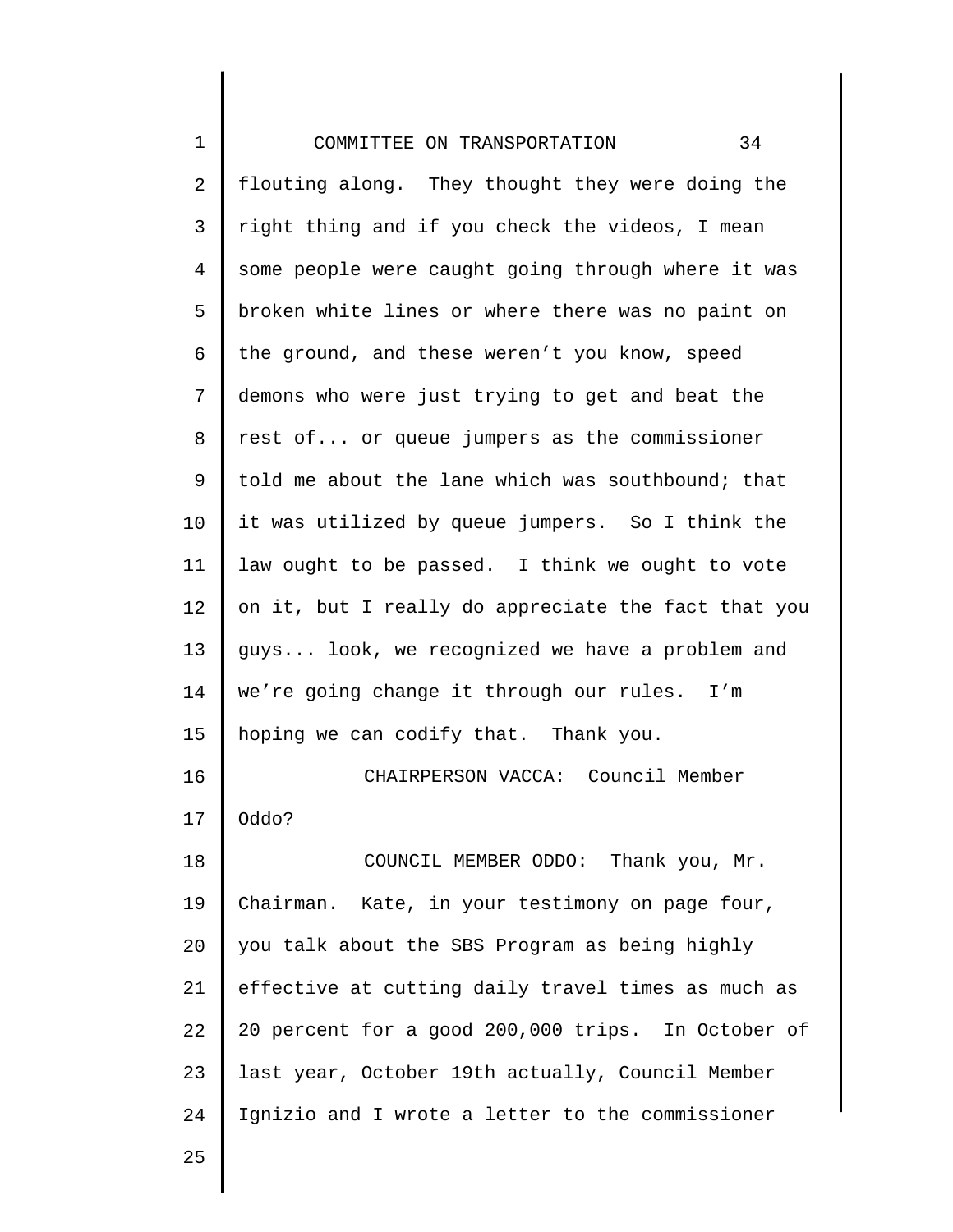flouting along. They thought they were doing the right thing and if you check the videos, I mean some people were caught going through where it was broken white lines or where there was no paint on the ground, and these weren't you know, speed demons who were just trying to get and beat the rest of... or queue jumpers as the commissioner told me about the lane which was southbound; that it was utilized by queue jumpers. So I think the law ought to be passed. I think we ought to vote on it, but I really do appreciate the fact that you guys... look, we recognized we have a problem and we're going change it through our rules. I'm hoping we can codify that. Thank you.

CHAIRPERSON VACCA: Council Member Oddo?

COUNCIL MEMBER ODDO: Thank you, Mr. Chairman. Kate, in your testimony on page four, you talk about the SBS Program as being highly effective at cutting daily travel times as much as 20 percent for a good 200,000 trips. In October of last year, October 19th actually, Council Member Ignizio and I wrote a letter to the commissioner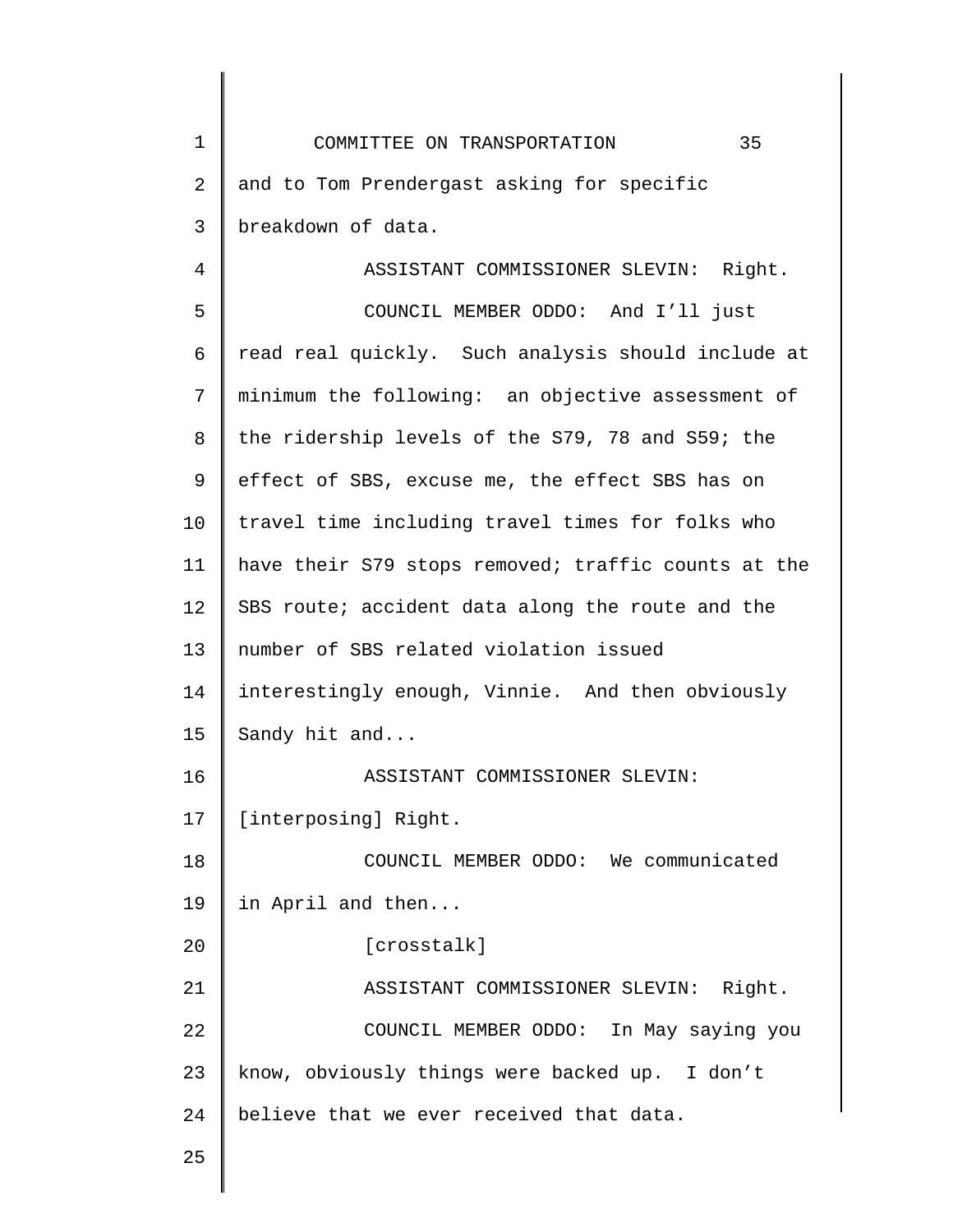and to Tom Prendergast asking for specific breakdown of data.

ASSISTANT COMMISSIONER SLEVIN: Right.

COUNCIL MEMBER ODDO: And I'll just read real quickly. Such analysis should include at minimum the following: an objective assessment of the ridership levels of the S79, 78 and S59; the effect of SBS, excuse me, the effect SBS has on travel time including travel times for folks who have their S79 stops removed; traffic counts at the SBS route; accident data along the route and the number of SBS related violation issued interestingly enough, Vinnie. And then obviously Sandy hit and...

ASSISTANT COMMISSIONER SLEVIN: [interposing] Right.

COUNCIL MEMBER ODDO: We communicated in April and then...

[crosstalk]

ASSISTANT COMMISSIONER SLEVIN: Right.

COUNCIL MEMBER ODDO: In May saying you know, obviously things were backed up. I don't believe that we ever received that data.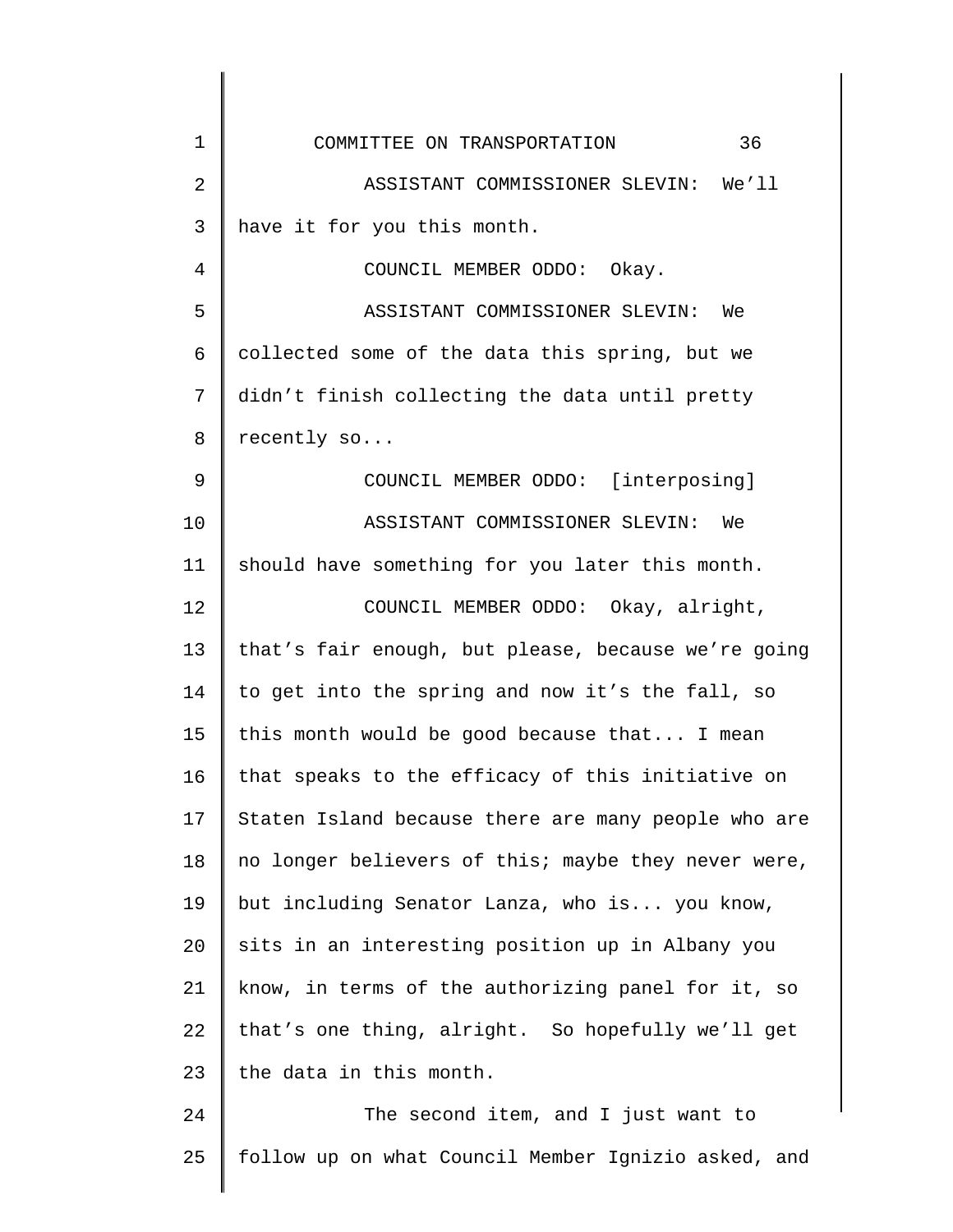ASSISTANT COMMISSIONER SLEVIN: We'll have it for you this month.

COUNCIL MEMBER ODDO: Okay.

ASSISTANT COMMISSIONER SLEVIN: We collected some of the data this spring, but we didn't finish collecting the data until pretty recently so...

COUNCIL MEMBER ODDO: [interposing]

ASSISTANT COMMISSIONER SLEVIN: We should have something for you later this month.

COUNCIL MEMBER ODDO: Okay, alright, that's fair enough, but please, because we're going to get into the spring and now it's the fall, so this month would be good because that... I mean that speaks to the efficacy of this initiative on Staten Island because there are many people who are no longer believers of this; maybe they never were, but including Senator Lanza, who is... you know, sits in an interesting position up in Albany you know, in terms of the authorizing panel for it, so that's one thing, alright. So hopefully we'll get the data in this month.

The second item, and I just want to follow up on what Council Member Ignizio asked, and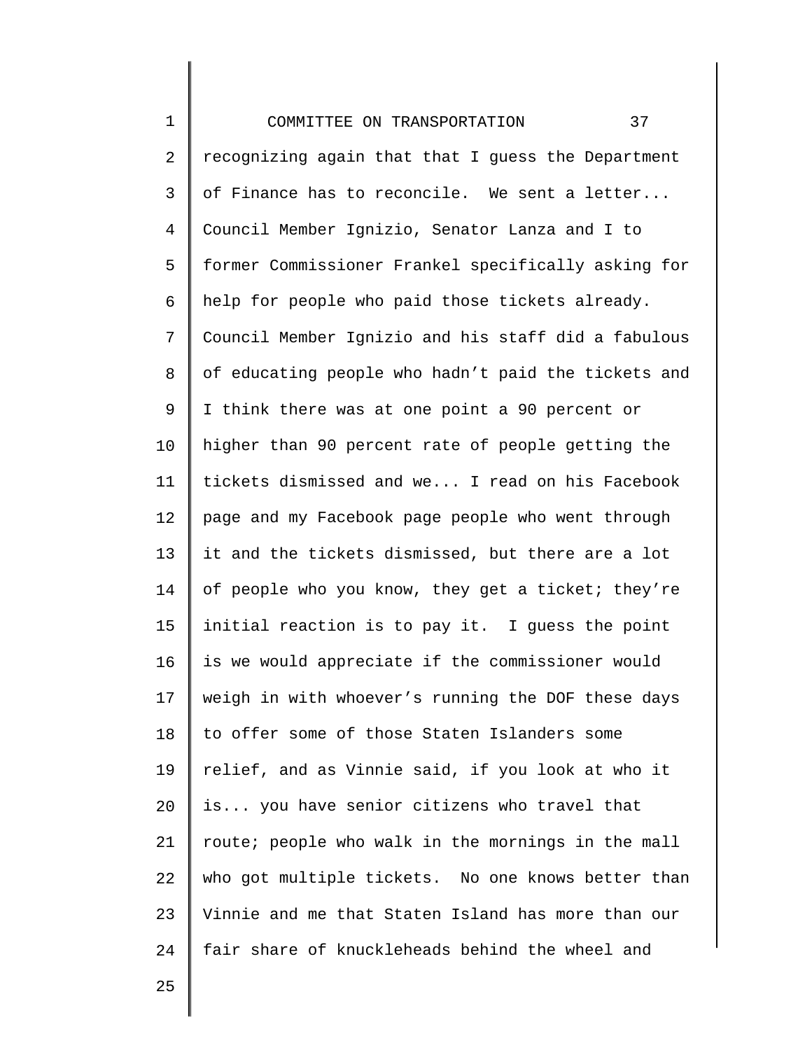recognizing again that that I guess the Department of Finance has to reconcile. We sent a letter... Council Member Ignizio, Senator Lanza and I to former Commissioner Frankel specifically asking for help for people who paid those tickets already. Council Member Ignizio and his staff did a fabulous of educating people who hadn't paid the tickets and I think there was at one point a 90 percent or higher than 90 percent rate of people getting the tickets dismissed and we... I read on his Facebook page and my Facebook page people who went through it and the tickets dismissed, but there are a lot of people who you know, they get a ticket; they're initial reaction is to pay it. I guess the point is we would appreciate if the commissioner would weigh in with whoever's running the DOF these days to offer some of those Staten Islanders some relief, and as Vinnie said, if you look at who it is... you have senior citizens who travel that route; people who walk in the mornings in the mall who got multiple tickets. No one knows better than Vinnie and me that Staten Island has more than our fair share of knuckleheads behind the wheel and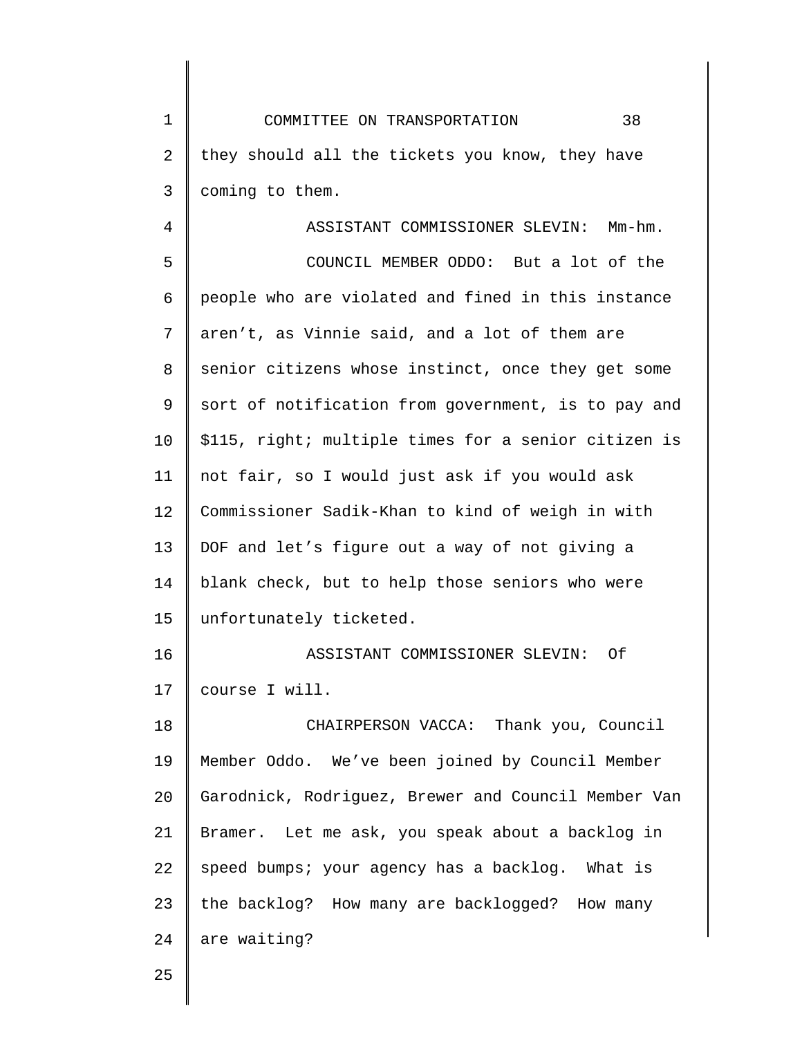they should all the tickets you know, they have coming to them.

ASSISTANT COMMISSIONER SLEVIN: Mm-hm.

COUNCIL MEMBER ODDO: But a lot of the people who are violated and fined in this instance aren't, as Vinnie said, and a lot of them are senior citizens whose instinct, once they get some sort of notification from government, is to pay and $115, right; multiple times for a senior citizen is not fair, so I would just ask if you would ask Commissioner Sadik-Khan to kind of weigh in with DOF and let's figure out a way of not giving a blank check, but to help those seniors who were unfortunately ticketed.

ASSISTANT COMMISSIONER SLEVIN: Of course I will.

CHAIRPERSON VACCA: Thank you, Council Member Oddo. We've been joined by Council Member Garodnick, Rodriguez, Brewer and Council Member Van Bramer. Let me ask, you speak about a backlog in speed bumps; your agency has a backlog. What is the backlog? How many are backlogged? How many are waiting?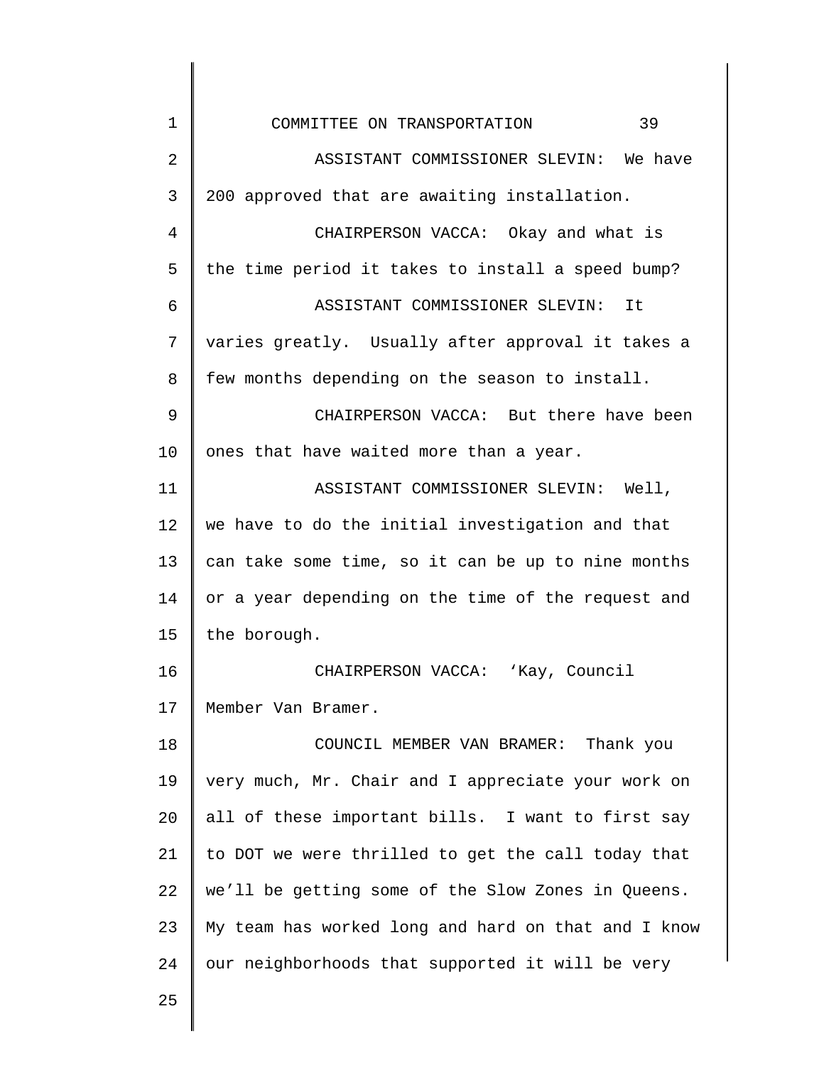ASSISTANT COMMISSIONER SLEVIN: We have 200 approved that are awaiting installation.

CHAIRPERSON VACCA: Okay and what is the time period it takes to install a speed bump?

ASSISTANT COMMISSIONER SLEVIN: It varies greatly. Usually after approval it takes a few months depending on the season to install.

CHAIRPERSON VACCA: But there have been ones that have waited more than a year.

ASSISTANT COMMISSIONER SLEVIN: Well, we have to do the initial investigation and that can take some time, so it can be up to nine months or a year depending on the time of the request and the borough.

CHAIRPERSON VACCA: ‘Kay, Council Member Van Bramer.

COUNCIL MEMBER VAN BRAMER: Thank you very much, Mr. Chair and I appreciate your work on all of these important bills. I want to first say to DOT we were thrilled to get the call today that we’ll be getting some of the Slow Zones in Queens. My team has worked long and hard on that and I know our neighborhoods that supported it will be very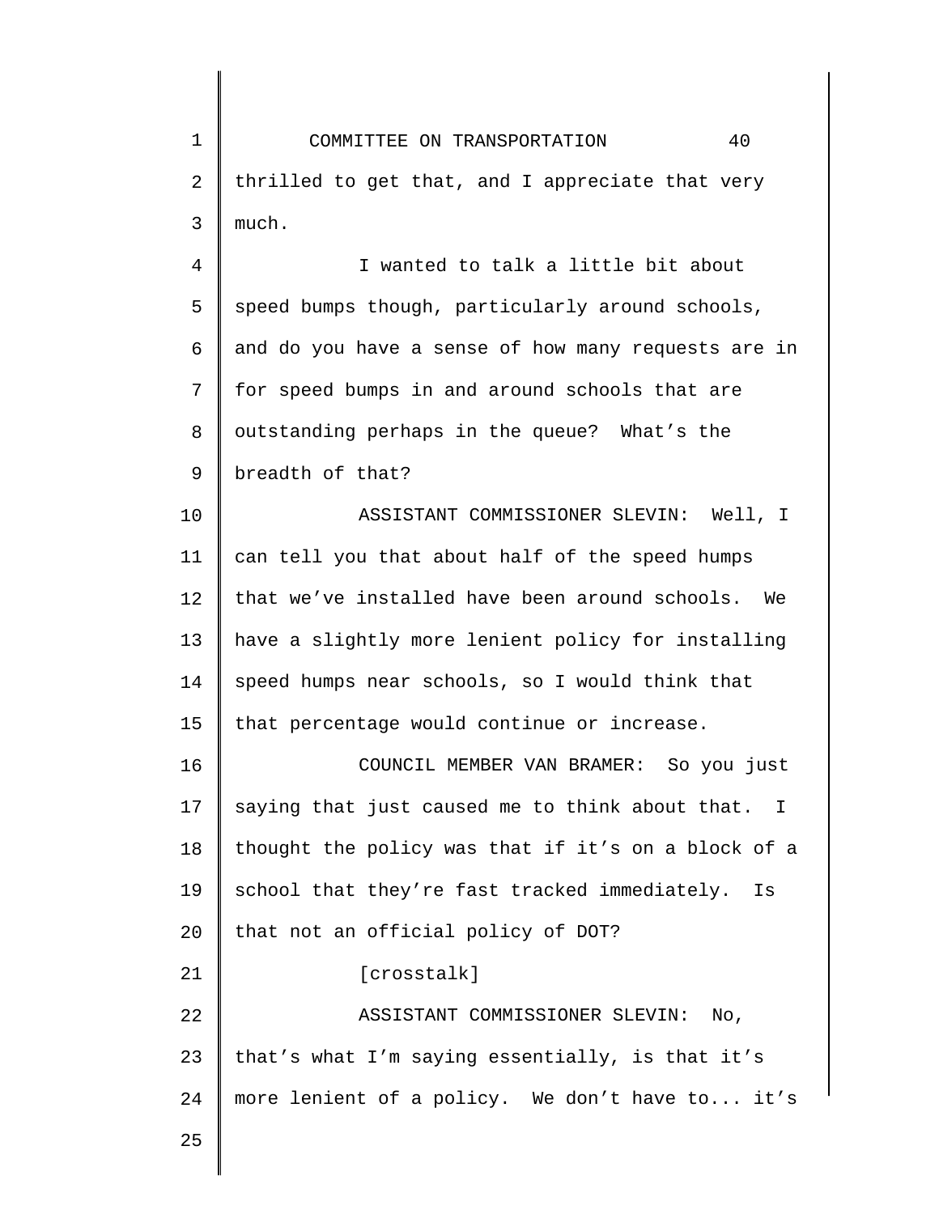thrilled to get that, and I appreciate that very much.

I wanted to talk a little bit about speed bumps though, particularly around schools, and do you have a sense of how many requests are in for speed bumps in and around schools that are outstanding perhaps in the queue? What's the breadth of that?

ASSISTANT COMMISSIONER SLEVIN: Well, I can tell you that about half of the speed humps that we've installed have been around schools. We have a slightly more lenient policy for installing speed humps near schools, so I would think that that percentage would continue or increase.

COUNCIL MEMBER VAN BRAMER: So you just saying that just caused me to think about that. I thought the policy was that if it's on a block of a school that they're fast tracked immediately. Is that not an official policy of DOT?

[crosstalk]

ASSISTANT COMMISSIONER SLEVIN: No, that's what I'm saying essentially, is that it's more lenient of a policy. We don't have to... it's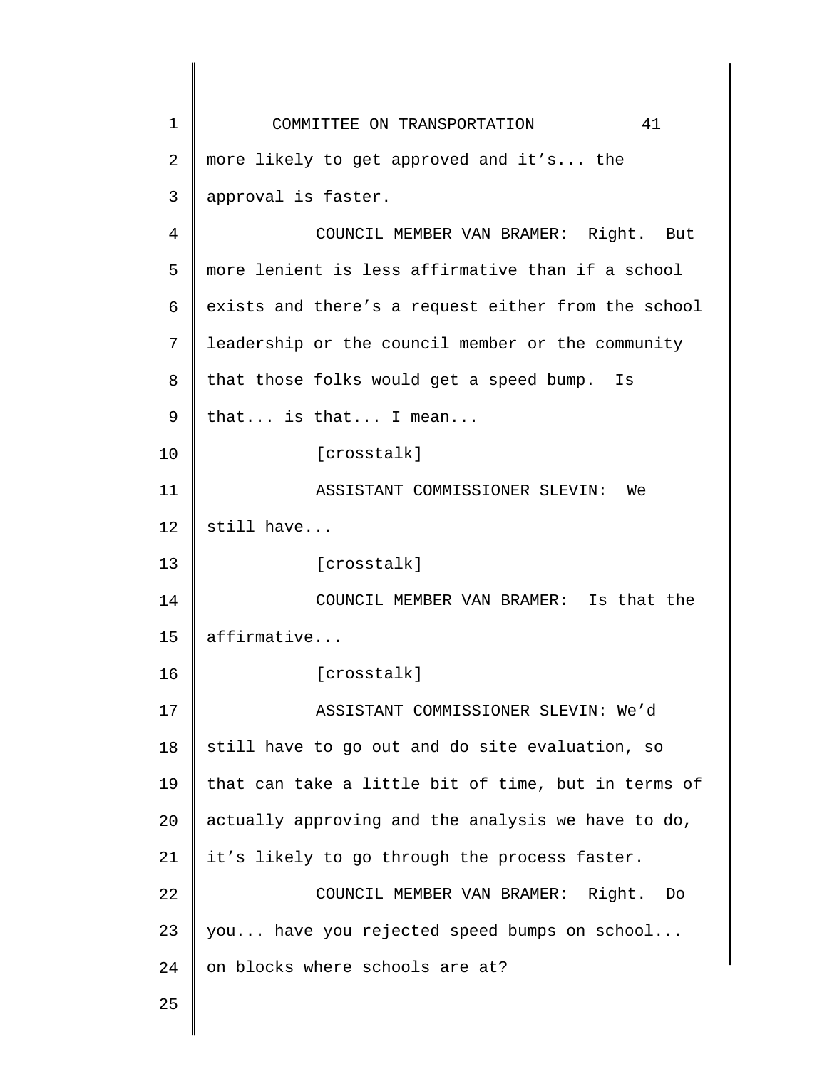more likely to get approved and it's... the approval is faster.

COUNCIL MEMBER VAN BRAMER: Right. But more lenient is less affirmative than if a school exists and there's a request either from the school leadership or the council member or the community that those folks would get a speed bump. Is that... is that... I mean...

[crosstalk]

ASSISTANT COMMISSIONER SLEVIN: We still have...

[crosstalk]

COUNCIL MEMBER VAN BRAMER: Is that the affirmative...

[crosstalk]

ASSISTANT COMMISSIONER SLEVIN: We'd still have to go out and do site evaluation, so that can take a little bit of time, but in terms of actually approving and the analysis we have to do, it's likely to go through the process faster.

COUNCIL MEMBER VAN BRAMER: Right. Do you... have you rejected speed bumps on school... on blocks where schools are at?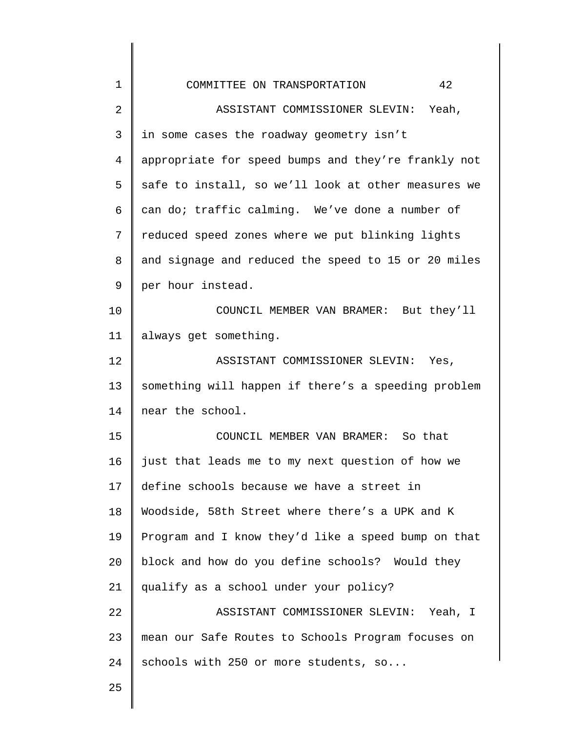ASSISTANT COMMISSIONER SLEVIN: Yeah, in some cases the roadway geometry isn't appropriate for speed bumps and they're frankly not safe to install, so we'll look at other measures we can do; traffic calming. We've done a number of reduced speed zones where we put blinking lights and signage and reduced the speed to 15 or 20 miles per hour instead.

COUNCIL MEMBER VAN BRAMER: But they'll always get something.

ASSISTANT COMMISSIONER SLEVIN: Yes, something will happen if there's a speeding problem near the school.

COUNCIL MEMBER VAN BRAMER: So that just that leads me to my next question of how we define schools because we have a street in Woodside, 58th Street where there's a UPK and K Program and I know they'd like a speed bump on that block and how do you define schools? Would they qualify as a school under your policy?

ASSISTANT COMMISSIONER SLEVIN: Yeah, I mean our Safe Routes to Schools Program focuses on schools with 250 or more students, so...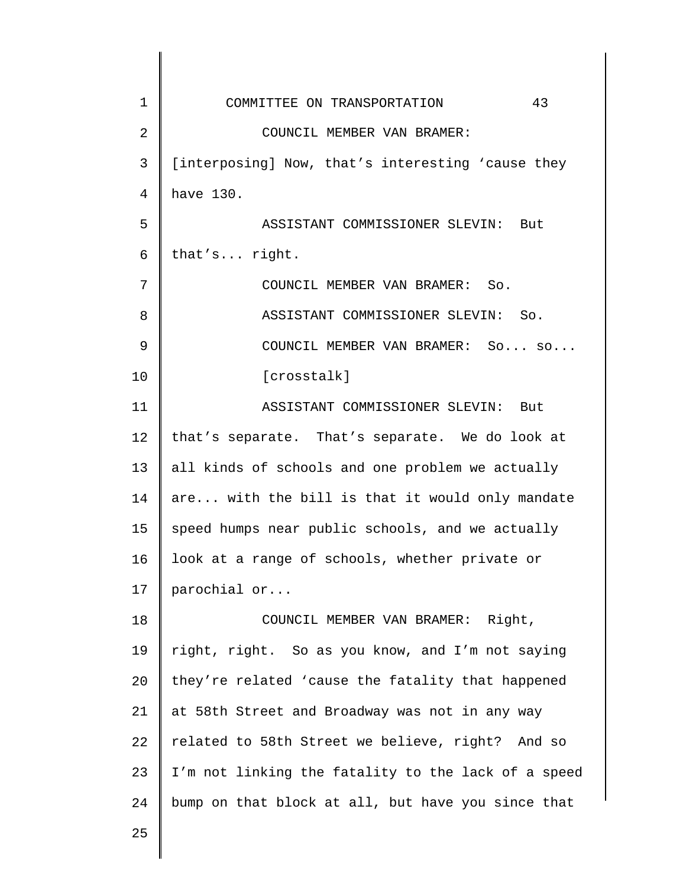COUNCIL MEMBER VAN BRAMER: [interposing] Now, that's interesting 'cause they have 130.

ASSISTANT COMMISSIONER SLEVIN: But that's... right.

COUNCIL MEMBER VAN BRAMER: So.

ASSISTANT COMMISSIONER SLEVIN: So.

COUNCIL MEMBER VAN BRAMER: So... so...

[crosstalk]

ASSISTANT COMMISSIONER SLEVIN: But that's separate. That's separate. We do look at all kinds of schools and one problem we actually are... with the bill is that it would only mandate speed humps near public schools, and we actually look at a range of schools, whether private or parochial or...

COUNCIL MEMBER VAN BRAMER: Right, right, right. So as you know, and I'm not saying they're related 'cause the fatality that happened at 58th Street and Broadway was not in any way related to 58th Street we believe, right? And so I'm not linking the fatality to the lack of a speed bump on that block at all, but have you since that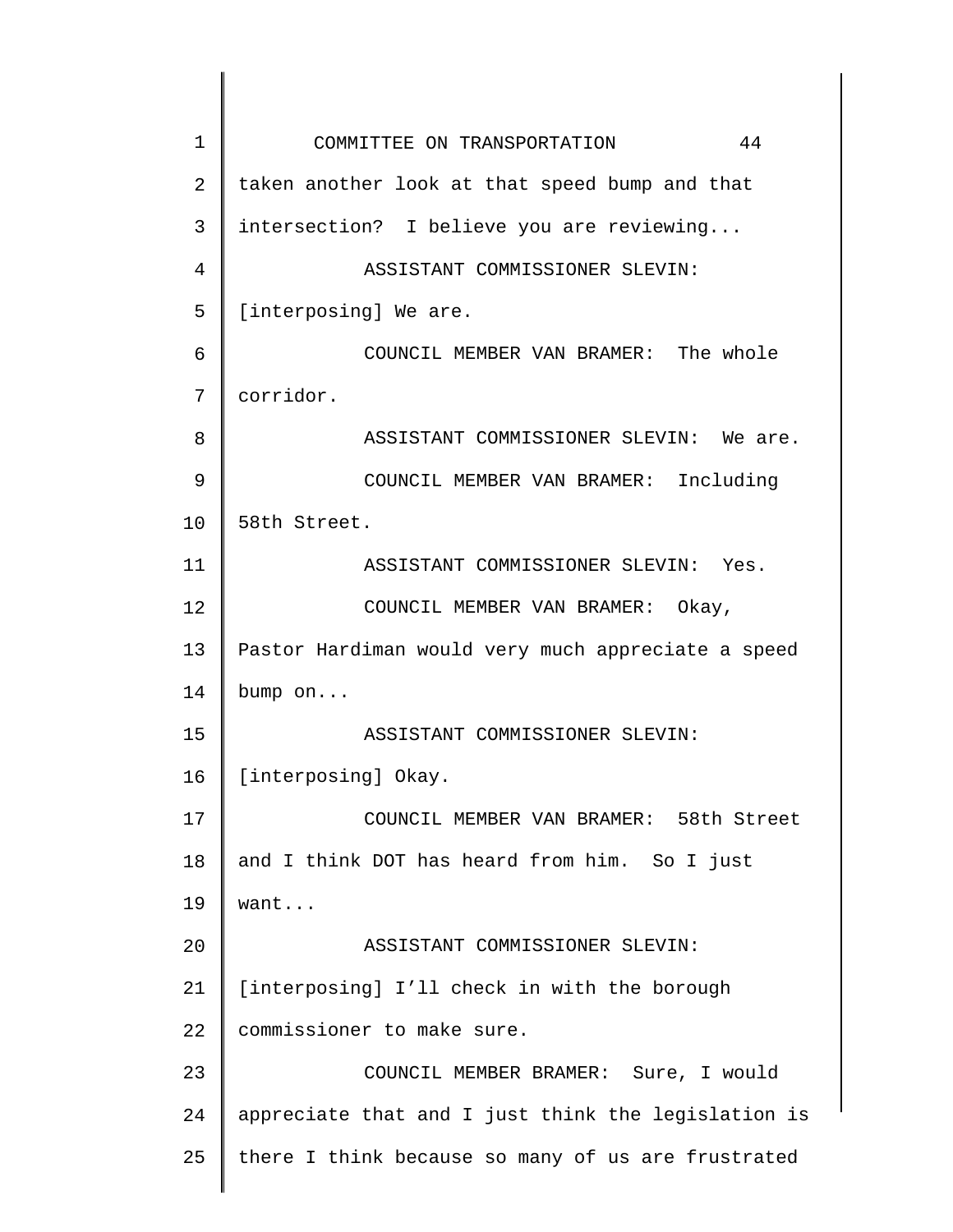taken another look at that speed bump and that intersection? I believe you are reviewing...

ASSISTANT COMMISSIONER SLEVIN: [interposing] We are.

COUNCIL MEMBER VAN BRAMER: The whole corridor.

ASSISTANT COMMISSIONER SLEVIN: We are.

COUNCIL MEMBER VAN BRAMER: Including 58th Street.

ASSISTANT COMMISSIONER SLEVIN: Yes.

COUNCIL MEMBER VAN BRAMER: Okay, Pastor Hardiman would very much appreciate a speed bump on...

ASSISTANT COMMISSIONER SLEVIN: [interposing] Okay.

COUNCIL MEMBER VAN BRAMER: 58th Street and I think DOT has heard from him. So I just want...

ASSISTANT COMMISSIONER SLEVIN: [interposing] I'll check in with the borough commissioner to make sure.

COUNCIL MEMBER BRAMER: Sure, I would appreciate that and I just think the legislation is there I think because so many of us are frustrated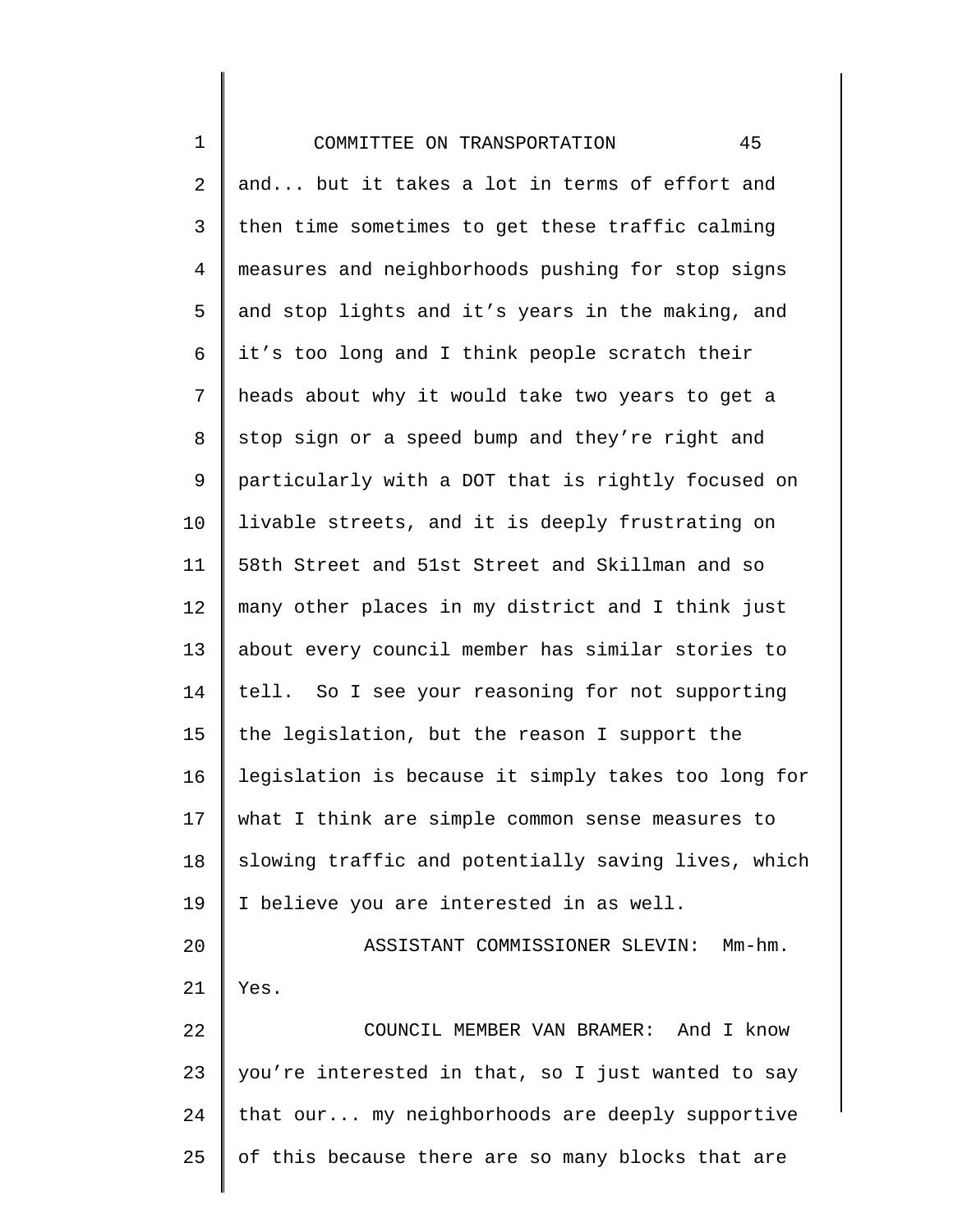and... but it takes a lot in terms of effort and then time sometimes to get these traffic calming measures and neighborhoods pushing for stop signs and stop lights and it's years in the making, and it's too long and I think people scratch their heads about why it would take two years to get a stop sign or a speed bump and they're right and particularly with a DOT that is rightly focused on livable streets, and it is deeply frustrating on 58th Street and 51st Street and Skillman and so many other places in my district and I think just about every council member has similar stories to tell. So I see your reasoning for not supporting the legislation, but the reason I support the legislation is because it simply takes too long for what I think are simple common sense measures to slowing traffic and potentially saving lives, which I believe you are interested in as well.

ASSISTANT COMMISSIONER SLEVIN: Mm-hm. Yes.

COUNCIL MEMBER VAN BRAMER: And I know you're interested in that, so I just wanted to say that our... my neighborhoods are deeply supportive of this because there are so many blocks that are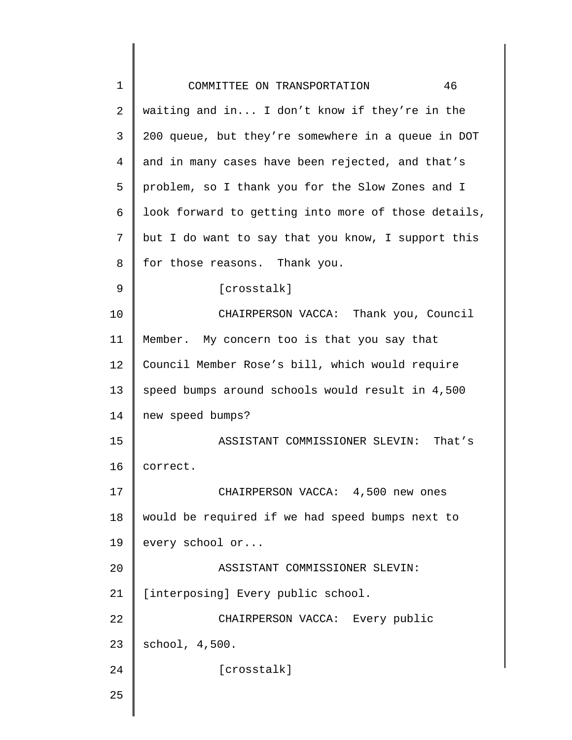waiting and in... I don't know if they're in the 200 queue, but they're somewhere in a queue in DOT and in many cases have been rejected, and that's problem, so I thank you for the Slow Zones and I look forward to getting into more of those details, but I do want to say that you know, I support this for those reasons. Thank you.

[crosstalk]

CHAIRPERSON VACCA: Thank you, Council Member. My concern too is that you say that Council Member Rose's bill, which would require speed bumps around schools would result in 4,500 new speed bumps?

ASSISTANT COMMISSIONER SLEVIN: That's correct.

CHAIRPERSON VACCA: 4,500 new ones would be required if we had speed bumps next to every school or...

ASSISTANT COMMISSIONER SLEVIN: [interposing] Every public school.

CHAIRPERSON VACCA: Every public school, 4,500.

[crosstalk]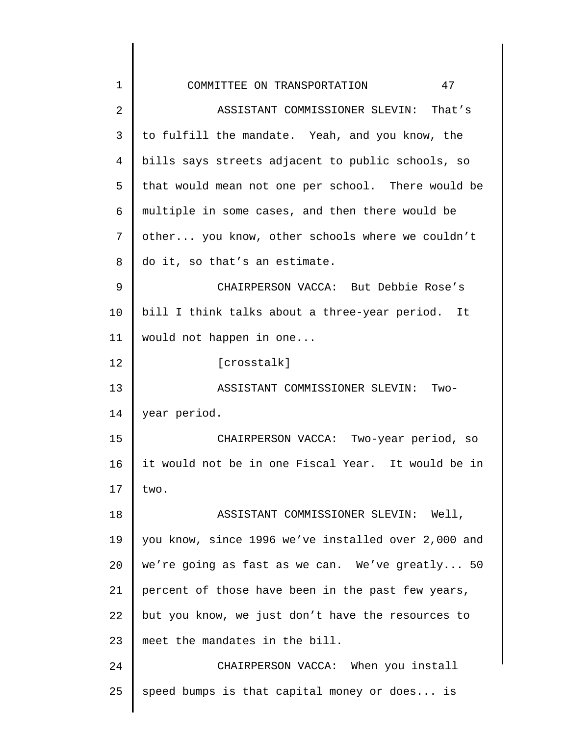ASSISTANT COMMISSIONER SLEVIN: That's to fulfill the mandate. Yeah, and you know, the bills says streets adjacent to public schools, so that would mean not one per school. There would be multiple in some cases, and then there would be other... you know, other schools where we couldn't do it, so that's an estimate.

CHAIRPERSON VACCA: But Debbie Rose's bill I think talks about a three-year period. It would not happen in one...

[crosstalk]

ASSISTANT COMMISSIONER SLEVIN: Two-year period.

CHAIRPERSON VACCA: Two-year period, so it would not be in one Fiscal Year. It would be in two.

ASSISTANT COMMISSIONER SLEVIN: Well, you know, since 1996 we've installed over 2,000 and we're going as fast as we can. We've greatly... 50 percent of those have been in the past few years, but you know, we just don't have the resources to meet the mandates in the bill.

CHAIRPERSON VACCA: When you install speed bumps is that capital money or does... is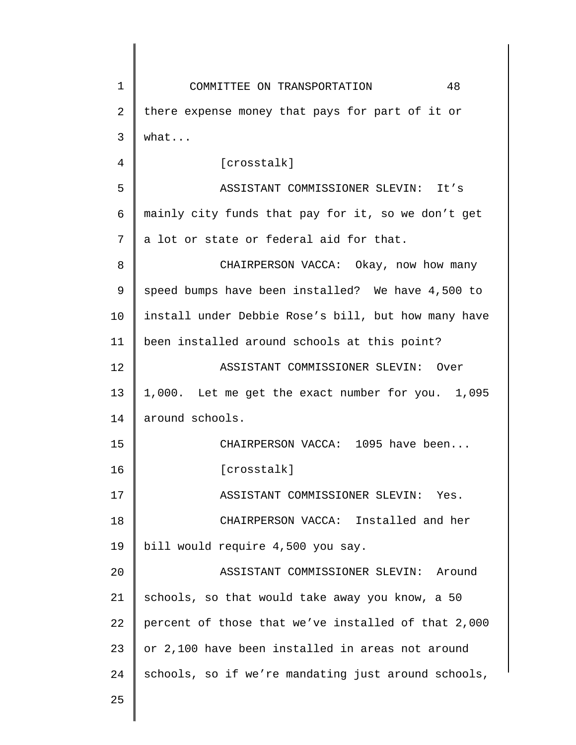there expense money that pays for part of it or what...

[crosstalk]

ASSISTANT COMMISSIONER SLEVIN: It's mainly city funds that pay for it, so we don't get a lot or state or federal aid for that.

CHAIRPERSON VACCA: Okay, now how many speed bumps have been installed? We have 4,500 to install under Debbie Rose's bill, but how many have been installed around schools at this point?

ASSISTANT COMMISSIONER SLEVIN: Over 1,000. Let me get the exact number for you. 1,095 around schools.

CHAIRPERSON VACCA: 1095 have been...

[crosstalk]

ASSISTANT COMMISSIONER SLEVIN: Yes.

CHAIRPERSON VACCA: Installed and her bill would require 4,500 you say.

ASSISTANT COMMISSIONER SLEVIN: Around schools, so that would take away you know, a 50 percent of those that we've installed of that 2,000 or 2,100 have been installed in areas not around schools, so if we're mandating just around schools,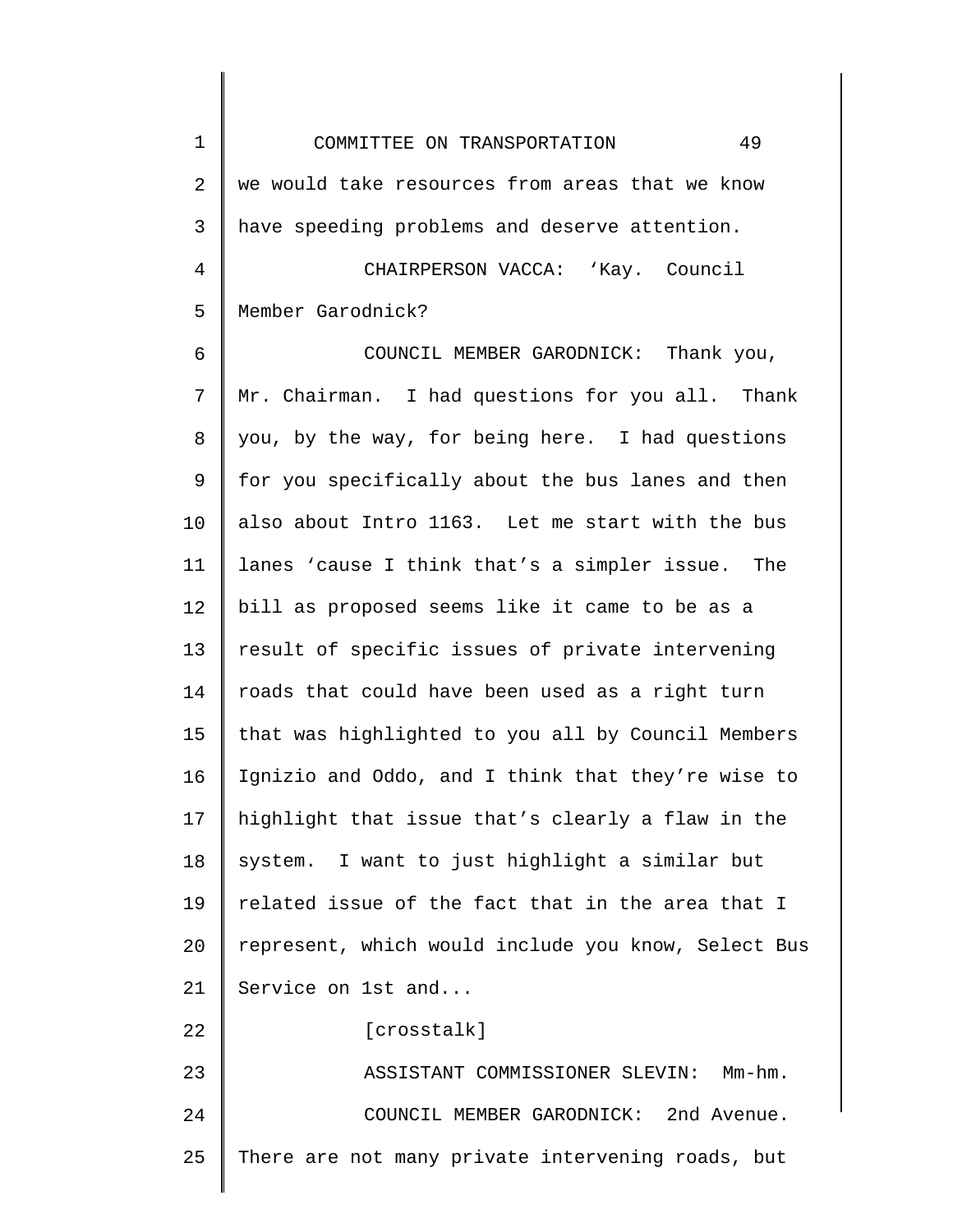we would take resources from areas that we know have speeding problems and deserve attention.

CHAIRPERSON VACCA: ‘Kay. Council Member Garodnick?

COUNCIL MEMBER GARODNICK: Thank you, Mr. Chairman. I had questions for you all. Thank you, by the way, for being here. I had questions for you specifically about the bus lanes and then also about Intro 1163. Let me start with the bus lanes ‘cause I think that’s a simpler issue. The bill as proposed seems like it came to be as a result of specific issues of private intervening roads that could have been used as a right turn that was highlighted to you all by Council Members Ignizio and Oddo, and I think that they’re wise to highlight that issue that’s clearly a flaw in the system. I want to just highlight a similar but related issue of the fact that in the area that I represent, which would include you know, Select Bus Service on 1st and...

[crosstalk]

ASSISTANT COMMISSIONER SLEVIN: Mm-hm.

COUNCIL MEMBER GARODNICK: 2nd Avenue. There are not many private intervening roads, but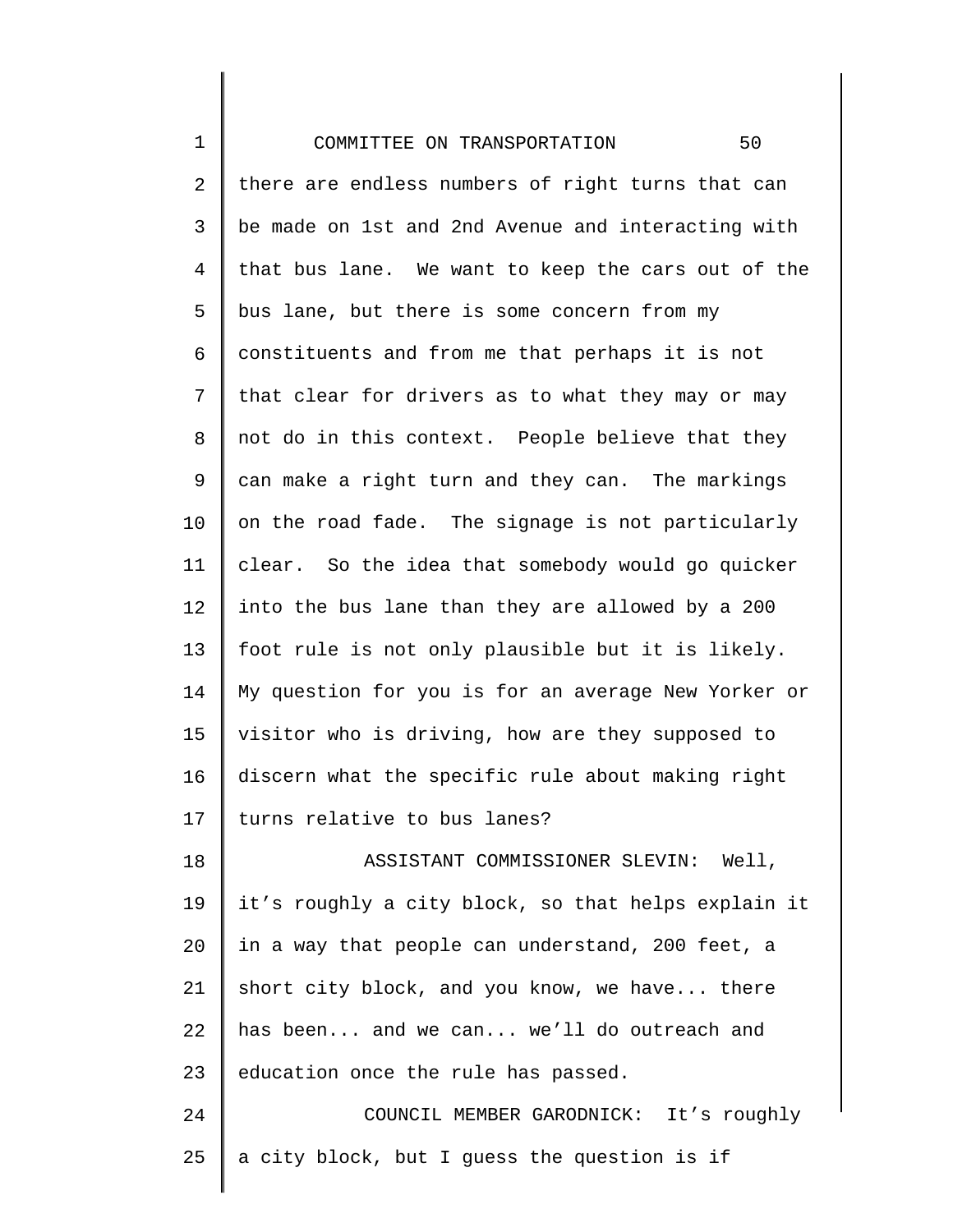there are endless numbers of right turns that can be made on 1st and 2nd Avenue and interacting with that bus lane. We want to keep the cars out of the bus lane, but there is some concern from my constituents and from me that perhaps it is not that clear for drivers as to what they may or may not do in this context. People believe that they can make a right turn and they can. The markings on the road fade. The signage is not particularly clear. So the idea that somebody would go quicker into the bus lane than they are allowed by a 200 foot rule is not only plausible but it is likely. My question for you is for an average New Yorker or visitor who is driving, how are they supposed to discern what the specific rule about making right turns relative to bus lanes?

ASSISTANT COMMISSIONER SLEVIN: Well, it's roughly a city block, so that helps explain it in a way that people can understand, 200 feet, a short city block, and you know, we have... there has been... and we can... we'll do outreach and education once the rule has passed.

COUNCIL MEMBER GARODNICK: It's roughly a city block, but I guess the question is if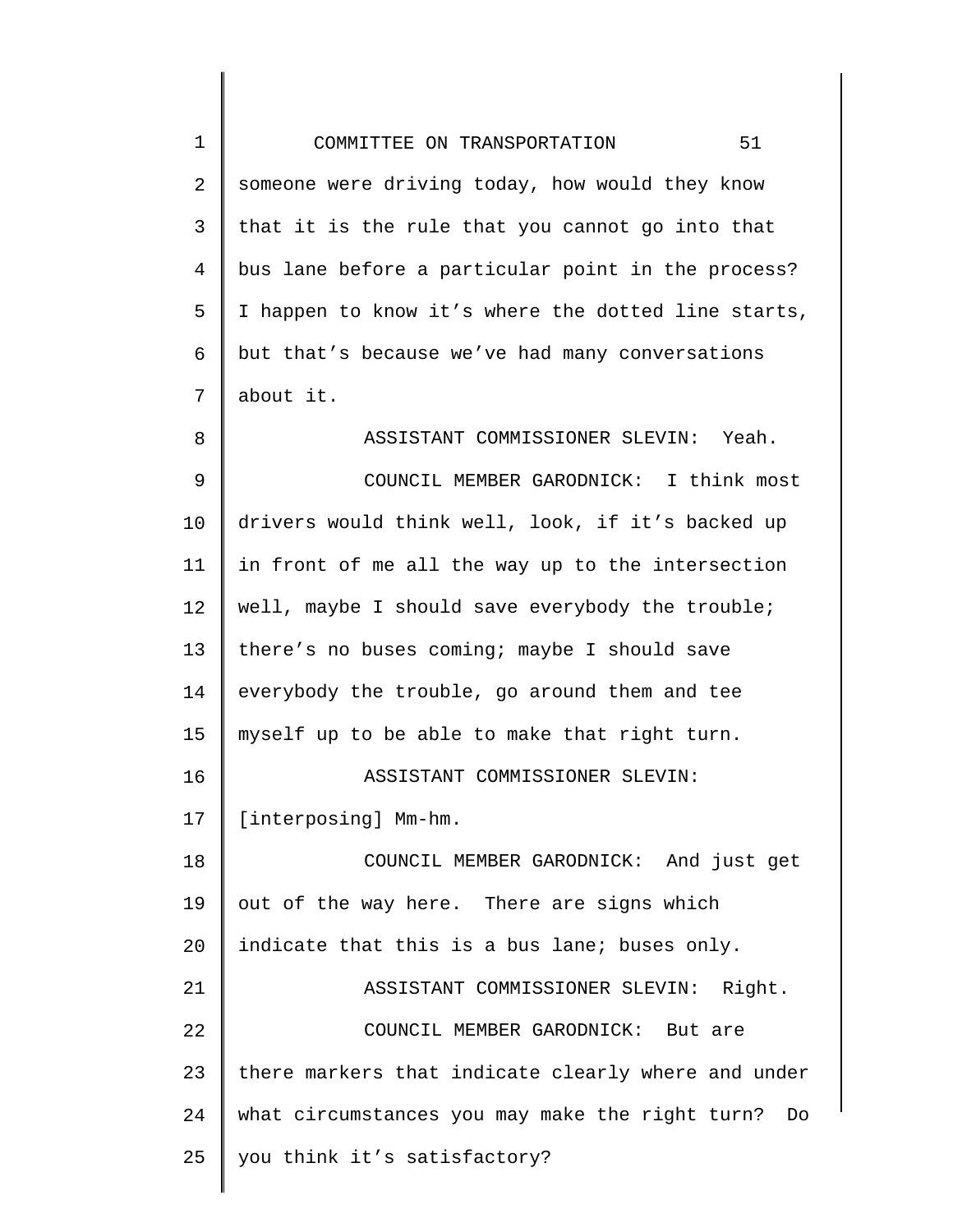someone were driving today, how would they know that it is the rule that you cannot go into that bus lane before a particular point in the process? I happen to know it's where the dotted line starts, but that's because we've had many conversations about it.

ASSISTANT COMMISSIONER SLEVIN: Yeah.

COUNCIL MEMBER GARODNICK: I think most drivers would think well, look, if it's backed up in front of me all the way up to the intersection well, maybe I should save everybody the trouble; there's no buses coming; maybe I should save everybody the trouble, go around them and tee myself up to be able to make that right turn.

ASSISTANT COMMISSIONER SLEVIN: [interposing] Mm-hm.

COUNCIL MEMBER GARODNICK: And just get out of the way here. There are signs which indicate that this is a bus lane; buses only.

ASSISTANT COMMISSIONER SLEVIN: Right.

COUNCIL MEMBER GARODNICK: But are there markers that indicate clearly where and under what circumstances you may make the right turn? Do you think it's satisfactory?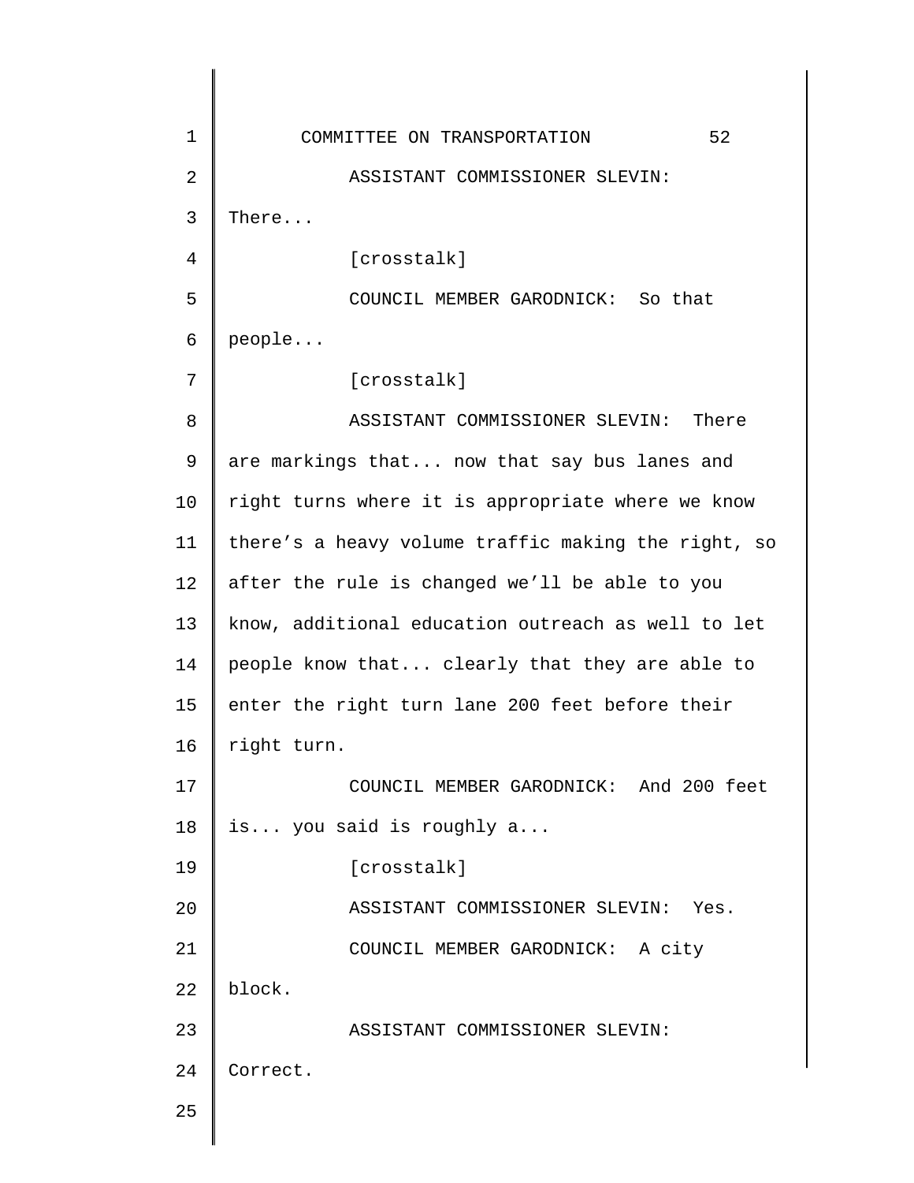ASSISTANT COMMISSIONER SLEVIN: There...

[crosstalk]

COUNCIL MEMBER GARODNICK: So that people...

[crosstalk]

ASSISTANT COMMISSIONER SLEVIN: There are markings that... now that say bus lanes and right turns where it is appropriate where we know there's a heavy volume traffic making the right, so after the rule is changed we'll be able to you know, additional education outreach as well to let people know that... clearly that they are able to enter the right turn lane 200 feet before their right turn.

COUNCIL MEMBER GARODNICK: And 200 feet is... you said is roughly a...

[crosstalk]

ASSISTANT COMMISSIONER SLEVIN: Yes.

COUNCIL MEMBER GARODNICK: A city block.

ASSISTANT COMMISSIONER SLEVIN: Correct.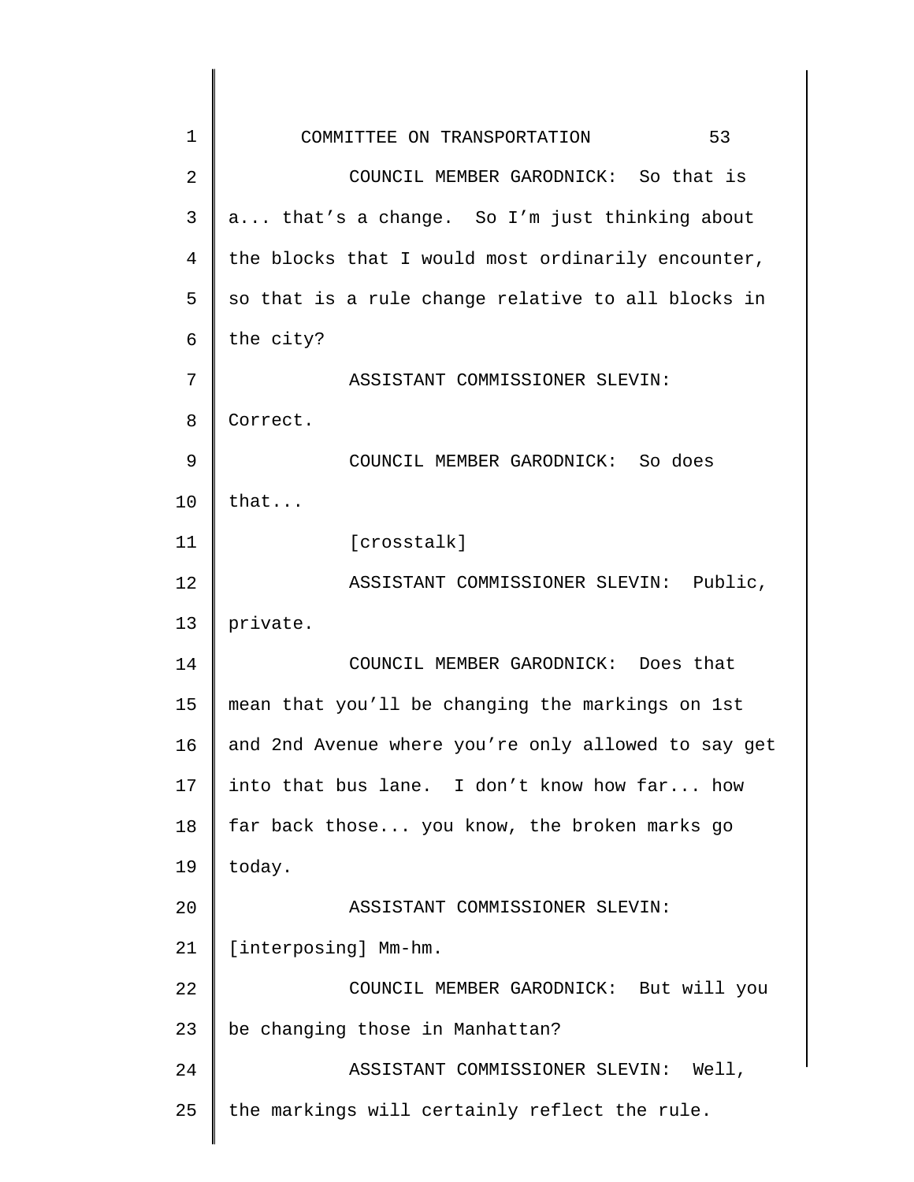COUNCIL MEMBER GARODNICK: So that is a... that's a change. So I'm just thinking about the blocks that I would most ordinarily encounter, so that is a rule change relative to all blocks in the city?

ASSISTANT COMMISSIONER SLEVIN: Correct.

COUNCIL MEMBER GARODNICK: So does that...

[crosstalk]

ASSISTANT COMMISSIONER SLEVIN: Public, private.

COUNCIL MEMBER GARODNICK: Does that mean that you'll be changing the markings on 1st and 2nd Avenue where you're only allowed to say get into that bus lane. I don't know how far... how far back those... you know, the broken marks go today.

ASSISTANT COMMISSIONER SLEVIN: [interposing] Mm-hm.

COUNCIL MEMBER GARODNICK: But will you be changing those in Manhattan?

ASSISTANT COMMISSIONER SLEVIN: Well, the markings will certainly reflect the rule.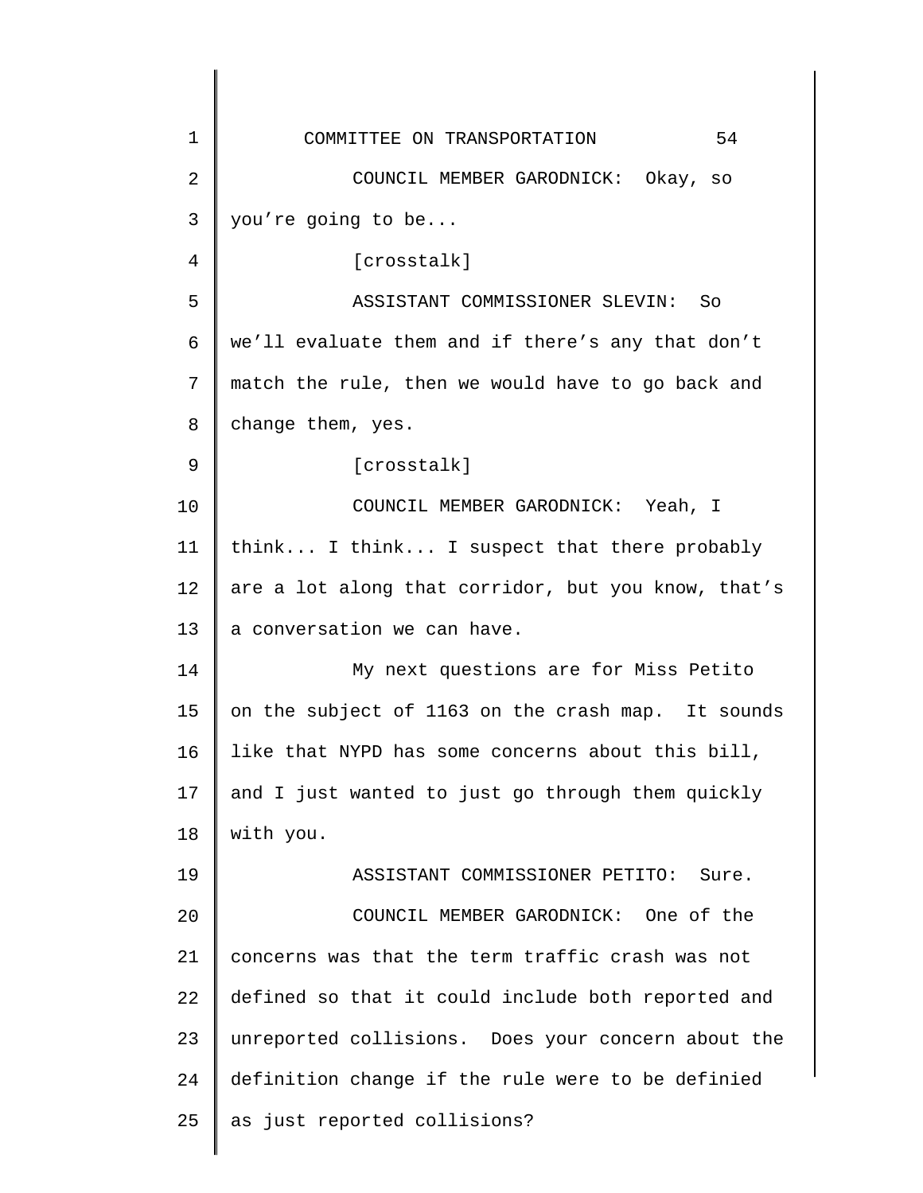COUNCIL MEMBER GARODNICK: Okay, so you're going to be...

[crosstalk]

ASSISTANT COMMISSIONER SLEVIN: So we'll evaluate them and if there's any that don't match the rule, then we would have to go back and change them, yes.

[crosstalk]

COUNCIL MEMBER GARODNICK: Yeah, I think... I think... I suspect that there probably are a lot along that corridor, but you know, that's a conversation we can have.

My next questions are for Miss Petito on the subject of 1163 on the crash map. It sounds like that NYPD has some concerns about this bill, and I just wanted to just go through them quickly with you.

ASSISTANT COMMISSIONER PETITO: Sure.

COUNCIL MEMBER GARODNICK: One of the concerns was that the term traffic crash was not defined so that it could include both reported and unreported collisions. Does your concern about the definition change if the rule were to be definied as just reported collisions?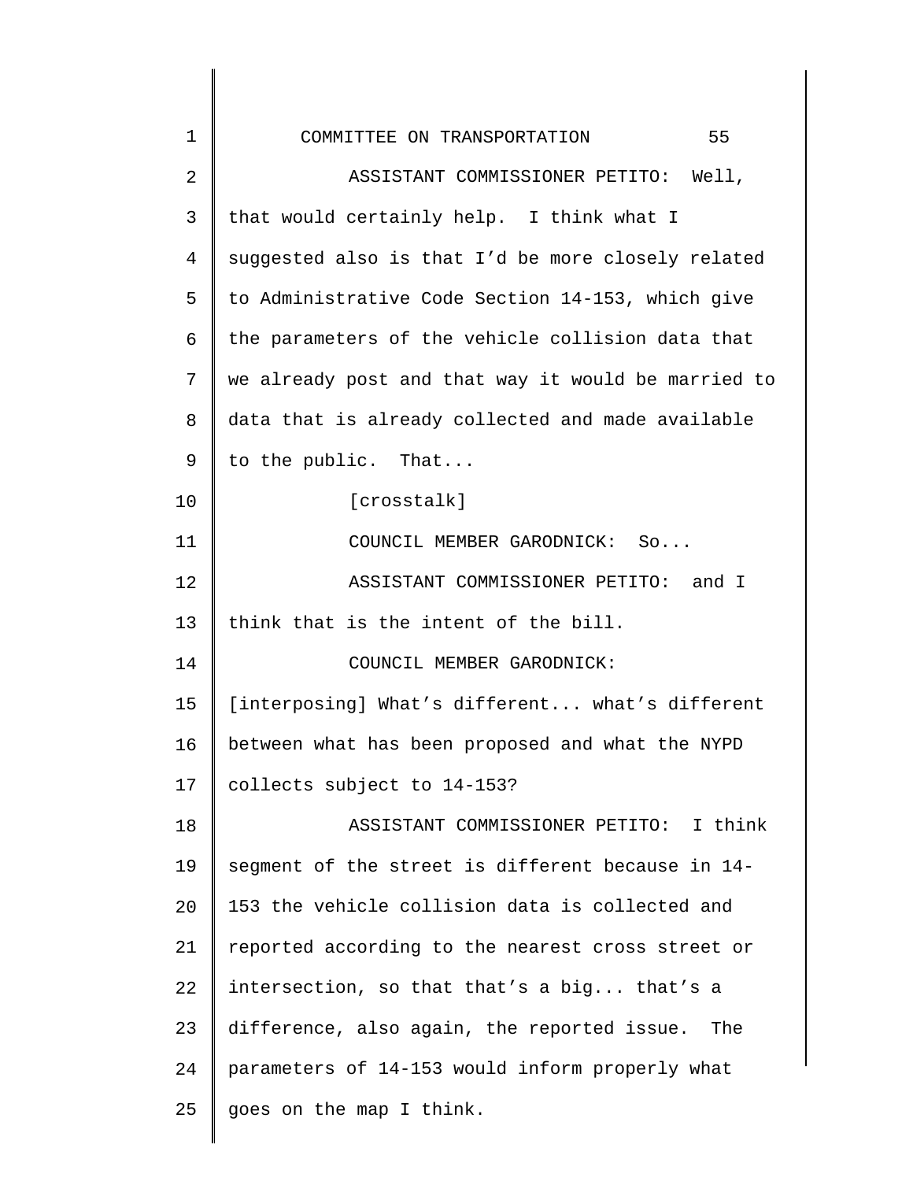ASSISTANT COMMISSIONER PETITO: Well, that would certainly help. I think what I suggested also is that I'd be more closely related to Administrative Code Section 14-153, which give the parameters of the vehicle collision data that we already post and that way it would be married to data that is already collected and made available to the public. That...

[crosstalk]

COUNCIL MEMBER GARODNICK: So...

ASSISTANT COMMISSIONER PETITO: and I think that is the intent of the bill.

COUNCIL MEMBER GARODNICK: [interposing] What's different... what's different between what has been proposed and what the NYPD collects subject to 14-153?

ASSISTANT COMMISSIONER PETITO: I think segment of the street is different because in 14-153 the vehicle collision data is collected and reported according to the nearest cross street or intersection, so that that's a big... that's a difference, also again, the reported issue. The parameters of 14-153 would inform properly what goes on the map I think.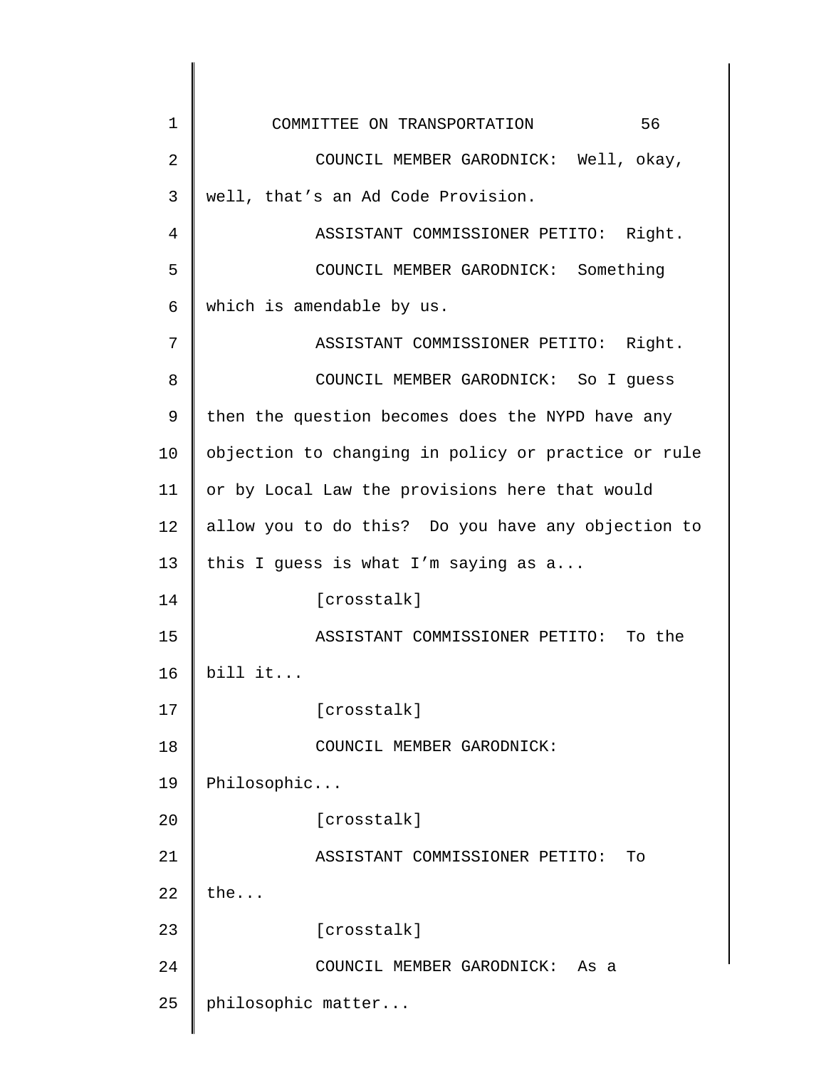COUNCIL MEMBER GARODNICK: Well, okay, well, that's an Ad Code Provision.

ASSISTANT COMMISSIONER PETITO: Right.

COUNCIL MEMBER GARODNICK: Something which is amendable by us.

ASSISTANT COMMISSIONER PETITO: Right.

COUNCIL MEMBER GARODNICK: So I guess then the question becomes does the NYPD have any objection to changing in policy or practice or rule or by Local Law the provisions here that would allow you to do this? Do you have any objection to this I guess is what I'm saying as a...

[crosstalk]

ASSISTANT COMMISSIONER PETITO: To the bill it...

[crosstalk]

COUNCIL MEMBER GARODNICK: Philosophic...

[crosstalk]

ASSISTANT COMMISSIONER PETITO: To the...

[crosstalk]

COUNCIL MEMBER GARODNICK: As a philosophic matter...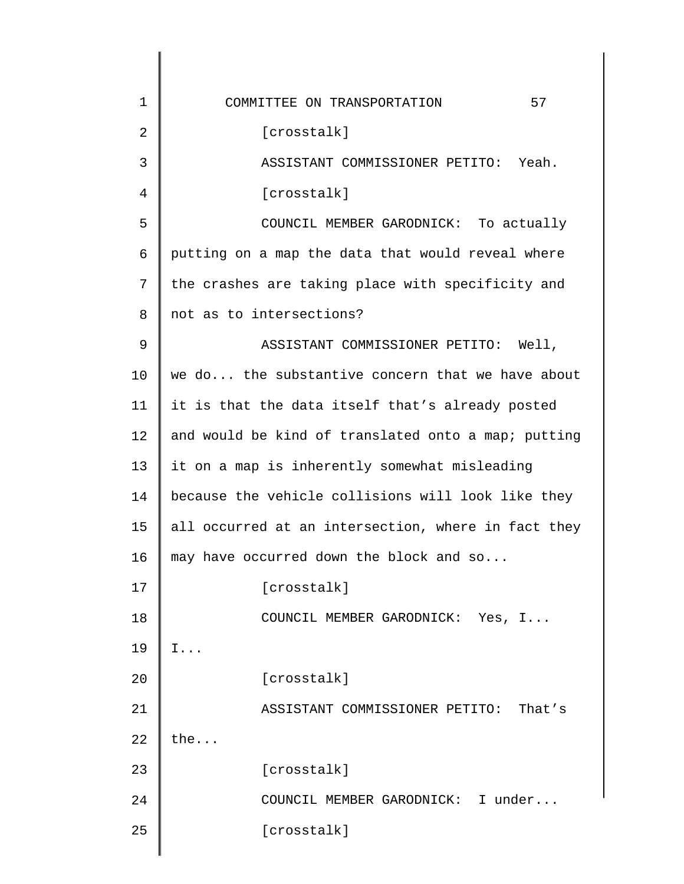[crosstalk]

ASSISTANT COMMISSIONER PETITO: Yeah.

[crosstalk]

COUNCIL MEMBER GARODNICK: To actually putting on a map the data that would reveal where the crashes are taking place with specificity and not as to intersections?

ASSISTANT COMMISSIONER PETITO: Well, we do... the substantive concern that we have about it is that the data itself that's already posted and would be kind of translated onto a map; putting it on a map is inherently somewhat misleading because the vehicle collisions will look like they all occurred at an intersection, where in fact they may have occurred down the block and so...

[crosstalk]

COUNCIL MEMBER GARODNICK: Yes, I... I...

[crosstalk]

ASSISTANT COMMISSIONER PETITO: That's the...

[crosstalk]

COUNCIL MEMBER GARODNICK: I under...

[crosstalk]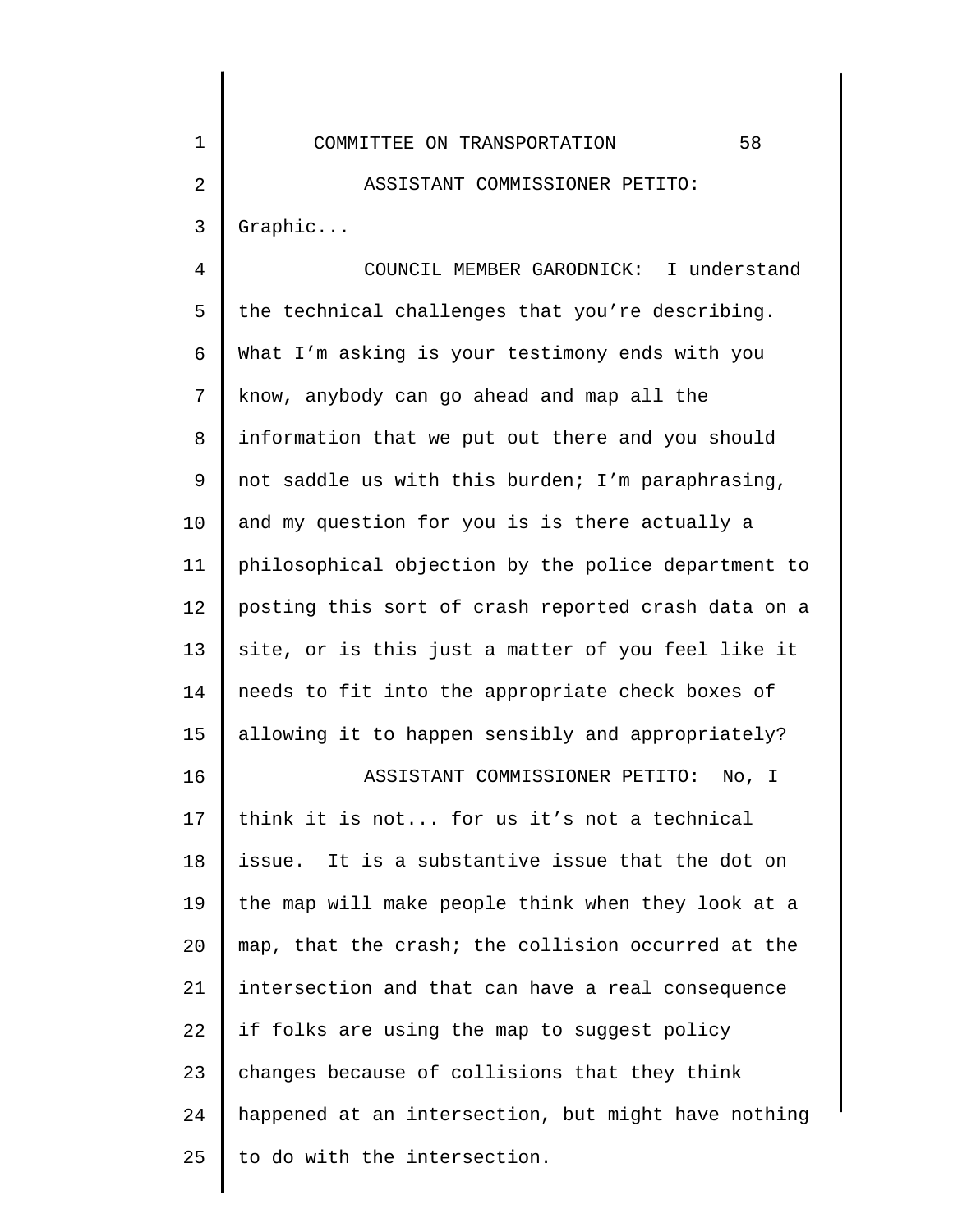ASSISTANT COMMISSIONER PETITO: Graphic...

COUNCIL MEMBER GARODNICK: I understand the technical challenges that you're describing. What I'm asking is your testimony ends with you know, anybody can go ahead and map all the information that we put out there and you should not saddle us with this burden; I'm paraphrasing, and my question for you is is there actually a philosophical objection by the police department to posting this sort of crash reported crash data on a site, or is this just a matter of you feel like it needs to fit into the appropriate check boxes of allowing it to happen sensibly and appropriately?

ASSISTANT COMMISSIONER PETITO: No, I think it is not... for us it's not a technical issue. It is a substantive issue that the dot on the map will make people think when they look at a map, that the crash; the collision occurred at the intersection and that can have a real consequence if folks are using the map to suggest policy changes because of collisions that they think happened at an intersection, but might have nothing to do with the intersection.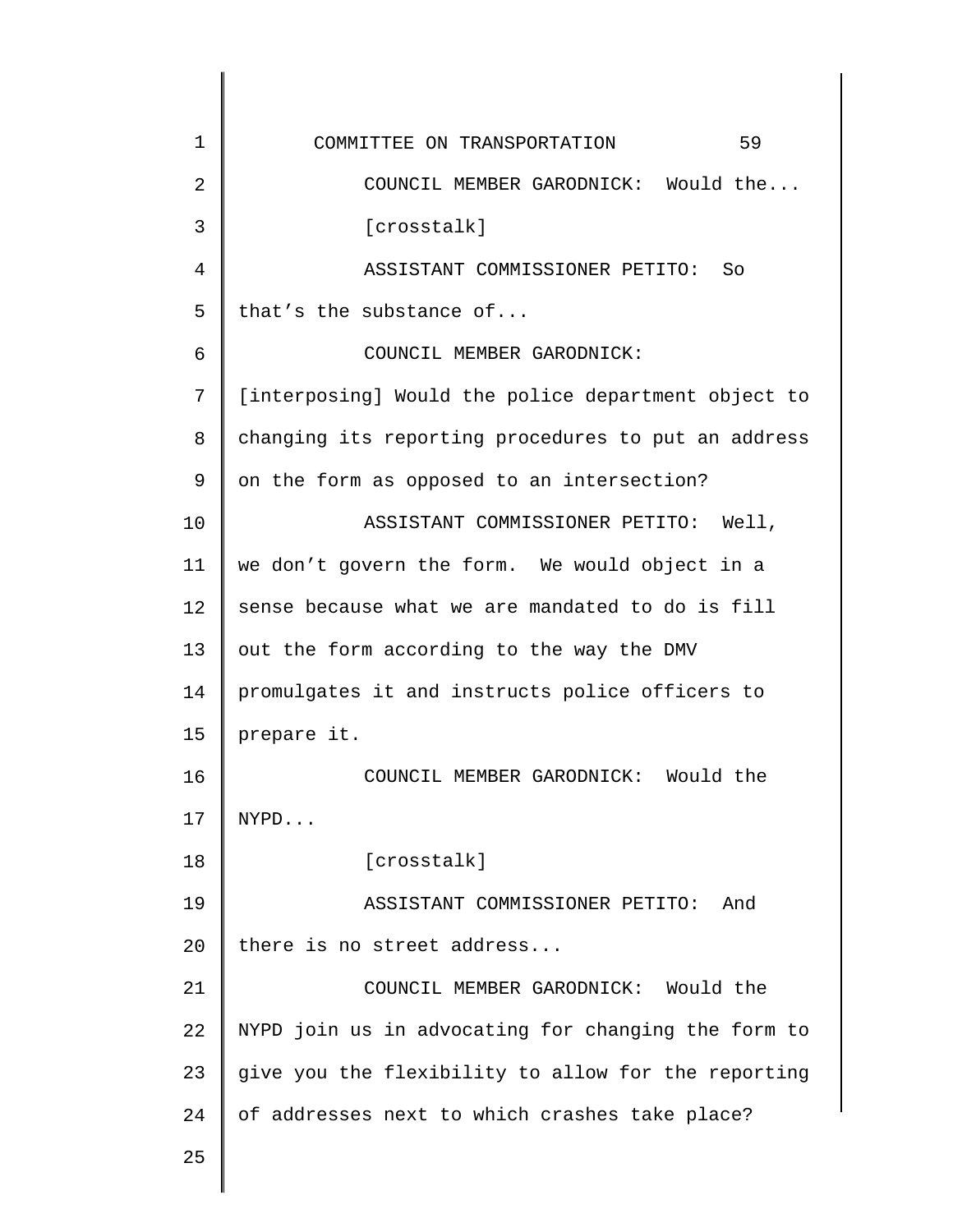COUNCIL MEMBER GARODNICK: Would the...

[crosstalk]

ASSISTANT COMMISSIONER PETITO: So that's the substance of...

COUNCIL MEMBER GARODNICK: [interposing] Would the police department object to changing its reporting procedures to put an address on the form as opposed to an intersection?

ASSISTANT COMMISSIONER PETITO: Well, we don't govern the form. We would object in a sense because what we are mandated to do is fill out the form according to the way the DMV promulgates it and instructs police officers to prepare it.

COUNCIL MEMBER GARODNICK: Would the NYPD...

[crosstalk]

ASSISTANT COMMISSIONER PETITO: And there is no street address...

COUNCIL MEMBER GARODNICK: Would the NYPD join us in advocating for changing the form to give you the flexibility to allow for the reporting of addresses next to which crashes take place?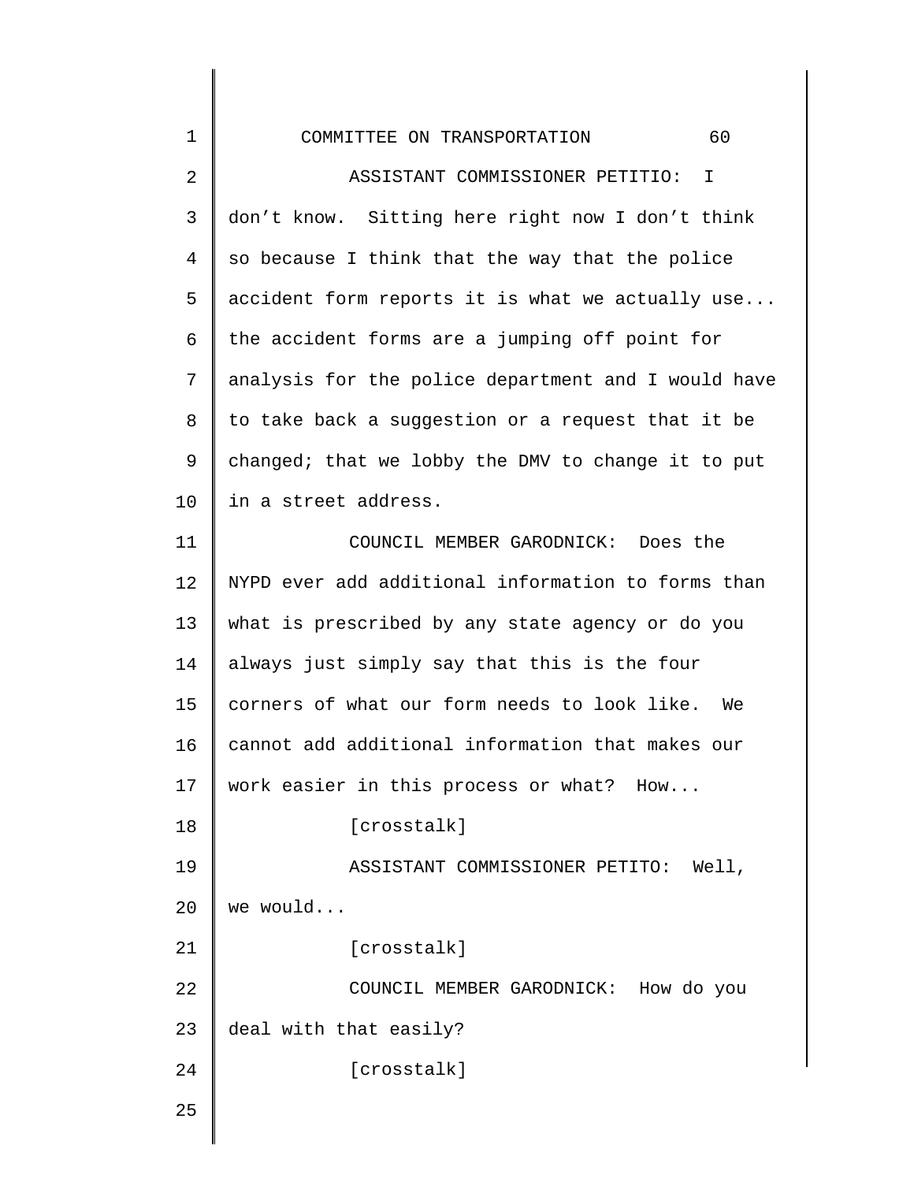ASSISTANT COMMISSIONER PETITIO: I don't know. Sitting here right now I don't think so because I think that the way that the police accident form reports it is what we actually use... the accident forms are a jumping off point for analysis for the police department and I would have to take back a suggestion or a request that it be changed; that we lobby the DMV to change it to put in a street address.

COUNCIL MEMBER GARODNICK: Does the NYPD ever add additional information to forms than what is prescribed by any state agency or do you always just simply say that this is the four corners of what our form needs to look like. We cannot add additional information that makes our work easier in this process or what? How...

[crosstalk]

ASSISTANT COMMISSIONER PETITO: Well, we would...

[crosstalk]

COUNCIL MEMBER GARODNICK: How do you deal with that easily?

[crosstalk]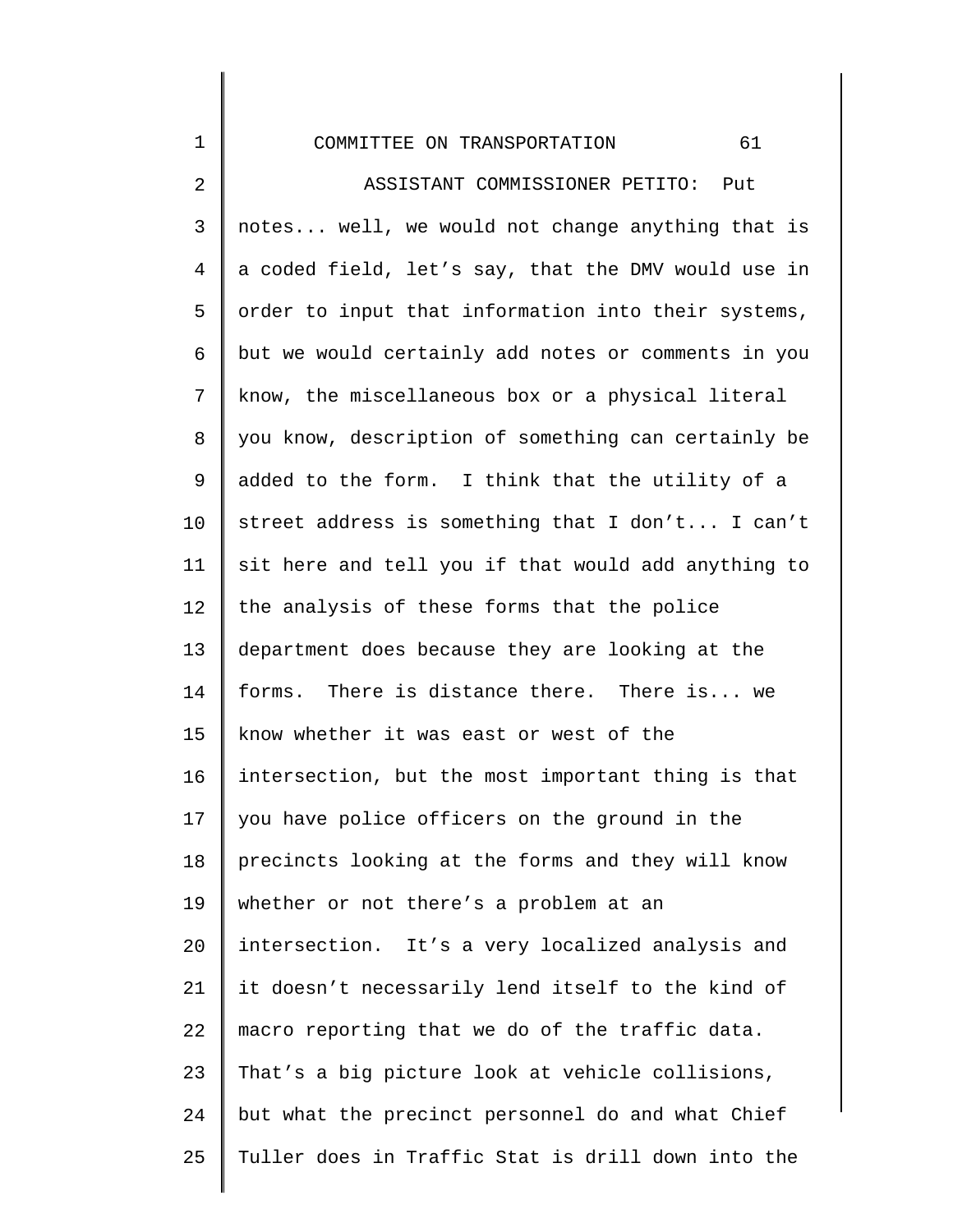ASSISTANT COMMISSIONER PETITO: Put notes... well, we would not change anything that is a coded field, let's say, that the DMV would use in order to input that information into their systems, but we would certainly add notes or comments in you know, the miscellaneous box or a physical literal you know, description of something can certainly be added to the form. I think that the utility of a street address is something that I don't... I can't sit here and tell you if that would add anything to the analysis of these forms that the police department does because they are looking at the forms. There is distance there. There is... we know whether it was east or west of the intersection, but the most important thing is that you have police officers on the ground in the precincts looking at the forms and they will know whether or not there's a problem at an intersection. It's a very localized analysis and it doesn't necessarily lend itself to the kind of macro reporting that we do of the traffic data. That's a big picture look at vehicle collisions, but what the precinct personnel do and what Chief Tuller does in Traffic Stat is drill down into the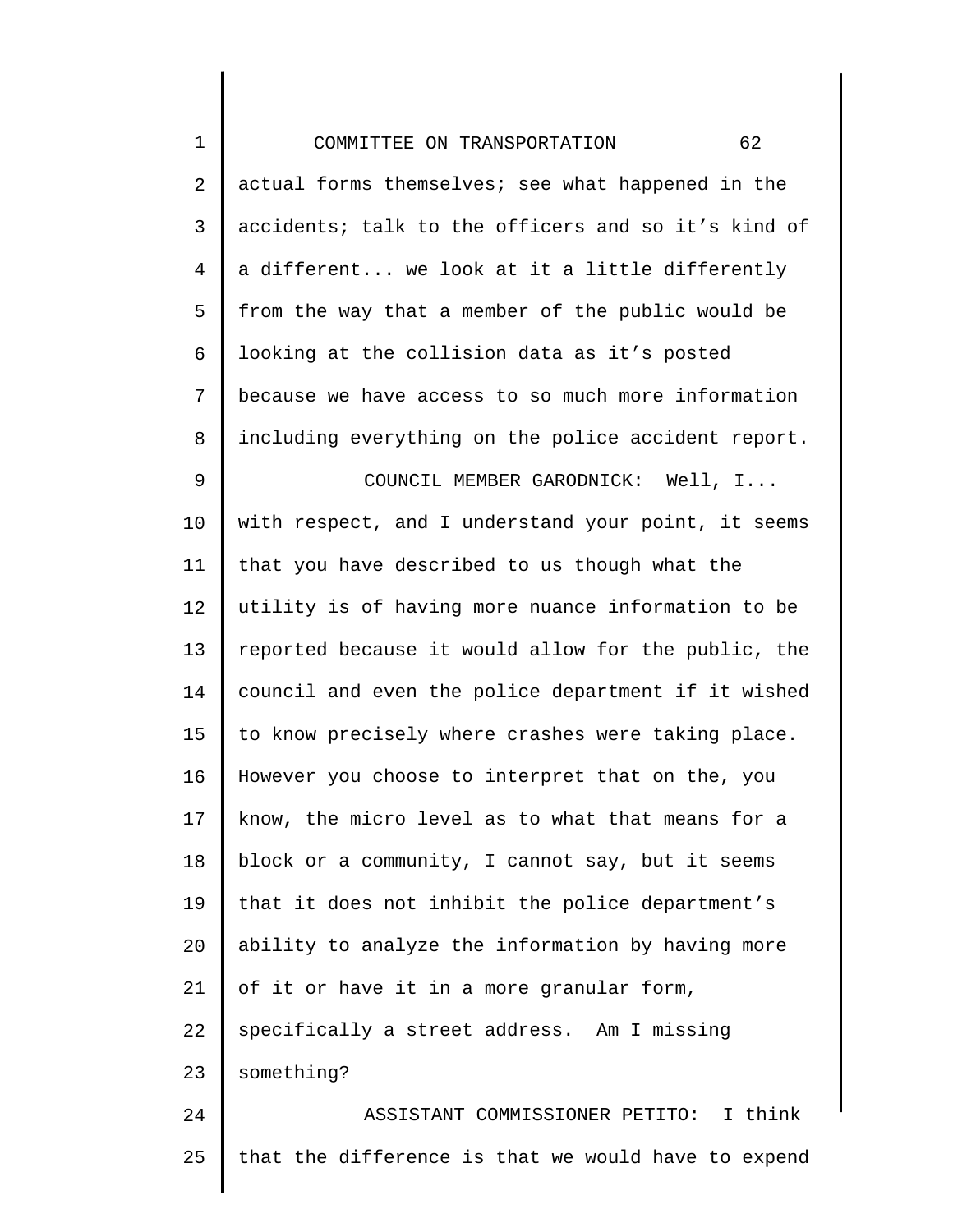actual forms themselves; see what happened in the accidents; talk to the officers and so it's kind of a different... we look at it a little differently from the way that a member of the public would be looking at the collision data as it's posted because we have access to so much more information including everything on the police accident report.

COUNCIL MEMBER GARODNICK: Well, I... with respect, and I understand your point, it seems that you have described to us though what the utility is of having more nuance information to be reported because it would allow for the public, the council and even the police department if it wished to know precisely where crashes were taking place. However you choose to interpret that on the, you know, the micro level as to what that means for a block or a community, I cannot say, but it seems that it does not inhibit the police department's ability to analyze the information by having more of it or have it in a more granular form, specifically a street address. Am I missing something?

ASSISTANT COMMISSIONER PETITO: I think that the difference is that we would have to expend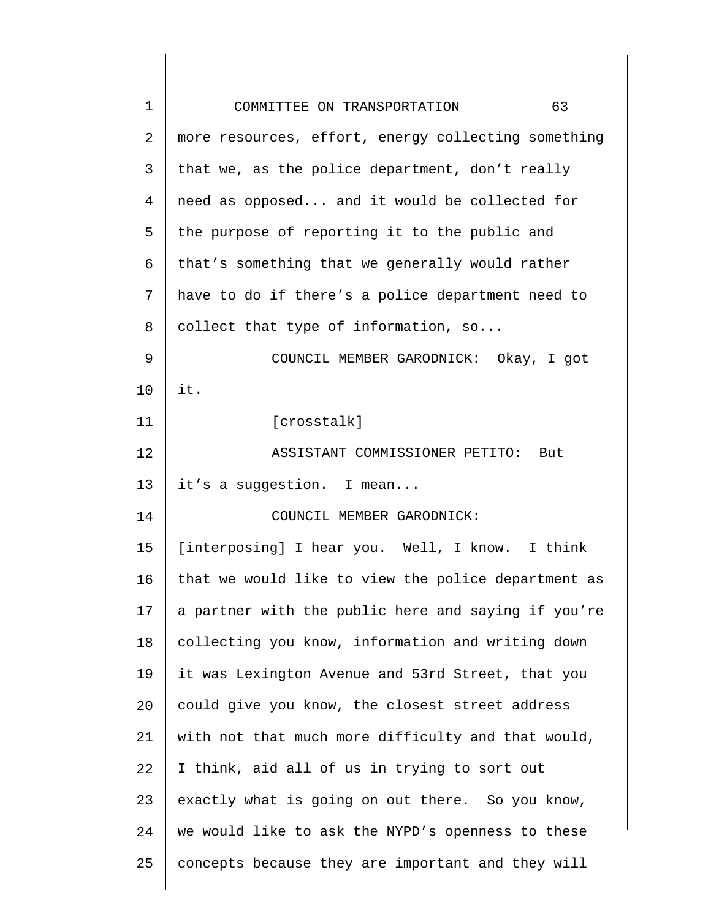more resources, effort, energy collecting something that we, as the police department, don't really need as opposed... and it would be collected for the purpose of reporting it to the public and that's something that we generally would rather have to do if there's a police department need to collect that type of information, so...

COUNCIL MEMBER GARODNICK: Okay, I got it.

[crosstalk]

ASSISTANT COMMISSIONER PETITO: But it's a suggestion. I mean...

COUNCIL MEMBER GARODNICK: [interposing] I hear you. Well, I know. I think that we would like to view the police department as a partner with the public here and saying if you're collecting you know, information and writing down it was Lexington Avenue and 53rd Street, that you could give you know, the closest street address with not that much more difficulty and that would, I think, aid all of us in trying to sort out exactly what is going on out there. So you know, we would like to ask the NYPD's openness to these concepts because they are important and they will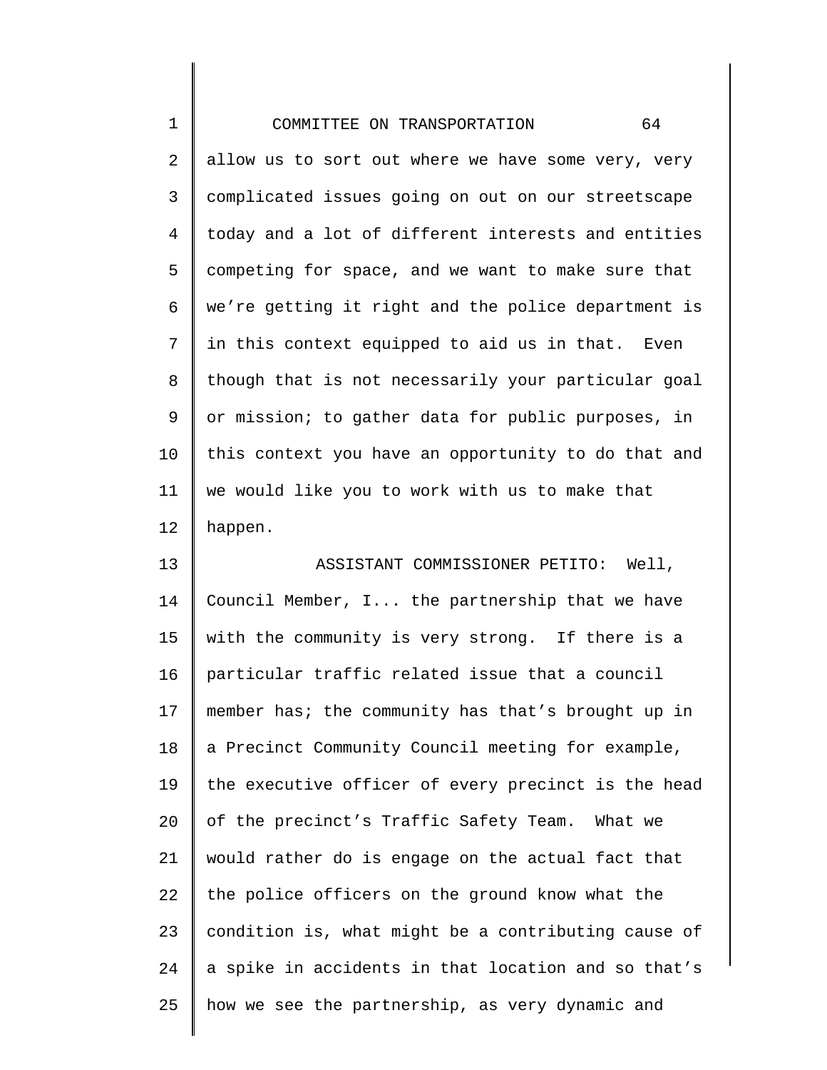allow us to sort out where we have some very, very complicated issues going on out on our streetscape today and a lot of different interests and entities competing for space, and we want to make sure that we're getting it right and the police department is in this context equipped to aid us in that. Even though that is not necessarily your particular goal or mission; to gather data for public purposes, in this context you have an opportunity to do that and we would like you to work with us to make that happen.

ASSISTANT COMMISSIONER PETITO: Well, Council Member, I... the partnership that we have with the community is very strong. If there is a particular traffic related issue that a council member has; the community has that's brought up in a Precinct Community Council meeting for example, the executive officer of every precinct is the head of the precinct's Traffic Safety Team. What we would rather do is engage on the actual fact that the police officers on the ground know what the condition is, what might be a contributing cause of a spike in accidents in that location and so that's how we see the partnership, as very dynamic and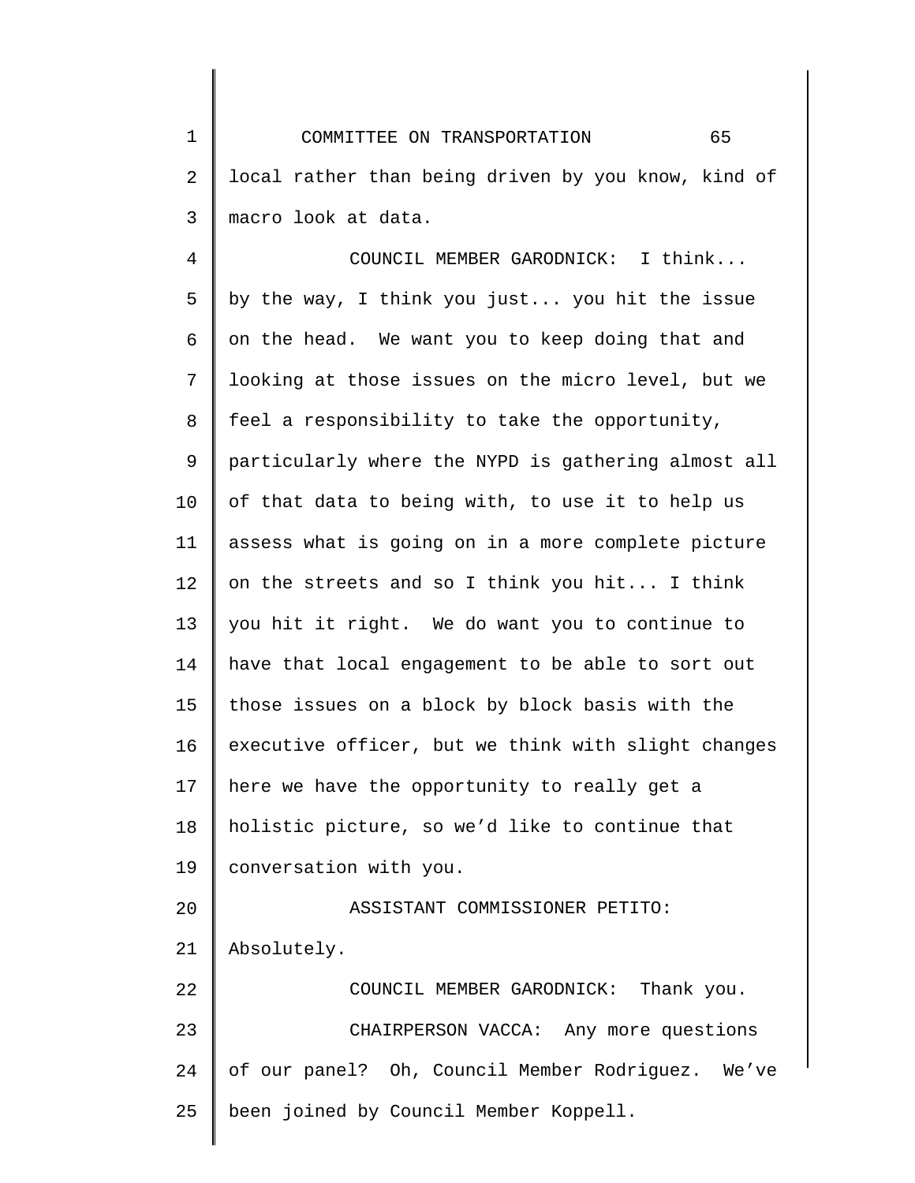local rather than being driven by you know, kind of macro look at data.

COUNCIL MEMBER GARODNICK: I think... by the way, I think you just... you hit the issue on the head. We want you to keep doing that and looking at those issues on the micro level, but we feel a responsibility to take the opportunity, particularly where the NYPD is gathering almost all of that data to being with, to use it to help us assess what is going on in a more complete picture on the streets and so I think you hit... I think you hit it right. We do want you to continue to have that local engagement to be able to sort out those issues on a block by block basis with the executive officer, but we think with slight changes here we have the opportunity to really get a holistic picture, so we'd like to continue that conversation with you.

ASSISTANT COMMISSIONER PETITO: Absolutely.

COUNCIL MEMBER GARODNICK: Thank you.

CHAIRPERSON VACCA: Any more questions of our panel? Oh, Council Member Rodriguez. We've been joined by Council Member Koppell.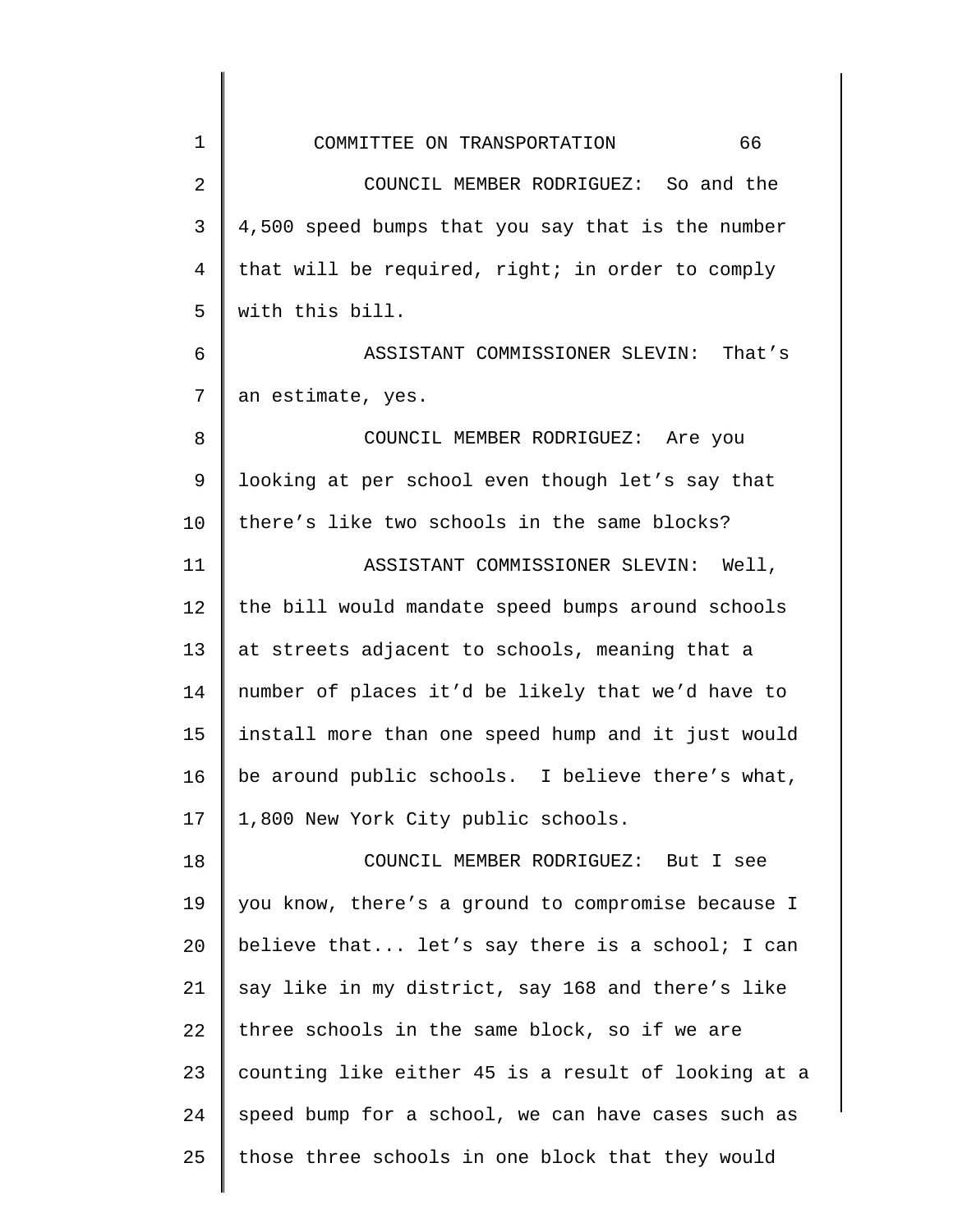COUNCIL MEMBER RODRIGUEZ: So and the 4,500 speed bumps that you say that is the number that will be required, right; in order to comply with this bill.

ASSISTANT COMMISSIONER SLEVIN: That's an estimate, yes.

COUNCIL MEMBER RODRIGUEZ: Are you looking at per school even though let's say that there's like two schools in the same blocks?

ASSISTANT COMMISSIONER SLEVIN: Well, the bill would mandate speed bumps around schools at streets adjacent to schools, meaning that a number of places it'd be likely that we'd have to install more than one speed hump and it just would be around public schools. I believe there's what, 1,800 New York City public schools.

COUNCIL MEMBER RODRIGUEZ: But I see you know, there's a ground to compromise because I believe that... let's say there is a school; I can say like in my district, say 168 and there's like three schools in the same block, so if we are counting like either 45 is a result of looking at a speed bump for a school, we can have cases such as those three schools in one block that they would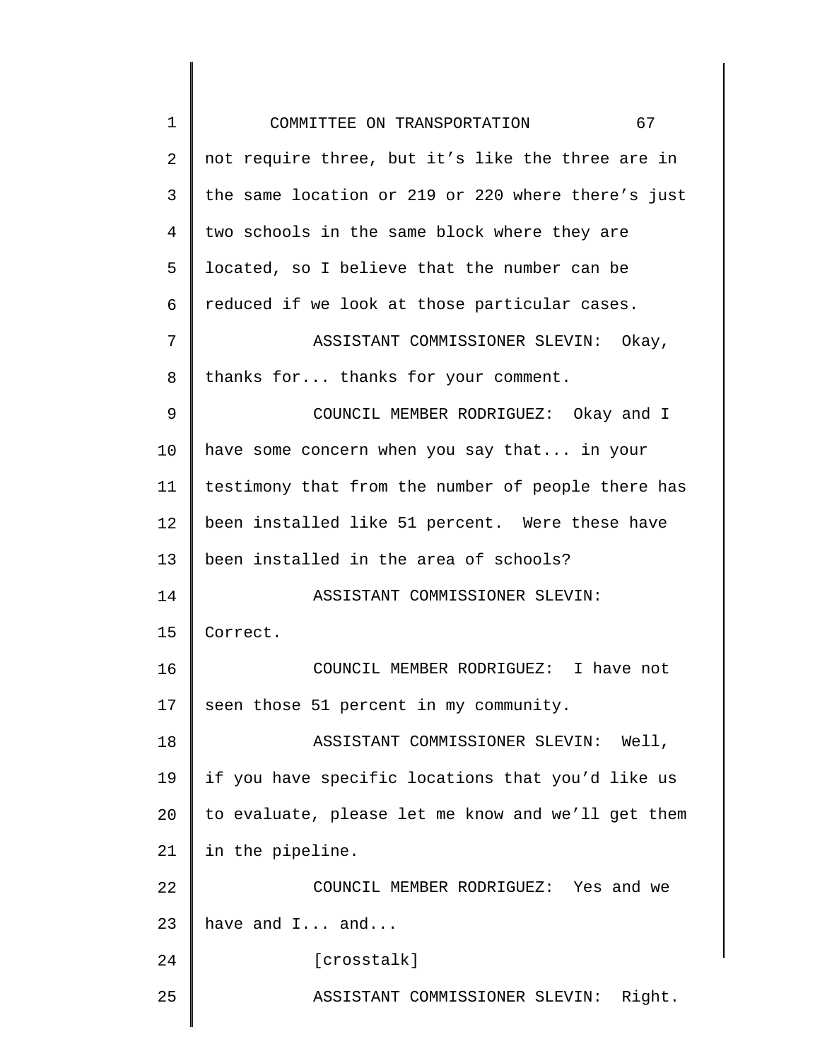not require three, but it's like the three are in the same location or 219 or 220 where there's just two schools in the same block where they are located, so I believe that the number can be reduced if we look at those particular cases.

ASSISTANT COMMISSIONER SLEVIN: Okay, thanks for... thanks for your comment.

COUNCIL MEMBER RODRIGUEZ: Okay and I have some concern when you say that... in your testimony that from the number of people there has been installed like 51 percent. Were these have been installed in the area of schools?

ASSISTANT COMMISSIONER SLEVIN: Correct.

COUNCIL MEMBER RODRIGUEZ: I have not seen those 51 percent in my community.

ASSISTANT COMMISSIONER SLEVIN: Well, if you have specific locations that you'd like us to evaluate, please let me know and we'll get them in the pipeline.

COUNCIL MEMBER RODRIGUEZ: Yes and we have and I... and...

[crosstalk]

ASSISTANT COMMISSIONER SLEVIN: Right.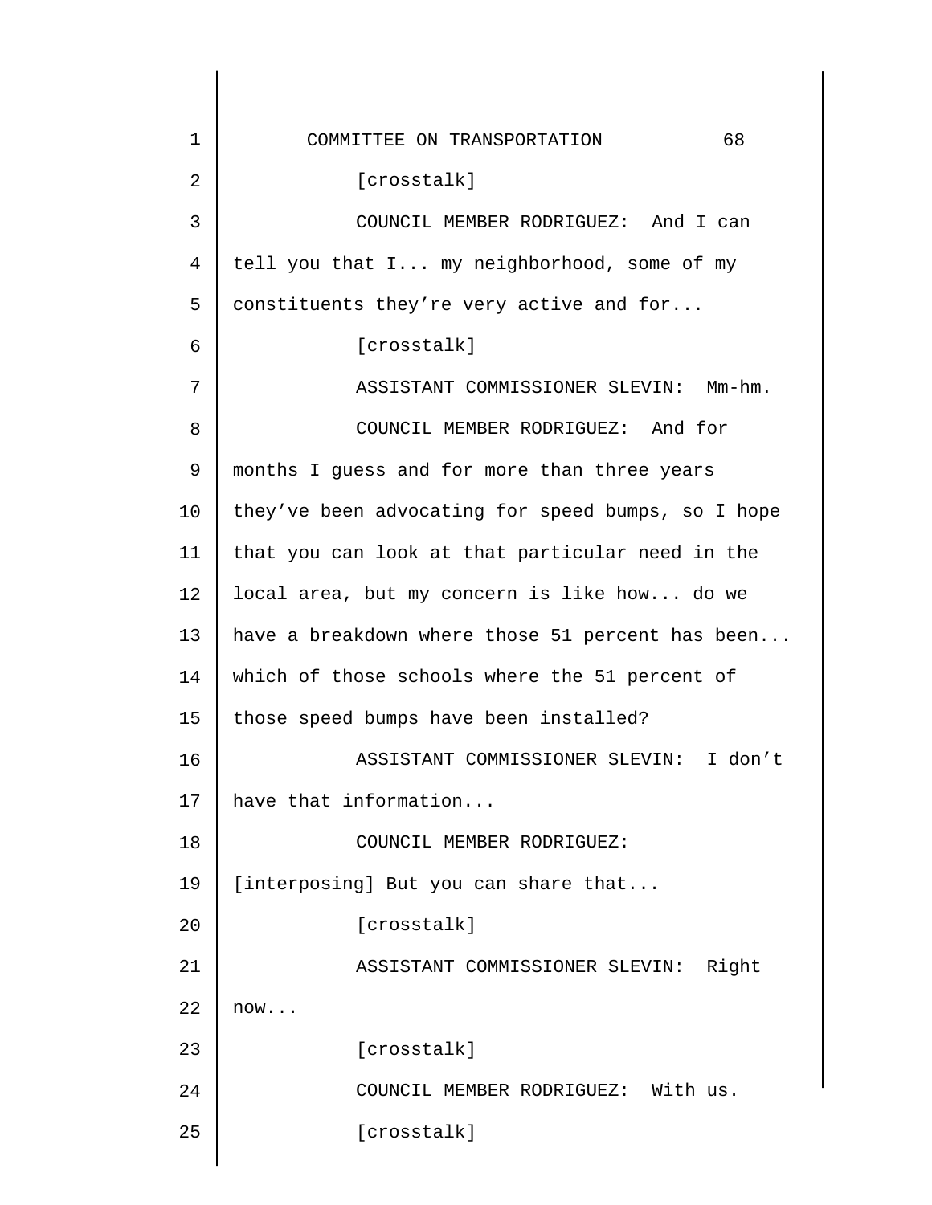[crosstalk]

COUNCIL MEMBER RODRIGUEZ: And I can tell you that I... my neighborhood, some of my constituents they're very active and for...

[crosstalk]

ASSISTANT COMMISSIONER SLEVIN: Mm-hm.

COUNCIL MEMBER RODRIGUEZ: And for months I guess and for more than three years they've been advocating for speed bumps, so I hope that you can look at that particular need in the local area, but my concern is like how... do we have a breakdown where those 51 percent has been... which of those schools where the 51 percent of those speed bumps have been installed?

ASSISTANT COMMISSIONER SLEVIN: I don't have that information...

COUNCIL MEMBER RODRIGUEZ: [interposing] But you can share that...

[crosstalk]

ASSISTANT COMMISSIONER SLEVIN: Right now...

[crosstalk]

COUNCIL MEMBER RODRIGUEZ: With us.

[crosstalk]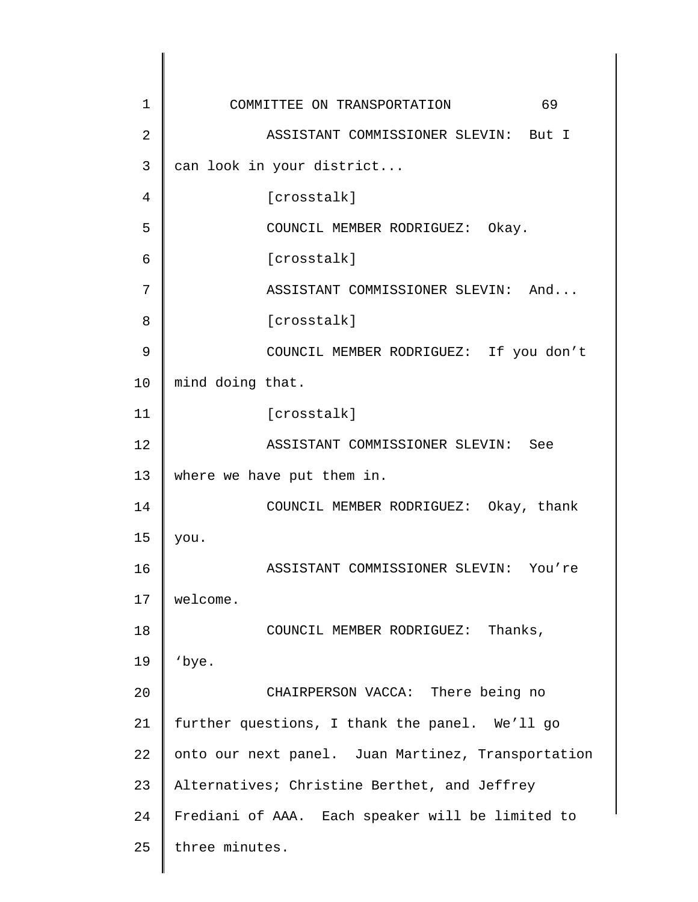ASSISTANT COMMISSIONER SLEVIN: But I can look in your district...

[crosstalk]

COUNCIL MEMBER RODRIGUEZ: Okay.

[crosstalk]

ASSISTANT COMMISSIONER SLEVIN: And...

[crosstalk]

COUNCIL MEMBER RODRIGUEZ: If you don't mind doing that.

[crosstalk]

ASSISTANT COMMISSIONER SLEVIN: See where we have put them in.

COUNCIL MEMBER RODRIGUEZ: Okay, thank you.

ASSISTANT COMMISSIONER SLEVIN: You're welcome.

COUNCIL MEMBER RODRIGUEZ: Thanks, 'bye.

CHAIRPERSON VACCA: There being no further questions, I thank the panel. We'll go onto our next panel. Juan Martinez, Transportation Alternatives; Christine Berthet, and Jeffrey Frediani of AAA. Each speaker will be limited to three minutes.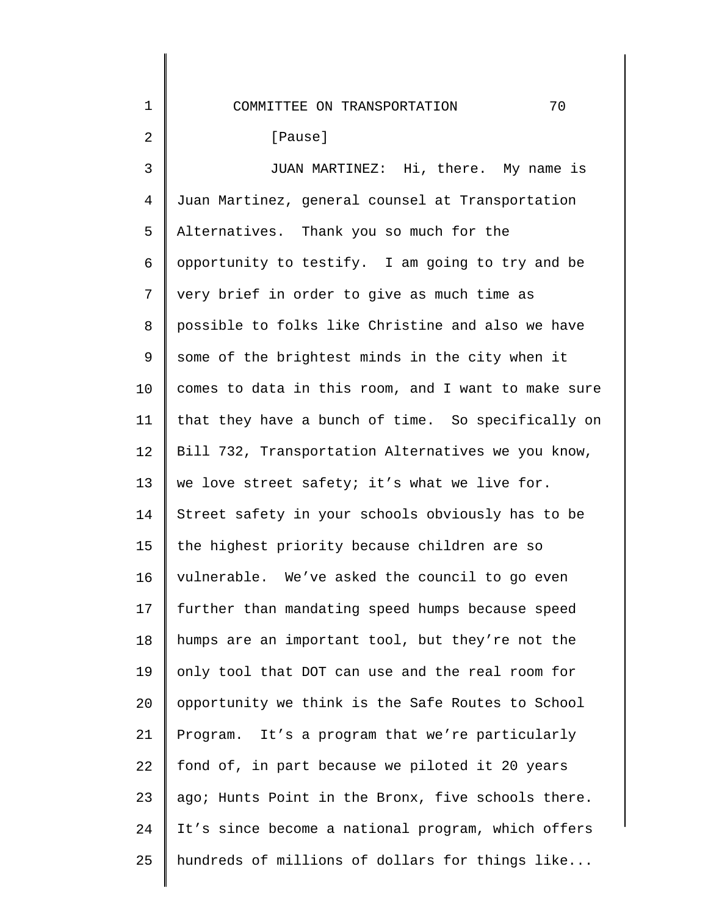[Pause]

JUAN MARTINEZ: Hi, there. My name is Juan Martinez, general counsel at Transportation Alternatives. Thank you so much for the opportunity to testify. I am going to try and be very brief in order to give as much time as possible to folks like Christine and also we have some of the brightest minds in the city when it comes to data in this room, and I want to make sure that they have a bunch of time. So specifically on Bill 732, Transportation Alternatives we you know, we love street safety; it's what we live for. Street safety in your schools obviously has to be the highest priority because children are so vulnerable. We've asked the council to go even further than mandating speed humps because speed humps are an important tool, but they're not the only tool that DOT can use and the real room for opportunity we think is the Safe Routes to School Program. It's a program that we're particularly fond of, in part because we piloted it 20 years ago; Hunts Point in the Bronx, five schools there. It's since become a national program, which offers hundreds of millions of dollars for things like...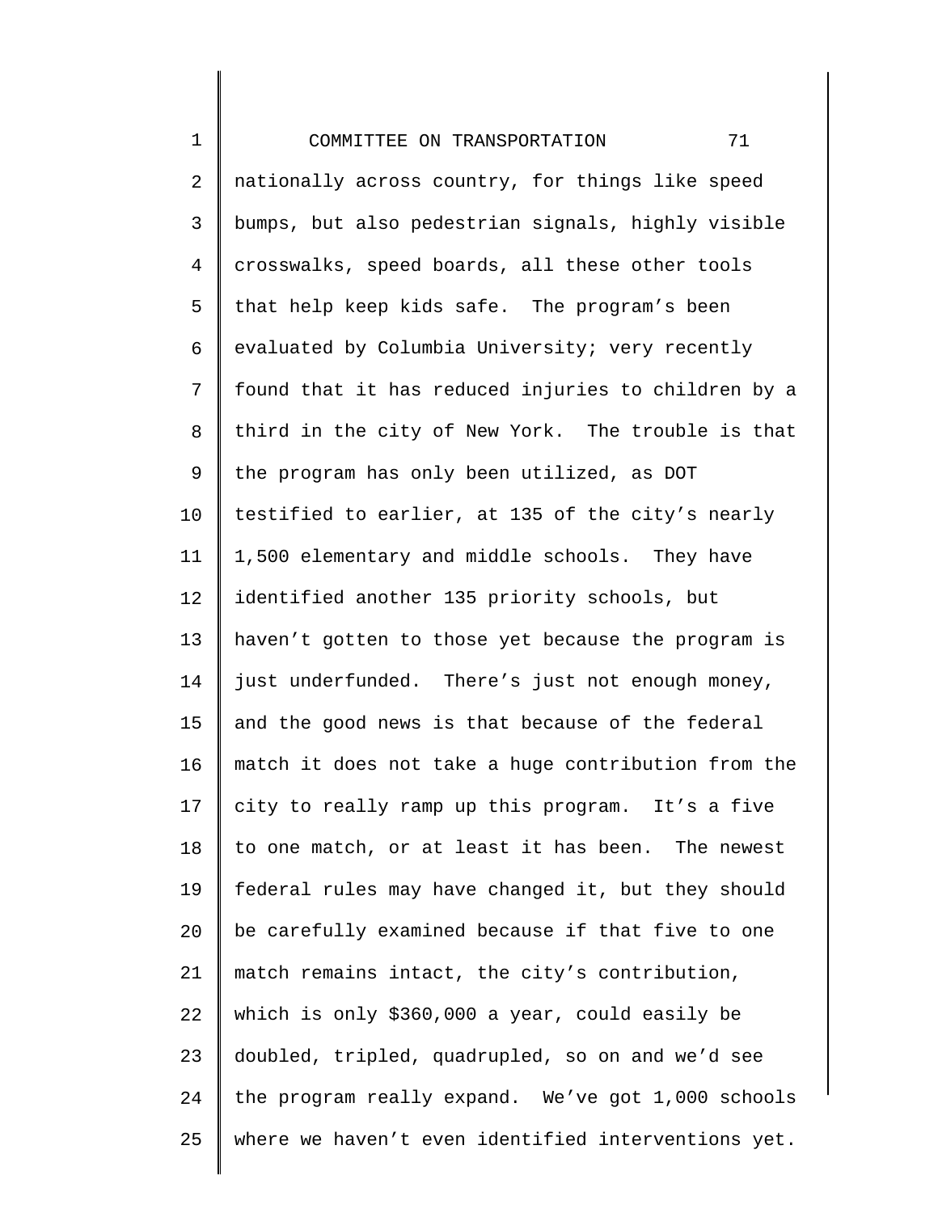nationally across country, for things like speed bumps, but also pedestrian signals, highly visible crosswalks, speed boards, all these other tools that help keep kids safe. The program's been evaluated by Columbia University; very recently found that it has reduced injuries to children by a third in the city of New York. The trouble is that the program has only been utilized, as DOT testified to earlier, at 135 of the city's nearly 1,500 elementary and middle schools. They have identified another 135 priority schools, but haven't gotten to those yet because the program is just underfunded. There's just not enough money, and the good news is that because of the federal match it does not take a huge contribution from the city to really ramp up this program. It's a five to one match, or at least it has been. The newest federal rules may have changed it, but they should be carefully examined because if that five to one match remains intact, the city's contribution, which is only $360,000 a year, could easily be doubled, tripled, quadrupled, so on and we'd see the program really expand. We've got 1,000 schools where we haven't even identified interventions yet.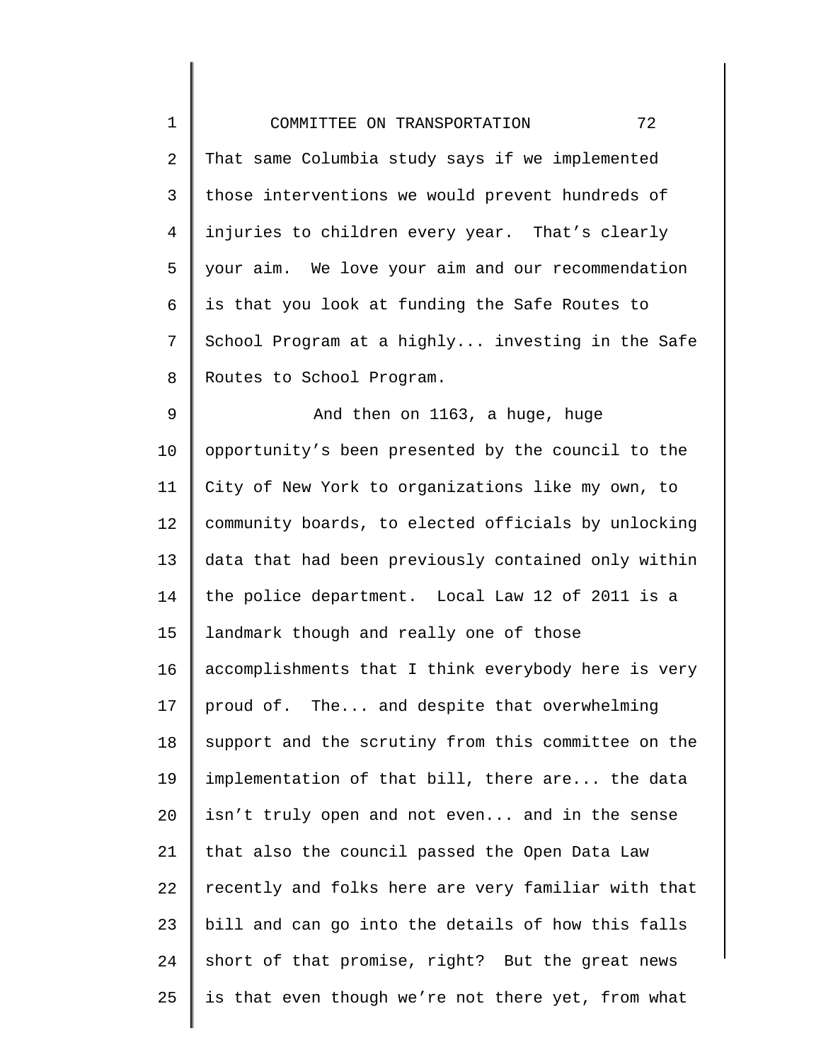That same Columbia study says if we implemented those interventions we would prevent hundreds of injuries to children every year. That's clearly your aim. We love your aim and our recommendation is that you look at funding the Safe Routes to School Program at a highly... investing in the Safe Routes to School Program.

And then on 1163, a huge, huge opportunity's been presented by the council to the City of New York to organizations like my own, to community boards, to elected officials by unlocking data that had been previously contained only within the police department. Local Law 12 of 2011 is a landmark though and really one of those accomplishments that I think everybody here is very proud of. The... and despite that overwhelming support and the scrutiny from this committee on the implementation of that bill, there are... the data isn't truly open and not even... and in the sense that also the council passed the Open Data Law recently and folks here are very familiar with that bill and can go into the details of how this falls short of that promise, right? But the great news is that even though we're not there yet, from what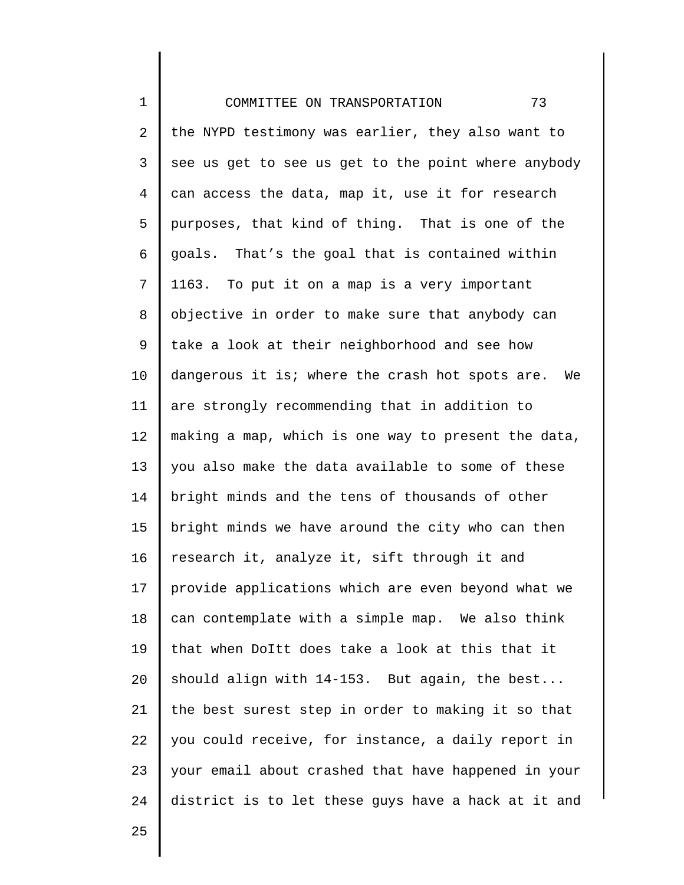the NYPD testimony was earlier, they also want to see us get to see us get to the point where anybody can access the data, map it, use it for research purposes, that kind of thing. That is one of the goals. That's the goal that is contained within 1163. To put it on a map is a very important objective in order to make sure that anybody can take a look at their neighborhood and see how dangerous it is; where the crash hot spots are. We are strongly recommending that in addition to making a map, which is one way to present the data, you also make the data available to some of these bright minds and the tens of thousands of other bright minds we have around the city who can then research it, analyze it, sift through it and provide applications which are even beyond what we can contemplate with a simple map. We also think that when DoItt does take a look at this that it should align with 14-153. But again, the best... the best surest step in order to making it so that you could receive, for instance, a daily report in your email about crashed that have happened in your district is to let these guys have a hack at it and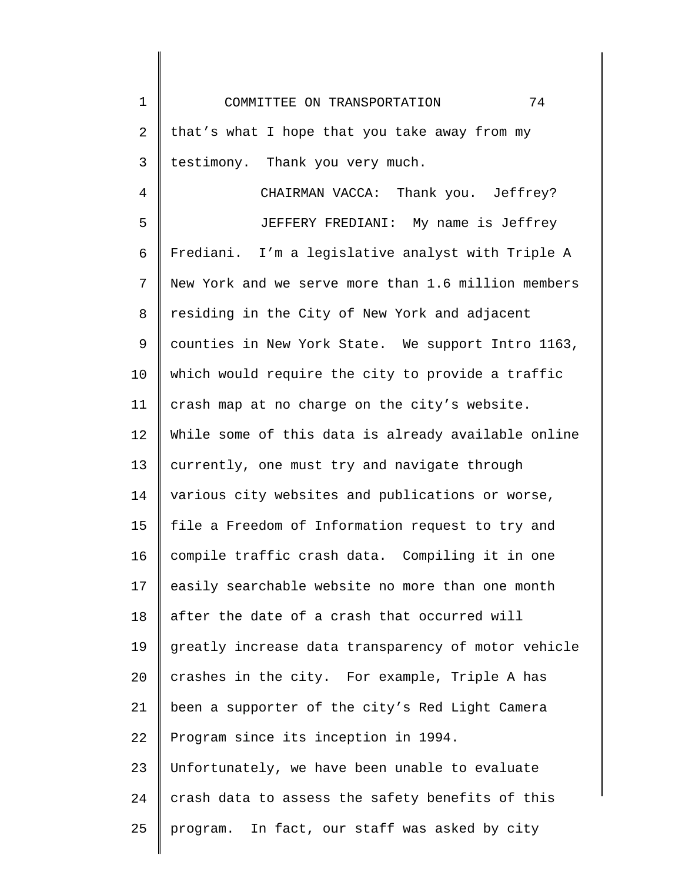that's what I hope that you take away from my testimony. Thank you very much.

CHAIRMAN VACCA: Thank you. Jeffrey?

JEFFERY FREDIANI: My name is Jeffrey Frediani. I'm a legislative analyst with Triple A New York and we serve more than 1.6 million members residing in the City of New York and adjacent counties in New York State. We support Intro 1163, which would require the city to provide a traffic crash map at no charge on the city's website. While some of this data is already available online currently, one must try and navigate through various city websites and publications or worse, file a Freedom of Information request to try and compile traffic crash data. Compiling it in one easily searchable website no more than one month after the date of a crash that occurred will greatly increase data transparency of motor vehicle crashes in the city. For example, Triple A has been a supporter of the city's Red Light Camera Program since its inception in 1994. Unfortunately, we have been unable to evaluate crash data to assess the safety benefits of this program. In fact, our staff was asked by city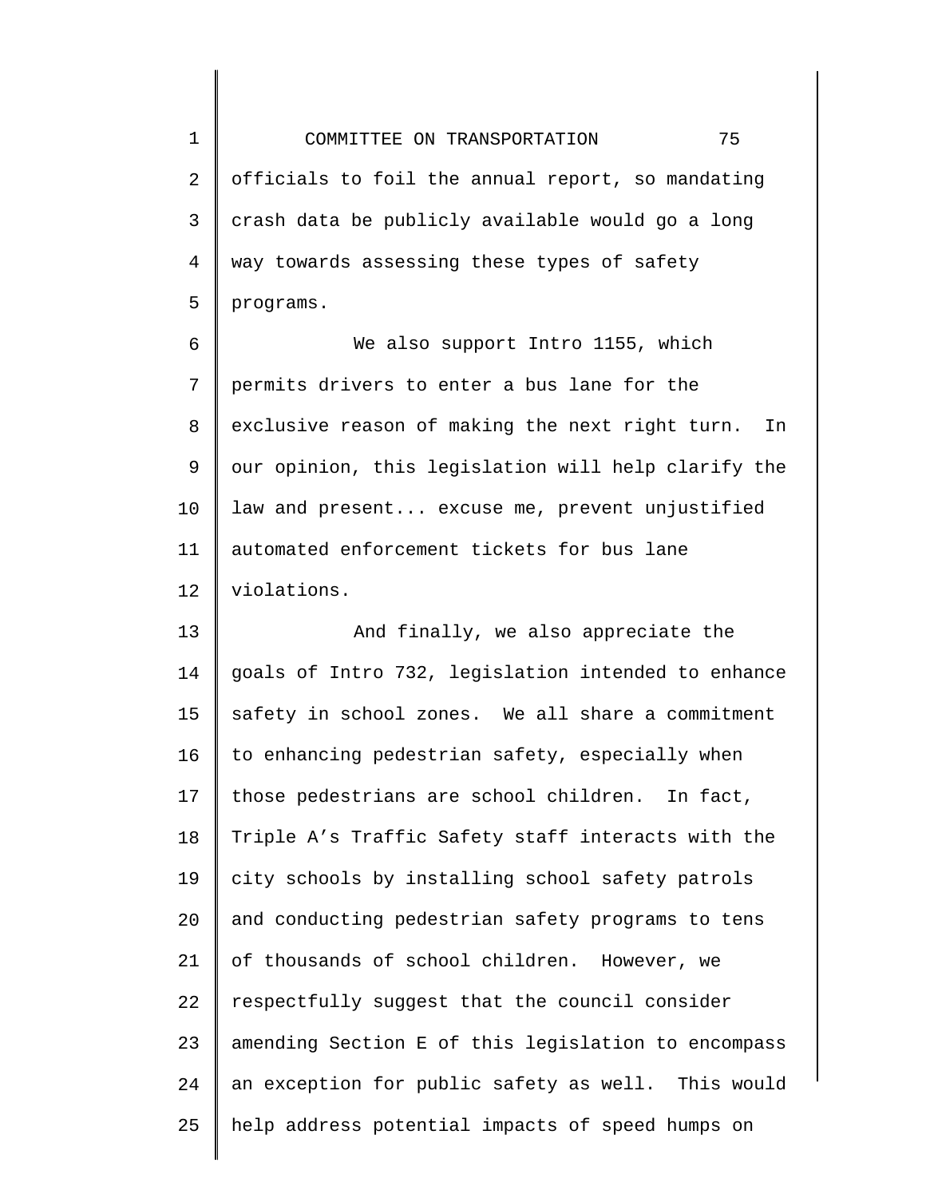officials to foil the annual report, so mandating crash data be publicly available would go a long way towards assessing these types of safety programs.

We also support Intro 1155, which permits drivers to enter a bus lane for the exclusive reason of making the next right turn. In our opinion, this legislation will help clarify the law and present... excuse me, prevent unjustified automated enforcement tickets for bus lane violations.

And finally, we also appreciate the goals of Intro 732, legislation intended to enhance safety in school zones. We all share a commitment to enhancing pedestrian safety, especially when those pedestrians are school children. In fact, Triple A's Traffic Safety staff interacts with the city schools by installing school safety patrols and conducting pedestrian safety programs to tens of thousands of school children. However, we respectfully suggest that the council consider amending Section E of this legislation to encompass an exception for public safety as well. This would help address potential impacts of speed humps on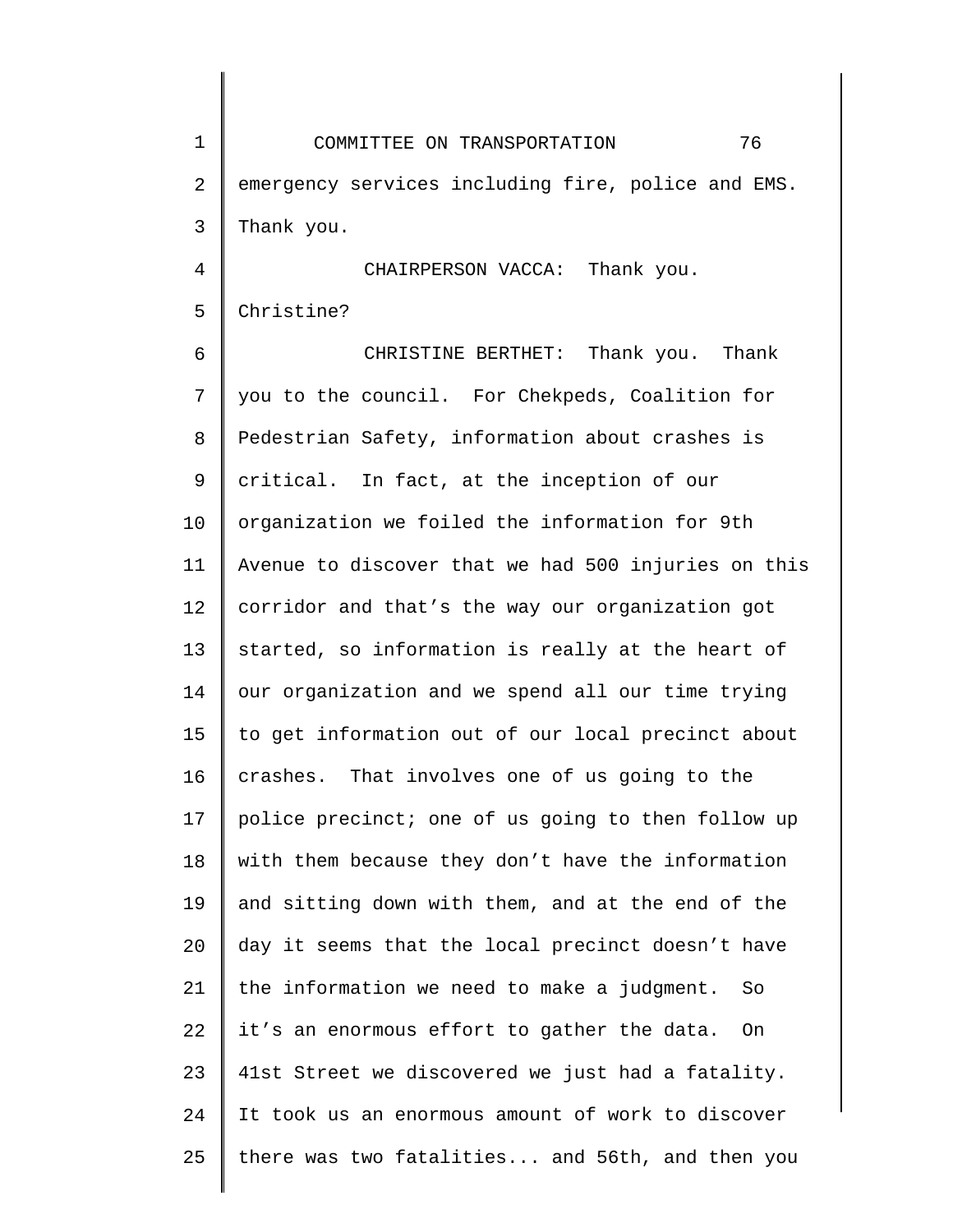emergency services including fire, police and EMS. Thank you.

CHAIRPERSON VACCA: Thank you. Christine?

CHRISTINE BERTHET: Thank you. Thank you to the council. For Chekpeds, Coalition for Pedestrian Safety, information about crashes is critical. In fact, at the inception of our organization we foiled the information for 9th Avenue to discover that we had 500 injuries on this corridor and that's the way our organization got started, so information is really at the heart of our organization and we spend all our time trying to get information out of our local precinct about crashes. That involves one of us going to the police precinct; one of us going to then follow up with them because they don't have the information and sitting down with them, and at the end of the day it seems that the local precinct doesn't have the information we need to make a judgment. So it's an enormous effort to gather the data. On 41st Street we discovered we just had a fatality. It took us an enormous amount of work to discover there was two fatalities... and 56th, and then you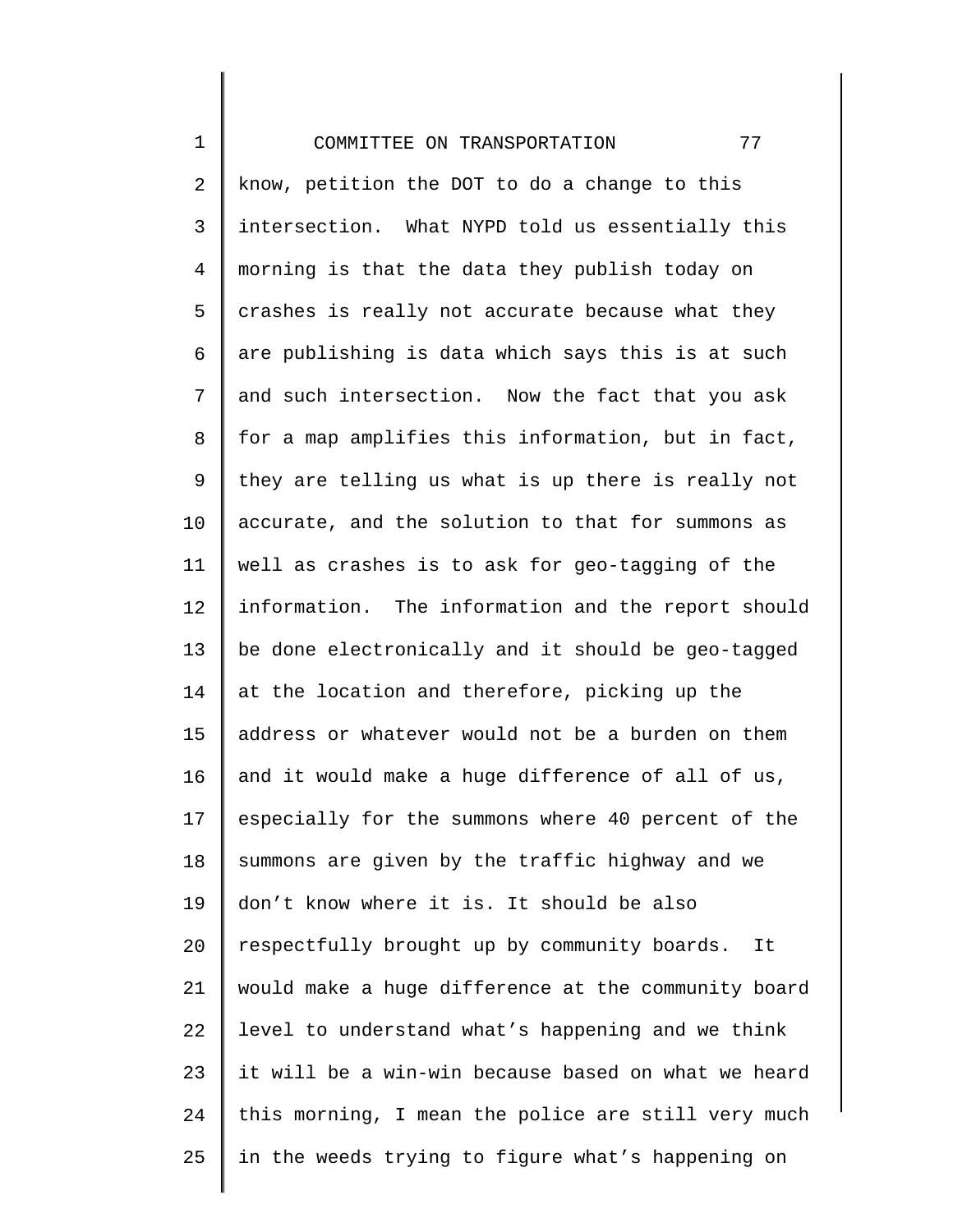know, petition the DOT to do a change to this intersection. What NYPD told us essentially this morning is that the data they publish today on crashes is really not accurate because what they are publishing is data which says this is at such and such intersection. Now the fact that you ask for a map amplifies this information, but in fact, they are telling us what is up there is really not accurate, and the solution to that for summons as well as crashes is to ask for geo-tagging of the information. The information and the report should be done electronically and it should be geo-tagged at the location and therefore, picking up the address or whatever would not be a burden on them and it would make a huge difference of all of us, especially for the summons where 40 percent of the summons are given by the traffic highway and we don't know where it is. It should be also respectfully brought up by community boards. It would make a huge difference at the community board level to understand what's happening and we think it will be a win-win because based on what we heard this morning, I mean the police are still very much in the weeds trying to figure what's happening on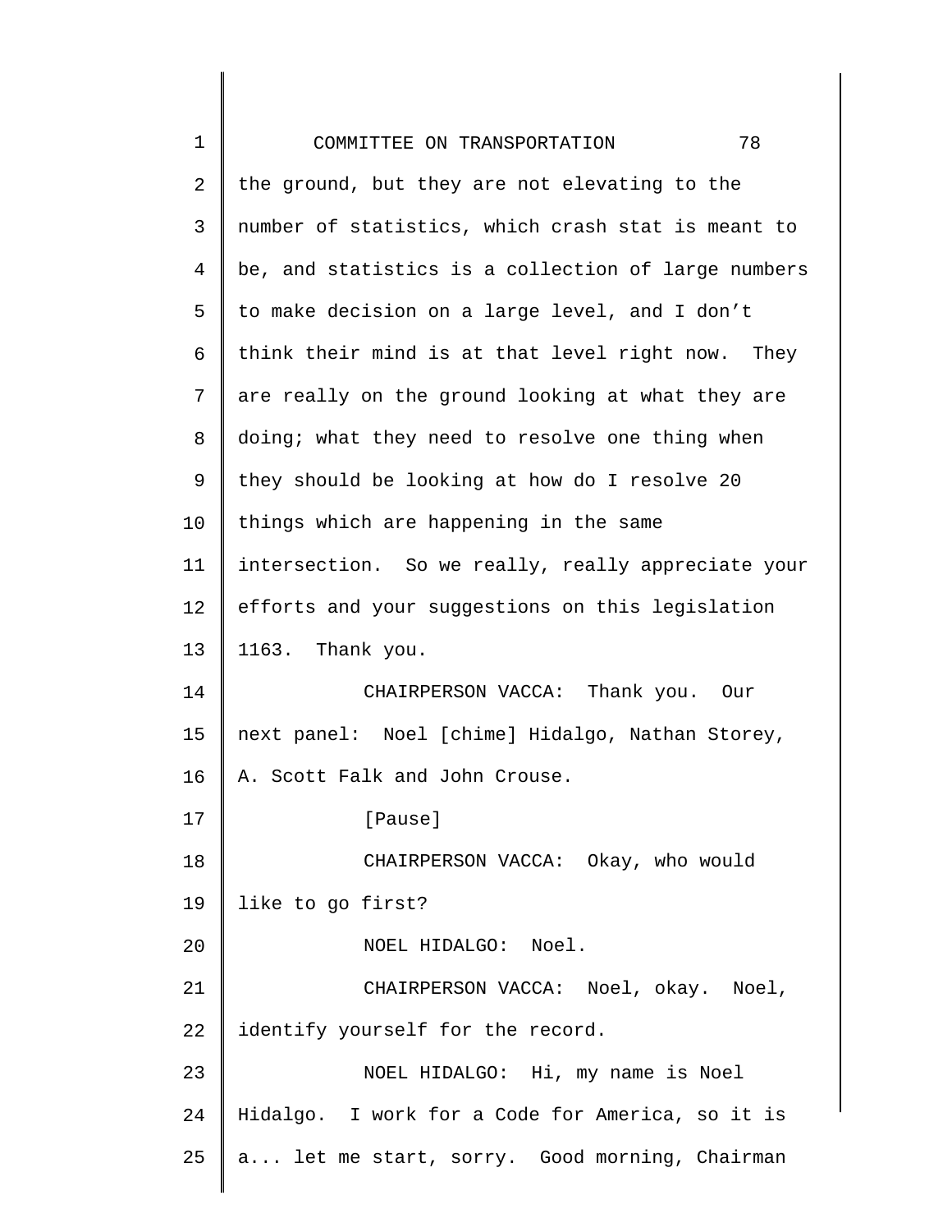the ground, but they are not elevating to the number of statistics, which crash stat is meant to be, and statistics is a collection of large numbers to make decision on a large level, and I don't think their mind is at that level right now. They are really on the ground looking at what they are doing; what they need to resolve one thing when they should be looking at how do I resolve 20 things which are happening in the same intersection. So we really, really appreciate your efforts and your suggestions on this legislation 1163. Thank you.

CHAIRPERSON VACCA: Thank you. Our next panel: Noel [chime] Hidalgo, Nathan Storey, A. Scott Falk and John Crouse.

[Pause]

CHAIRPERSON VACCA: Okay, who would like to go first?

NOEL HIDALGO: Noel.

CHAIRPERSON VACCA: Noel, okay. Noel, identify yourself for the record.

NOEL HIDALGO: Hi, my name is Noel Hidalgo. I work for a Code for America, so it is a... let me start, sorry. Good morning, Chairman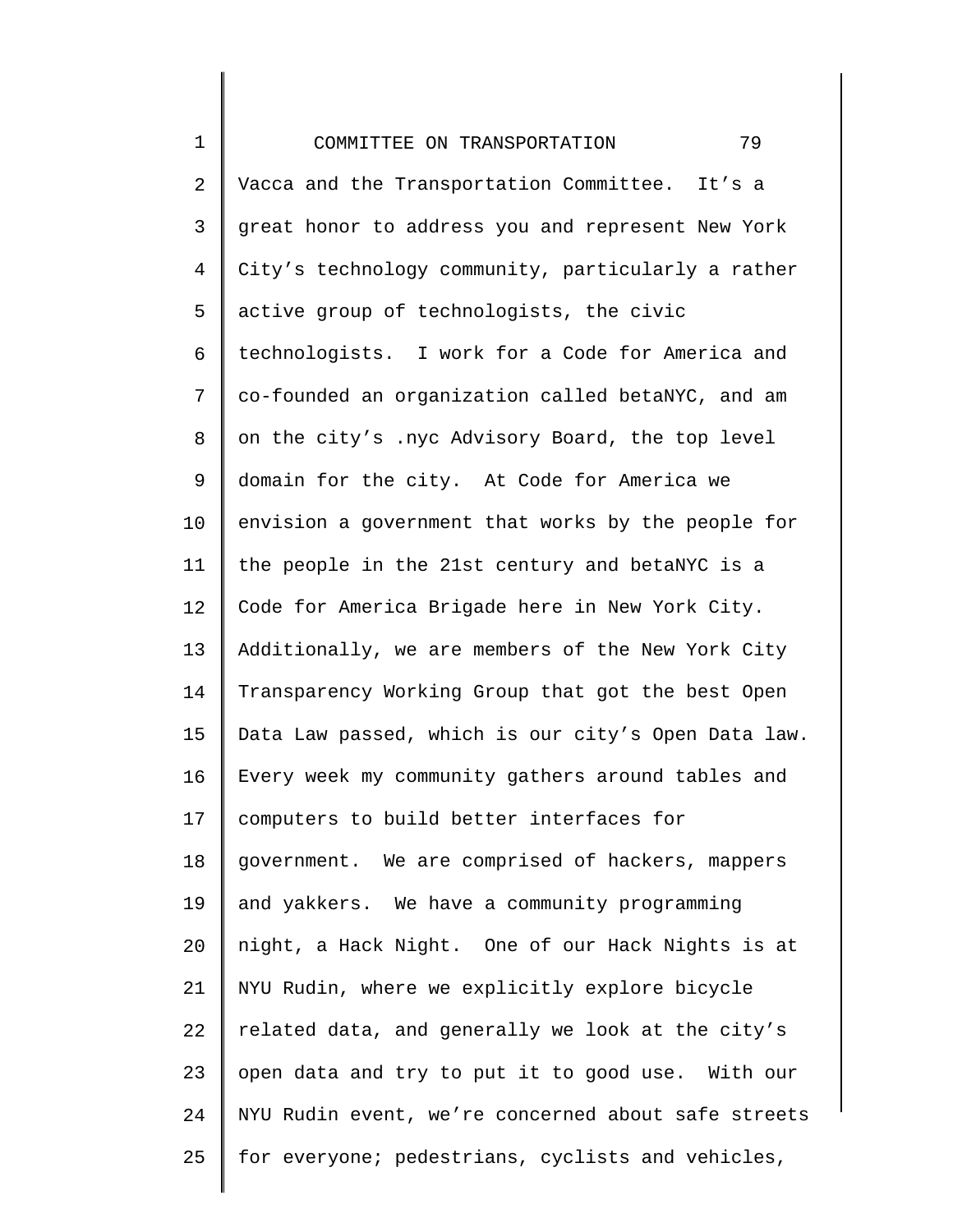Vacca and the Transportation Committee. It's a great honor to address you and represent New York City's technology community, particularly a rather active group of technologists, the civic technologists. I work for a Code for America and co-founded an organization called betaNYC, and am on the city's .nyc Advisory Board, the top level domain for the city. At Code for America we envision a government that works by the people for the people in the 21st century and betaNYC is a Code for America Brigade here in New York City. Additionally, we are members of the New York City Transparency Working Group that got the best Open Data Law passed, which is our city's Open Data law. Every week my community gathers around tables and computers to build better interfaces for government. We are comprised of hackers, mappers and yakkers. We have a community programming night, a Hack Night. One of our Hack Nights is at NYU Rudin, where we explicitly explore bicycle related data, and generally we look at the city's open data and try to put it to good use. With our NYU Rudin event, we're concerned about safe streets for everyone; pedestrians, cyclists and vehicles,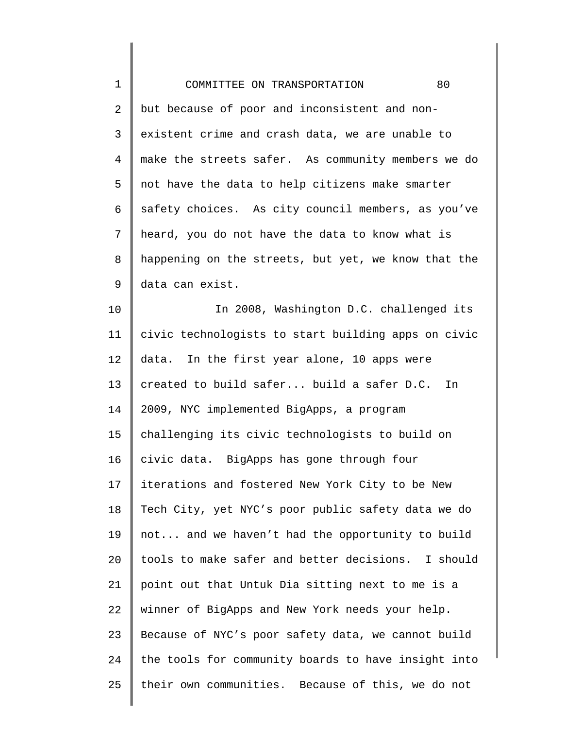but because of poor and inconsistent and non-existent crime and crash data, we are unable to make the streets safer. As community members we do not have the data to help citizens make smarter safety choices. As city council members, as you've heard, you do not have the data to know what is happening on the streets, but yet, we know that the data can exist.

In 2008, Washington D.C. challenged its civic technologists to start building apps on civic data. In the first year alone, 10 apps were created to build safer... build a safer D.C. In 2009, NYC implemented BigApps, a program challenging its civic technologists to build on civic data. BigApps has gone through four iterations and fostered New York City to be New Tech City, yet NYC's poor public safety data we do not... and we haven't had the opportunity to build tools to make safer and better decisions. I should point out that Untuk Dia sitting next to me is a winner of BigApps and New York needs your help. Because of NYC's poor safety data, we cannot build the tools for community boards to have insight into their own communities. Because of this, we do not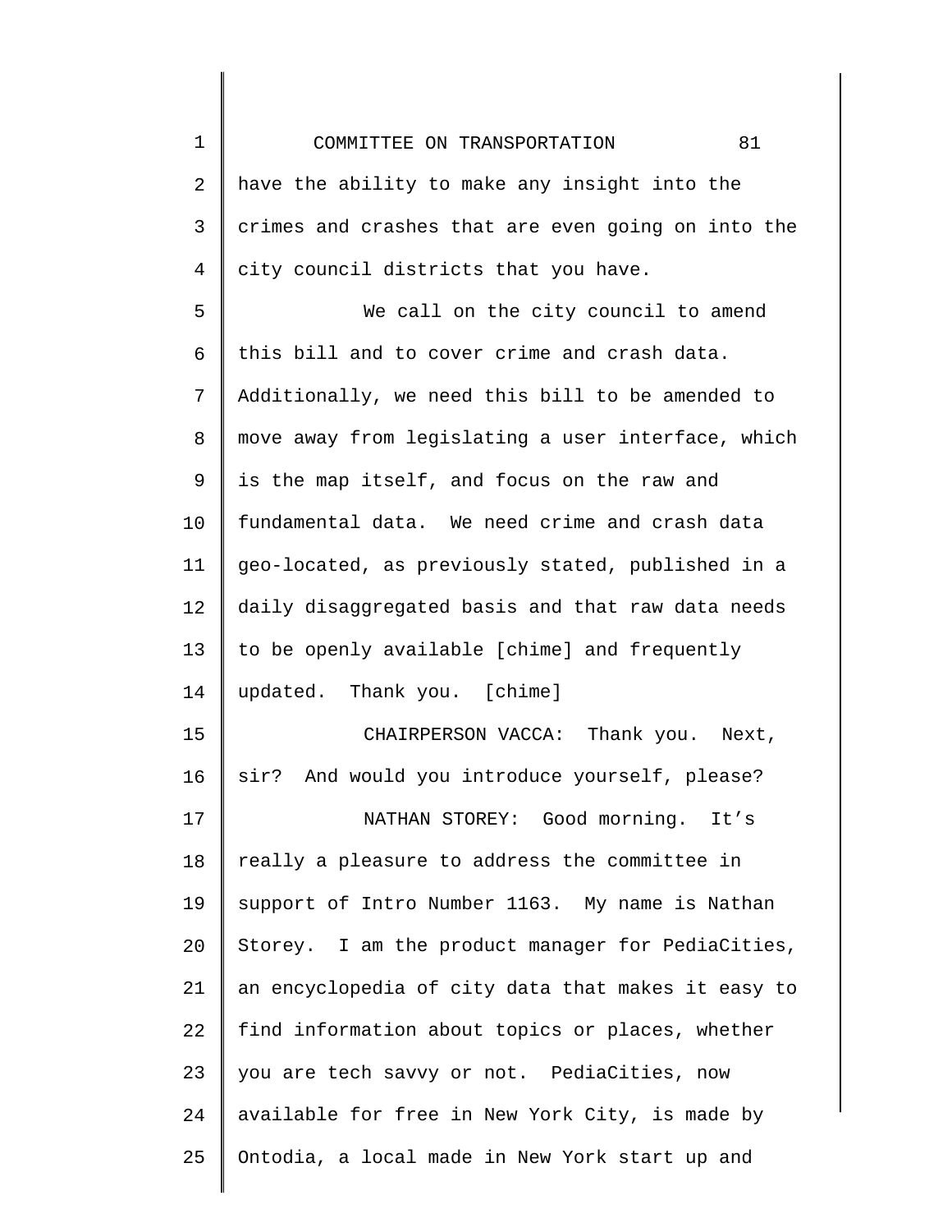have the ability to make any insight into the crimes and crashes that are even going on into the city council districts that you have.

We call on the city council to amend this bill and to cover crime and crash data. Additionally, we need this bill to be amended to move away from legislating a user interface, which is the map itself, and focus on the raw and fundamental data. We need crime and crash data geo-located, as previously stated, published in a daily disaggregated basis and that raw data needs to be openly available [chime] and frequently updated. Thank you. [chime]

CHAIRPERSON VACCA: Thank you. Next, sir? And would you introduce yourself, please?

NATHAN STOREY: Good morning. It's really a pleasure to address the committee in support of Intro Number 1163. My name is Nathan Storey. I am the product manager for PediaCities, an encyclopedia of city data that makes it easy to find information about topics or places, whether you are tech savvy or not. PediaCities, now available for free in New York City, is made by Ontodia, a local made in New York start up and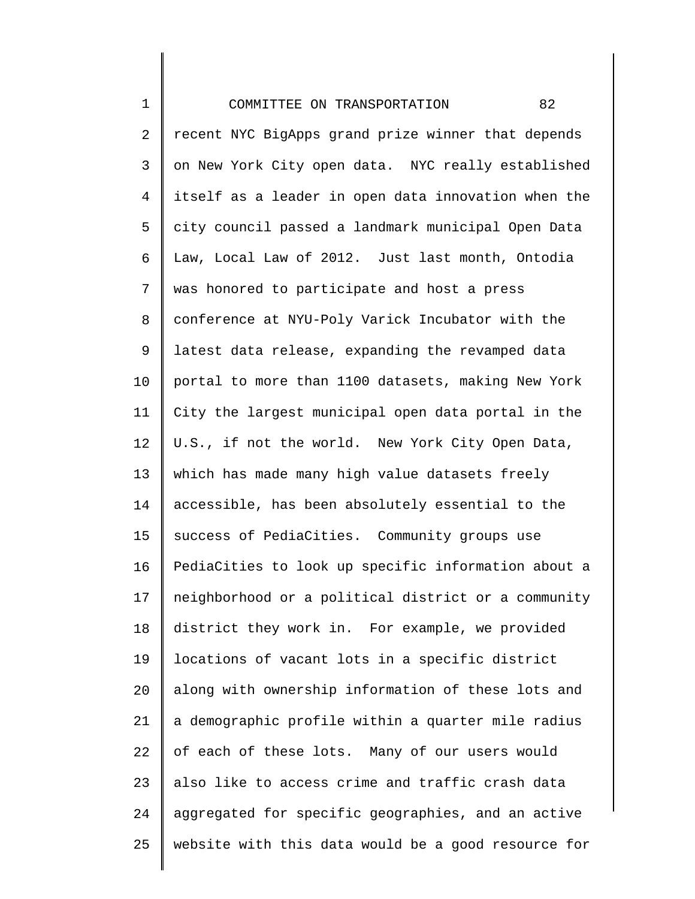recent NYC BigApps grand prize winner that depends on New York City open data. NYC really established itself as a leader in open data innovation when the city council passed a landmark municipal Open Data Law, Local Law of 2012. Just last month, Ontodia was honored to participate and host a press conference at NYU-Poly Varick Incubator with the latest data release, expanding the revamped data portal to more than 1100 datasets, making New York City the largest municipal open data portal in the U.S., if not the world. New York City Open Data, which has made many high value datasets freely accessible, has been absolutely essential to the success of PediaCities. Community groups use PediaCities to look up specific information about a neighborhood or a political district or a community district they work in. For example, we provided locations of vacant lots in a specific district along with ownership information of these lots and a demographic profile within a quarter mile radius of each of these lots. Many of our users would also like to access crime and traffic crash data aggregated for specific geographies, and an active website with this data would be a good resource for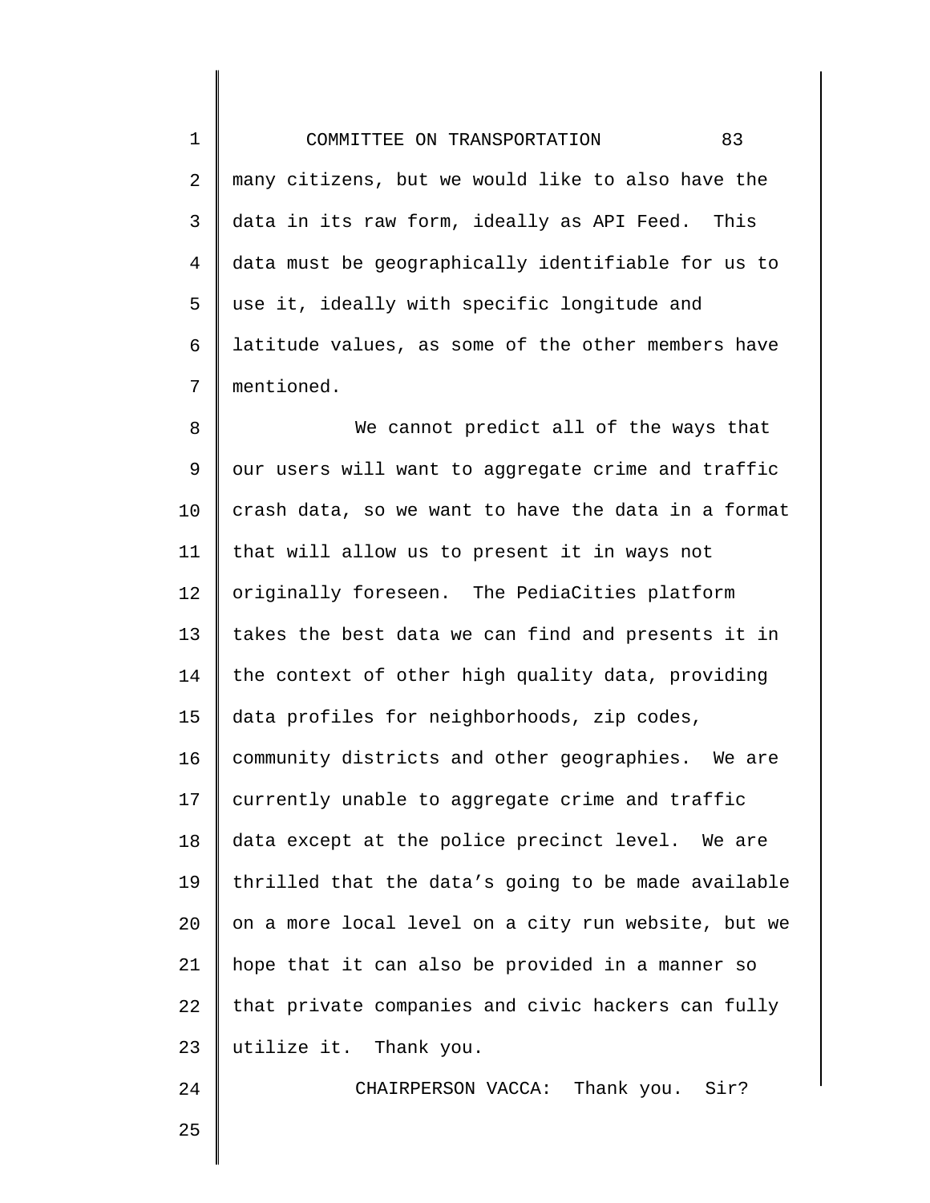many citizens, but we would like to also have the data in its raw form, ideally as API Feed. This data must be geographically identifiable for us to use it, ideally with specific longitude and latitude values, as some of the other members have mentioned.

We cannot predict all of the ways that our users will want to aggregate crime and traffic crash data, so we want to have the data in a format that will allow us to present it in ways not originally foreseen. The PediaCities platform takes the best data we can find and presents it in the context of other high quality data, providing data profiles for neighborhoods, zip codes, community districts and other geographies. We are currently unable to aggregate crime and traffic data except at the police precinct level. We are thrilled that the data's going to be made available on a more local level on a city run website, but we hope that it can also be provided in a manner so that private companies and civic hackers can fully utilize it. Thank you.

CHAIRPERSON VACCA: Thank you. Sir?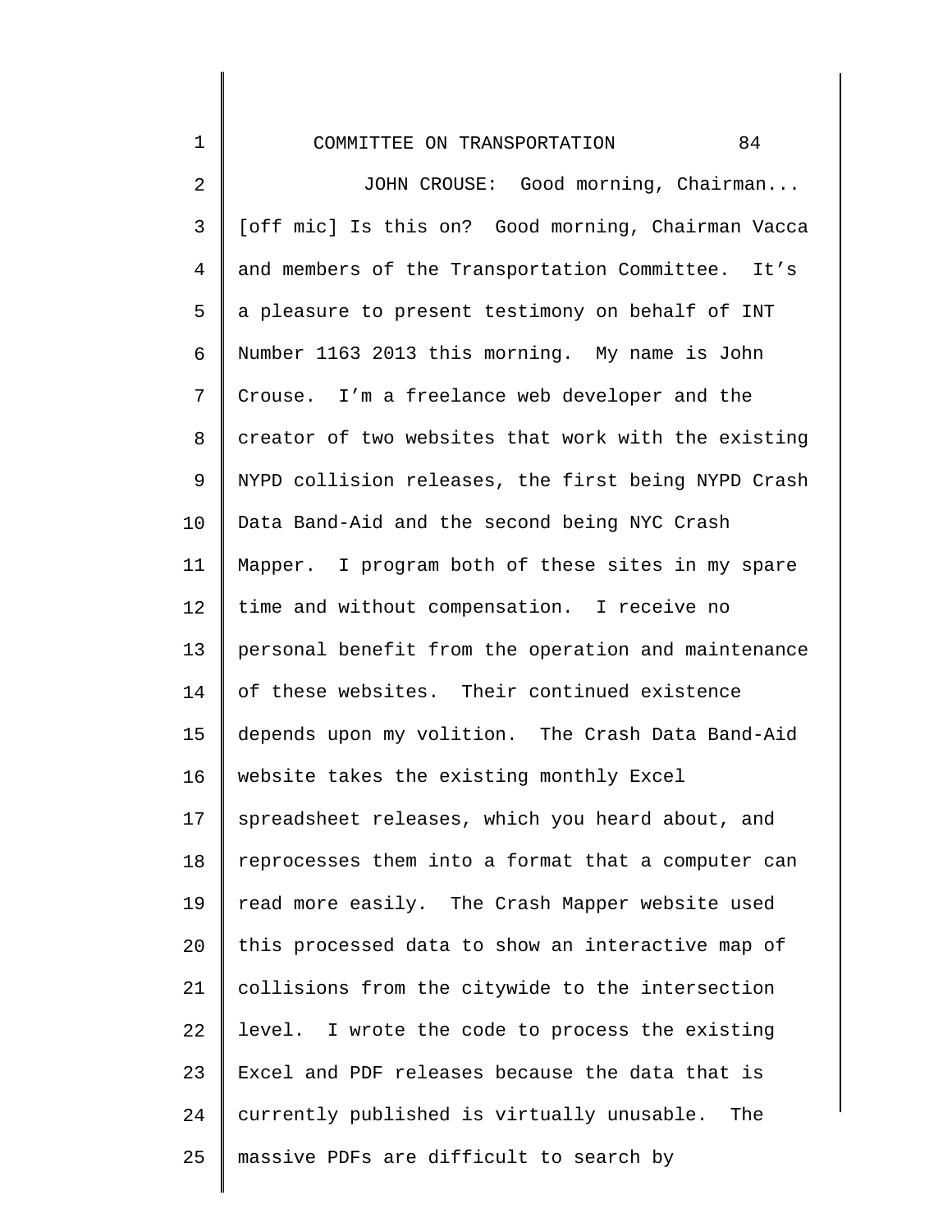JOHN CROUSE: Good morning, Chairman... [off mic] Is this on? Good morning, Chairman Vacca and members of the Transportation Committee. It's a pleasure to present testimony on behalf of INT Number 1163 2013 this morning. My name is John Crouse. I'm a freelance web developer and the creator of two websites that work with the existing NYPD collision releases, the first being NYPD Crash Data Band-Aid and the second being NYC Crash Mapper. I program both of these sites in my spare time and without compensation. I receive no personal benefit from the operation and maintenance of these websites. Their continued existence depends upon my volition. The Crash Data Band-Aid website takes the existing monthly Excel spreadsheet releases, which you heard about, and reprocesses them into a format that a computer can read more easily. The Crash Mapper website used this processed data to show an interactive map of collisions from the citywide to the intersection level. I wrote the code to process the existing Excel and PDF releases because the data that is currently published is virtually unusable. The massive PDFs are difficult to search by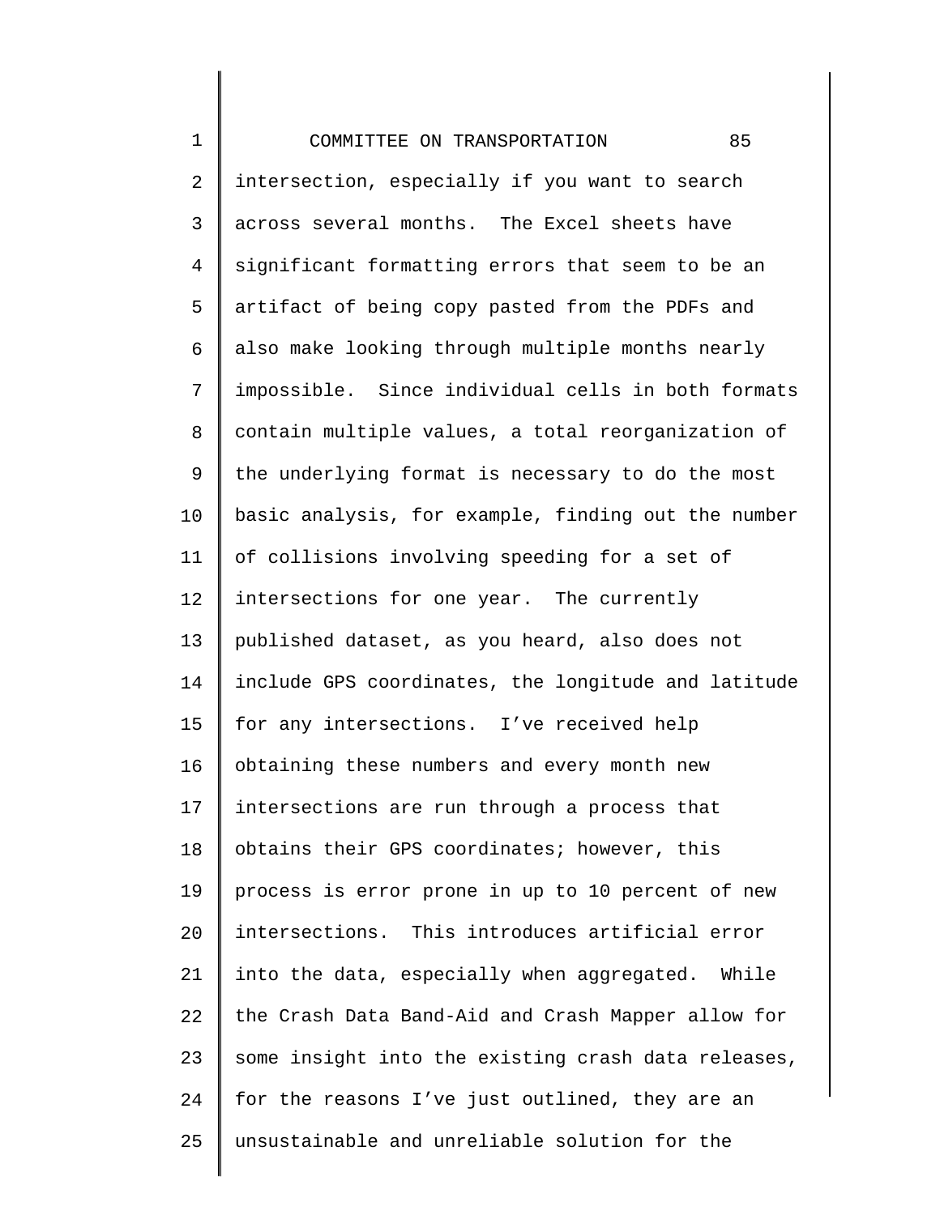intersection, especially if you want to search across several months. The Excel sheets have significant formatting errors that seem to be an artifact of being copy pasted from the PDFs and also make looking through multiple months nearly impossible. Since individual cells in both formats contain multiple values, a total reorganization of the underlying format is necessary to do the most basic analysis, for example, finding out the number of collisions involving speeding for a set of intersections for one year. The currently published dataset, as you heard, also does not include GPS coordinates, the longitude and latitude for any intersections. I've received help obtaining these numbers and every month new intersections are run through a process that obtains their GPS coordinates; however, this process is error prone in up to 10 percent of new intersections. This introduces artificial error into the data, especially when aggregated. While the Crash Data Band-Aid and Crash Mapper allow for some insight into the existing crash data releases, for the reasons I've just outlined, they are an unsustainable and unreliable solution for the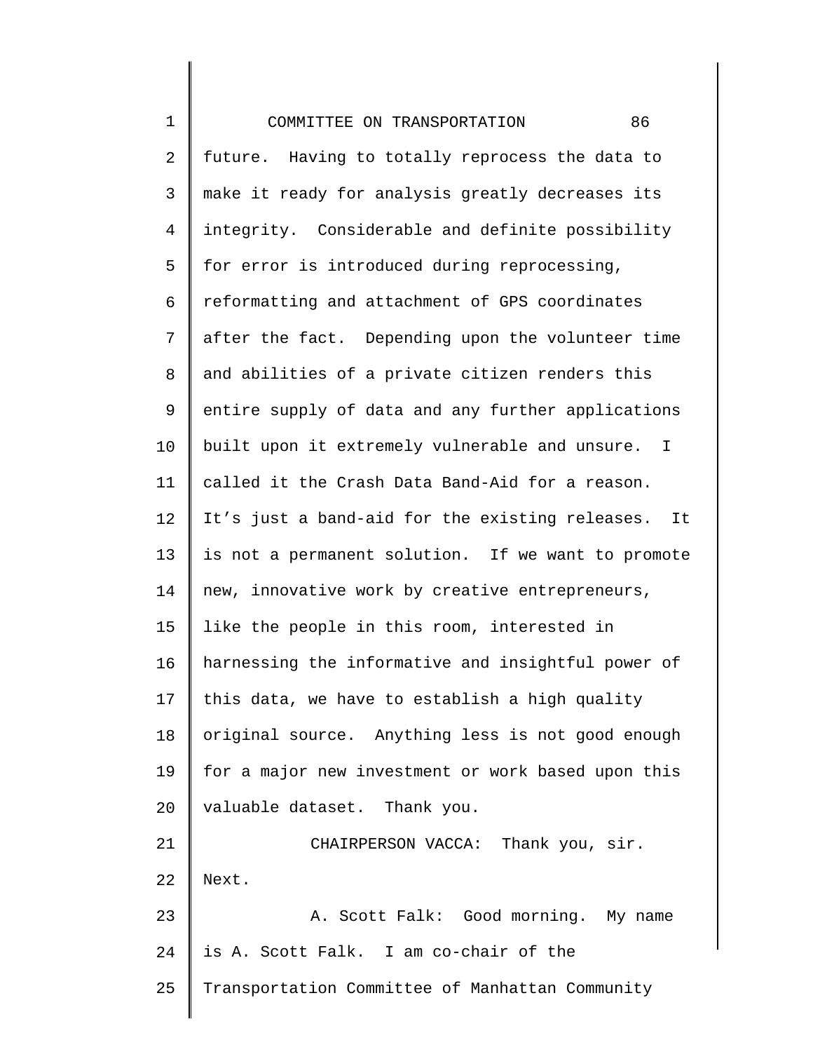future. Having to totally reprocess the data to make it ready for analysis greatly decreases its integrity. Considerable and definite possibility for error is introduced during reprocessing, reformatting and attachment of GPS coordinates after the fact. Depending upon the volunteer time and abilities of a private citizen renders this entire supply of data and any further applications built upon it extremely vulnerable and unsure. I called it the Crash Data Band-Aid for a reason. It's just a band-aid for the existing releases. It is not a permanent solution. If we want to promote new, innovative work by creative entrepreneurs, like the people in this room, interested in harnessing the informative and insightful power of this data, we have to establish a high quality original source. Anything less is not good enough for a major new investment or work based upon this valuable dataset. Thank you.

CHAIRPERSON VACCA: Thank you, sir. Next.

A. Scott Falk: Good morning. My name is A. Scott Falk. I am co-chair of the Transportation Committee of Manhattan Community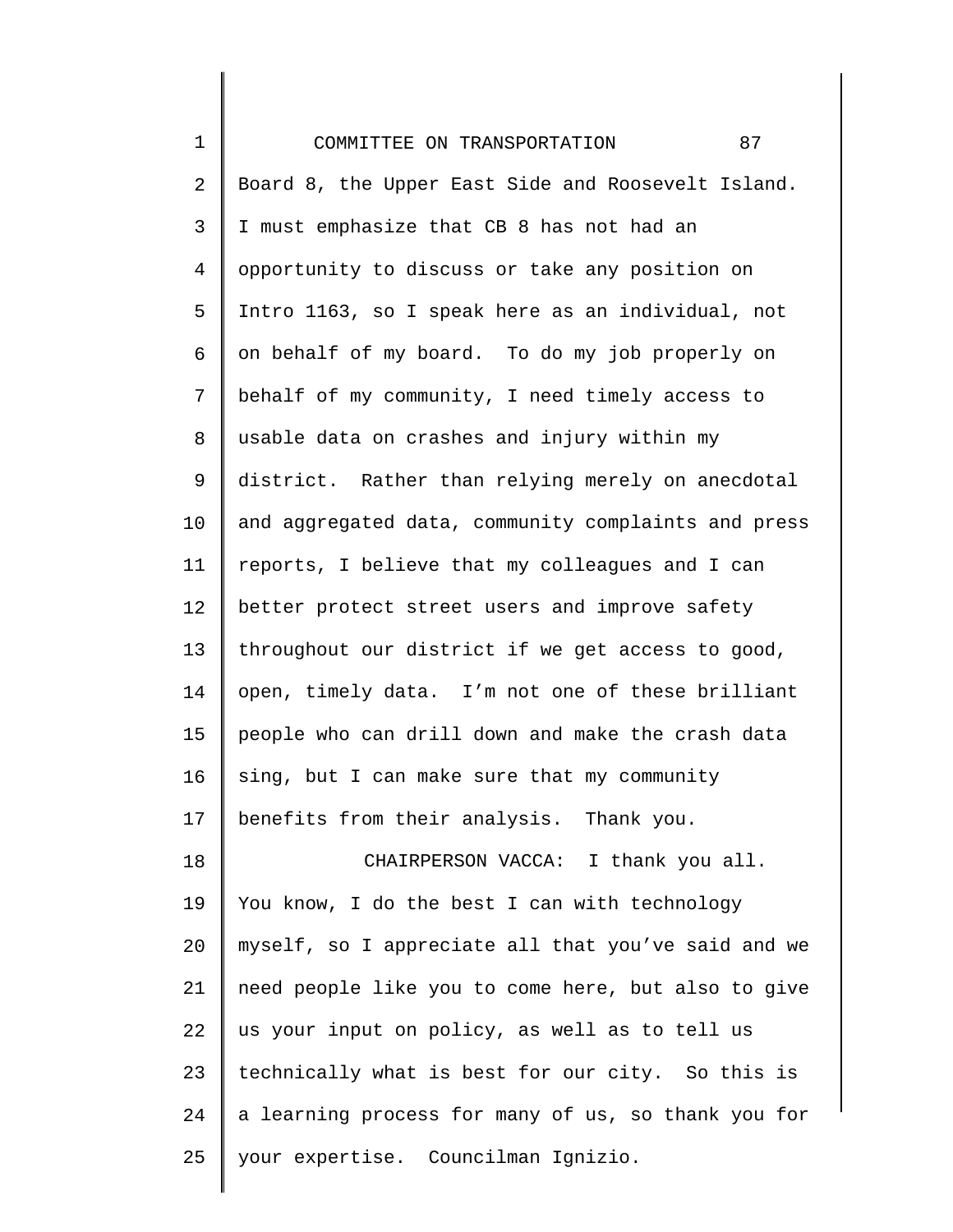Board 8, the Upper East Side and Roosevelt Island. I must emphasize that CB 8 has not had an opportunity to discuss or take any position on Intro 1163, so I speak here as an individual, not on behalf of my board. To do my job properly on behalf of my community, I need timely access to usable data on crashes and injury within my district. Rather than relying merely on anecdotal and aggregated data, community complaints and press reports, I believe that my colleagues and I can better protect street users and improve safety throughout our district if we get access to good, open, timely data. I'm not one of these brilliant people who can drill down and make the crash data sing, but I can make sure that my community benefits from their analysis. Thank you.

CHAIRPERSON VACCA: I thank you all. You know, I do the best I can with technology myself, so I appreciate all that you've said and we need people like you to come here, but also to give us your input on policy, as well as to tell us technically what is best for our city. So this is a learning process for many of us, so thank you for your expertise. Councilman Ignizio.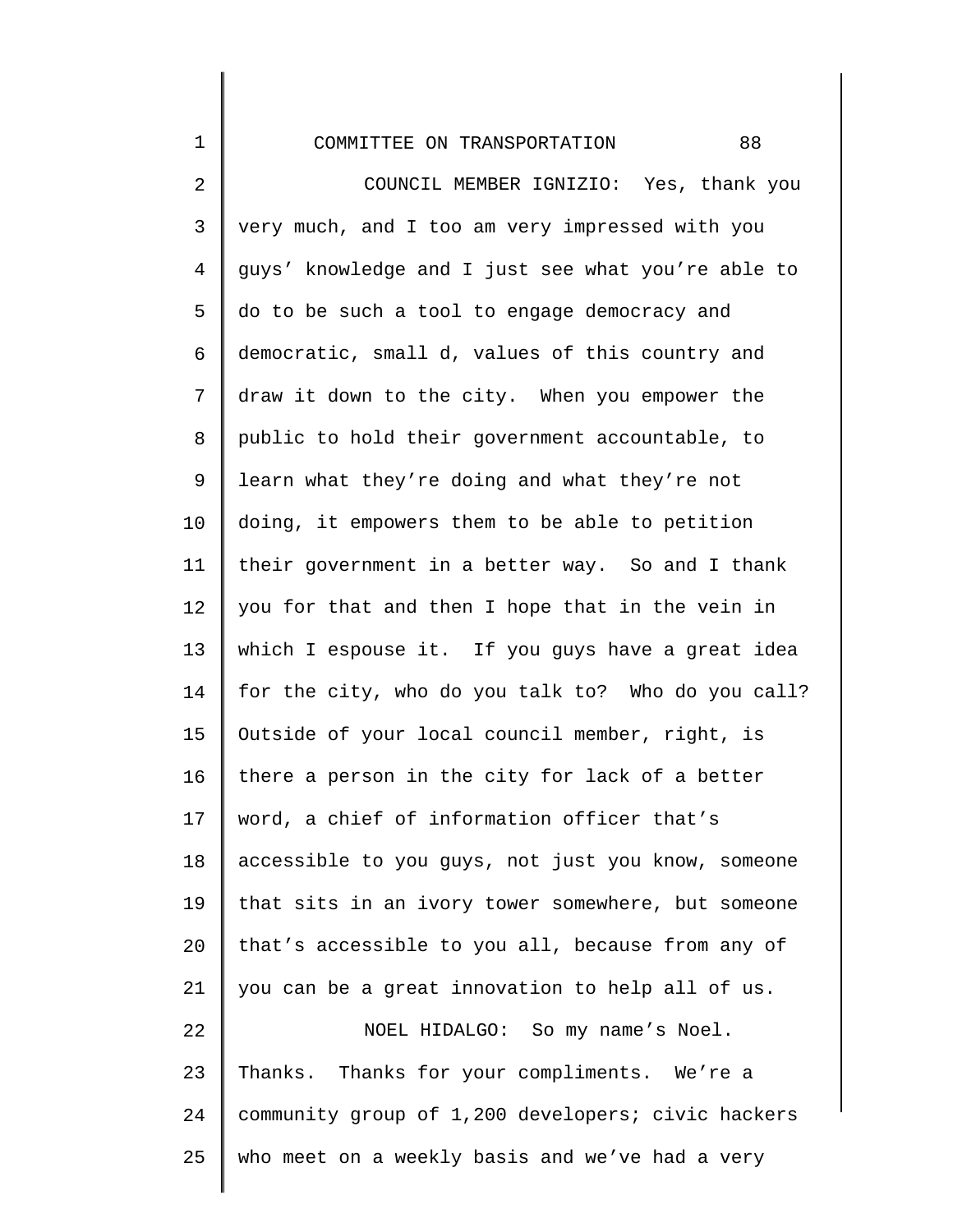COUNCIL MEMBER IGNIZIO: Yes, thank you very much, and I too am very impressed with you guys' knowledge and I just see what you're able to do to be such a tool to engage democracy and democratic, small d, values of this country and draw it down to the city. When you empower the public to hold their government accountable, to learn what they're doing and what they're not doing, it empowers them to be able to petition their government in a better way. So and I thank you for that and then I hope that in the vein in which I espouse it. If you guys have a great idea for the city, who do you talk to? Who do you call? Outside of your local council member, right, is there a person in the city for lack of a better word, a chief of information officer that's accessible to you guys, not just you know, someone that sits in an ivory tower somewhere, but someone that's accessible to you all, because from any of you can be a great innovation to help all of us.

NOEL HIDALGO: So my name's Noel. Thanks. Thanks for your compliments. We're a community group of 1,200 developers; civic hackers who meet on a weekly basis and we've had a very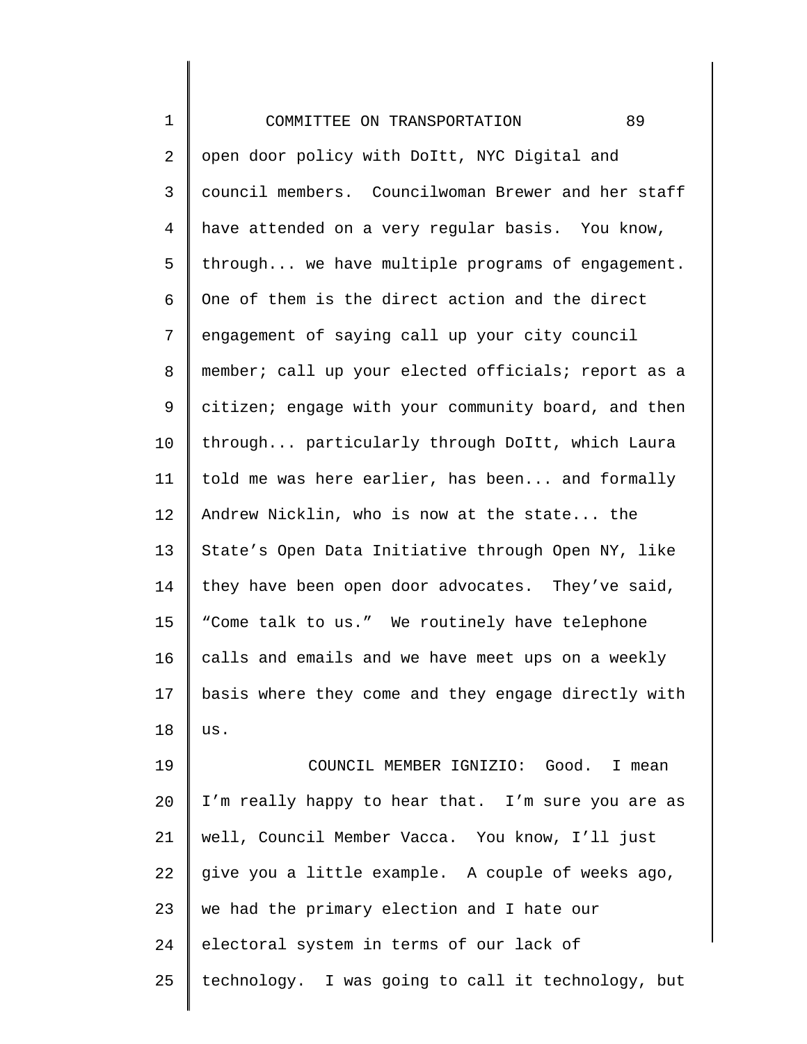open door policy with DoItt, NYC Digital and council members. Councilwoman Brewer and her staff have attended on a very regular basis. You know, through... we have multiple programs of engagement. One of them is the direct action and the direct engagement of saying call up your city council member; call up your elected officials; report as a citizen; engage with your community board, and then through... particularly through DoItt, which Laura told me was here earlier, has been... and formally Andrew Nicklin, who is now at the state... the State's Open Data Initiative through Open NY, like they have been open door advocates. They've said, "Come talk to us." We routinely have telephone calls and emails and we have meet ups on a weekly basis where they come and they engage directly with us.

COUNCIL MEMBER IGNIZIO: Good. I mean I'm really happy to hear that. I'm sure you are as well, Council Member Vacca. You know, I'll just give you a little example. A couple of weeks ago, we had the primary election and I hate our electoral system in terms of our lack of technology. I was going to call it technology, but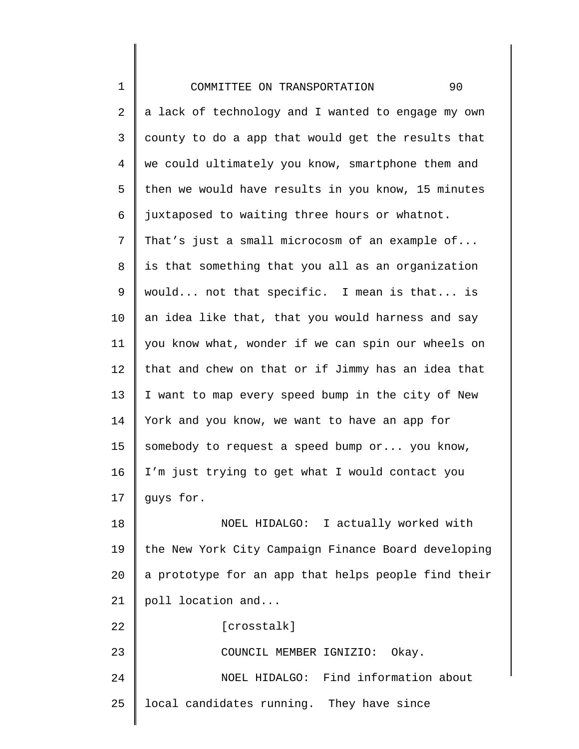a lack of technology and I wanted to engage my own county to do a app that would get the results that we could ultimately you know, smartphone them and then we would have results in you know, 15 minutes juxtaposed to waiting three hours or whatnot. That's just a small microcosm of an example of... is that something that you all as an organization would... not that specific. I mean is that... is an idea like that, that you would harness and say you know what, wonder if we can spin our wheels on that and chew on that or if Jimmy has an idea that I want to map every speed bump in the city of New York and you know, we want to have an app for somebody to request a speed bump or... you know, I'm just trying to get what I would contact you guys for.

NOEL HIDALGO: I actually worked with the New York City Campaign Finance Board developing a prototype for an app that helps people find their poll location and...

[crosstalk]

COUNCIL MEMBER IGNIZIO: Okay.

NOEL HIDALGO: Find information about local candidates running. They have since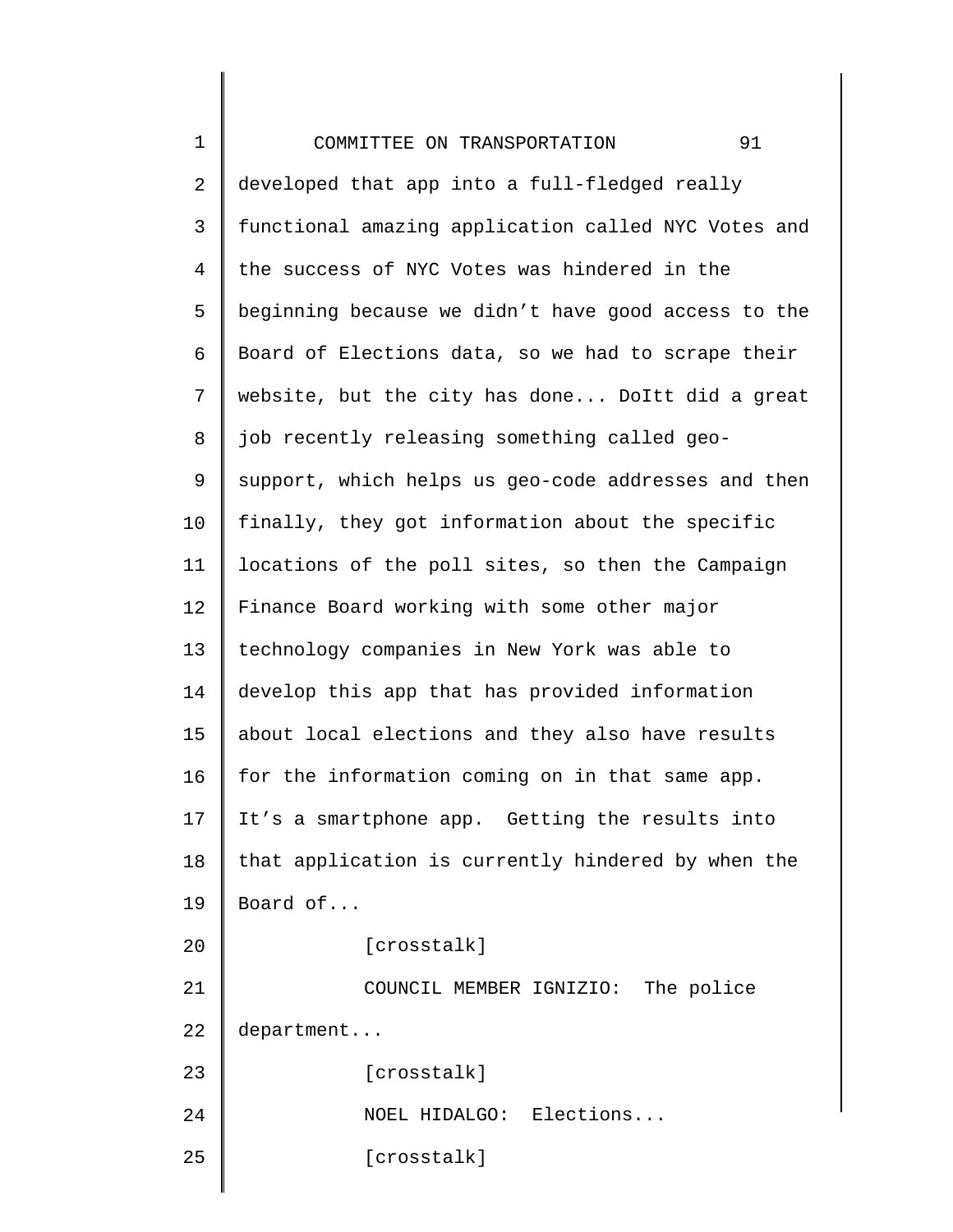developed that app into a full-fledged really functional amazing application called NYC Votes and the success of NYC Votes was hindered in the beginning because we didn't have good access to the Board of Elections data, so we had to scrape their website, but the city has done... DoItt did a great job recently releasing something called geo-support, which helps us geo-code addresses and then finally, they got information about the specific locations of the poll sites, so then the Campaign Finance Board working with some other major technology companies in New York was able to develop this app that has provided information about local elections and they also have results for the information coming on in that same app. It's a smartphone app. Getting the results into that application is currently hindered by when the Board of...

[crosstalk]

COUNCIL MEMBER IGNIZIO: The police department...

[crosstalk]

NOEL HIDALGO: Elections...

[crosstalk]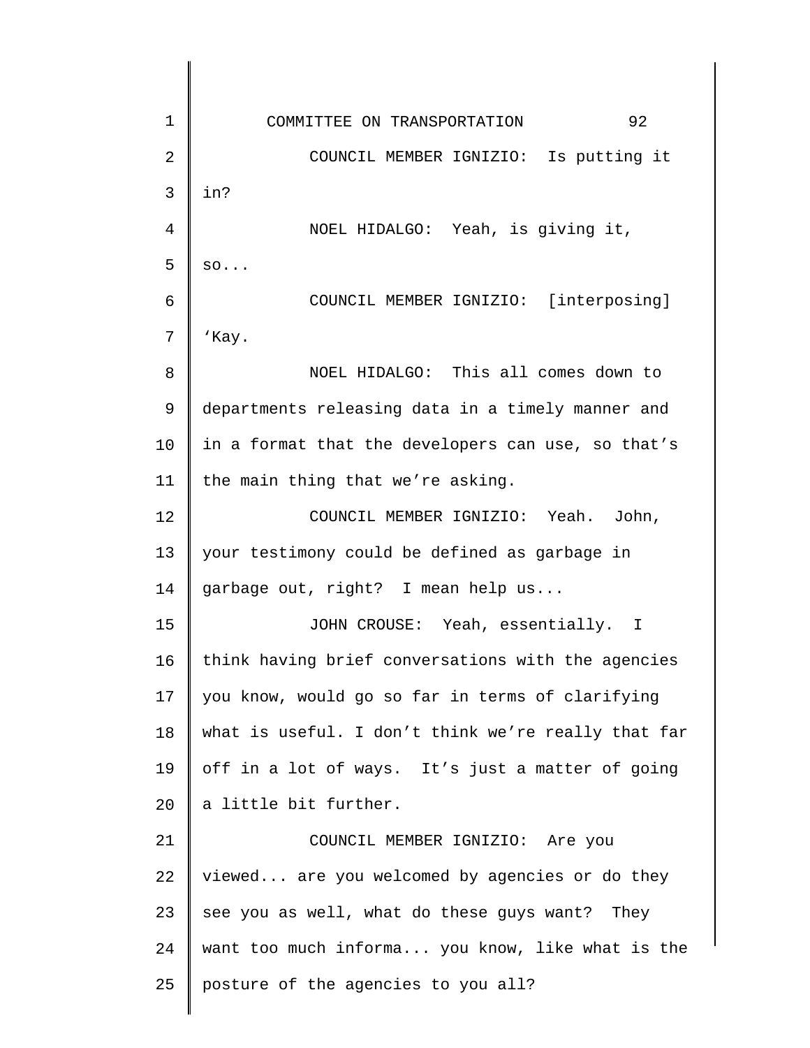COUNCIL MEMBER IGNIZIO: Is putting it in?

NOEL HIDALGO: Yeah, is giving it, so...

COUNCIL MEMBER IGNIZIO: [interposing] 'Kay.

NOEL HIDALGO: This all comes down to departments releasing data in a timely manner and in a format that the developers can use, so that's the main thing that we're asking.

COUNCIL MEMBER IGNIZIO: Yeah. John, your testimony could be defined as garbage in garbage out, right? I mean help us...

JOHN CROUSE: Yeah, essentially. I think having brief conversations with the agencies you know, would go so far in terms of clarifying what is useful. I don't think we're really that far off in a lot of ways. It's just a matter of going a little bit further.

COUNCIL MEMBER IGNIZIO: Are you viewed... are you welcomed by agencies or do they see you as well, what do these guys want? They want too much informa... you know, like what is the posture of the agencies to you all?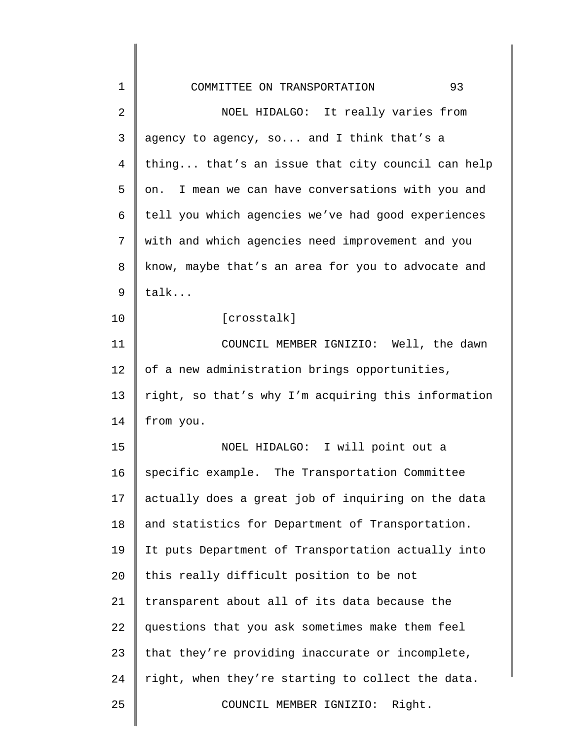NOEL HIDALGO: It really varies from agency to agency, so... and I think that's a thing... that's an issue that city council can help on. I mean we can have conversations with you and tell you which agencies we've had good experiences with and which agencies need improvement and you know, maybe that's an area for you to advocate and talk...

[crosstalk]

COUNCIL MEMBER IGNIZIO: Well, the dawn of a new administration brings opportunities, right, so that's why I'm acquiring this information from you.

NOEL HIDALGO: I will point out a specific example. The Transportation Committee actually does a great job of inquiring on the data and statistics for Department of Transportation. It puts Department of Transportation actually into this really difficult position to be not transparent about all of its data because the questions that you ask sometimes make them feel that they're providing inaccurate or incomplete, right, when they're starting to collect the data.

COUNCIL MEMBER IGNIZIO: Right.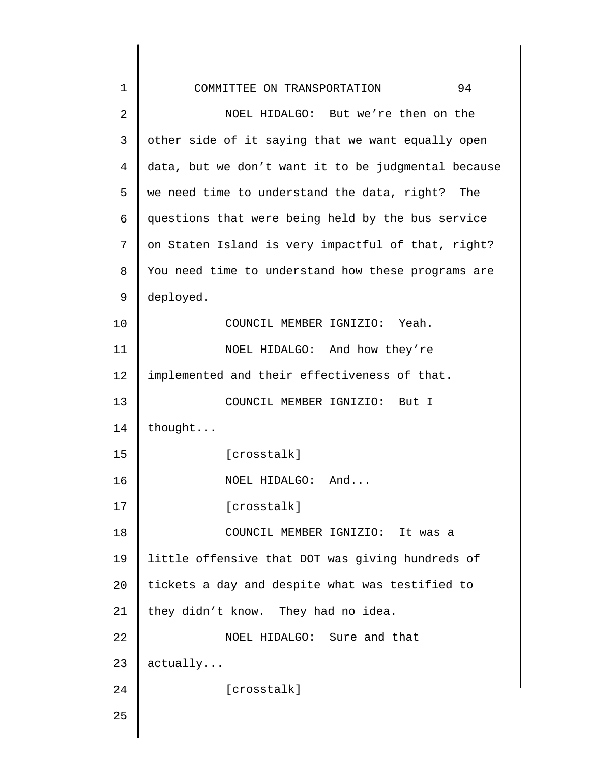NOEL HIDALGO: But we’re then on the other side of it saying that we want equally open data, but we don’t want it to be judgmental because we need time to understand the data, right? The questions that were being held by the bus service on Staten Island is very impactful of that, right? You need time to understand how these programs are deployed.

COUNCIL MEMBER IGNIZIO: Yeah.

NOEL HIDALGO: And how they’re implemented and their effectiveness of that.

COUNCIL MEMBER IGNIZIO: But I thought...

[crosstalk]

NOEL HIDALGO: And...

[crosstalk]

COUNCIL MEMBER IGNIZIO: It was a little offensive that DOT was giving hundreds of tickets a day and despite what was testified to they didn’t know. They had no idea.

NOEL HIDALGO: Sure and that actually...

[crosstalk]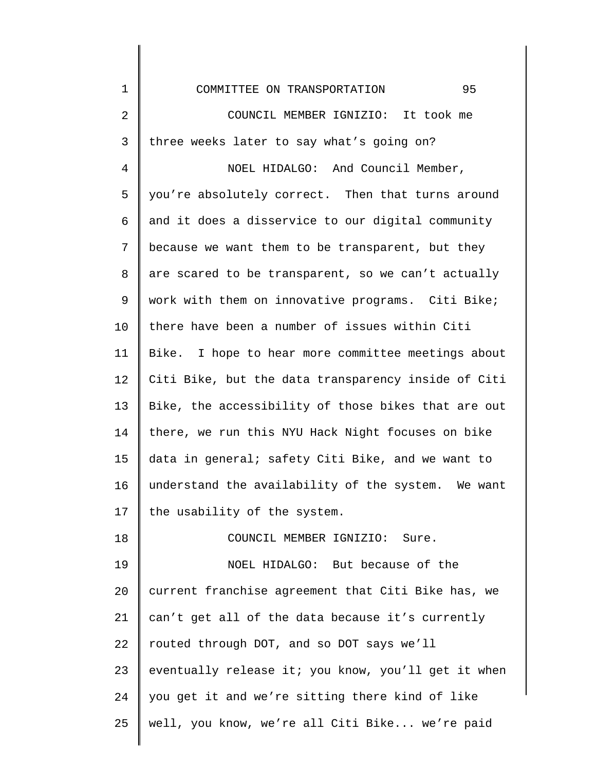COUNCIL MEMBER IGNIZIO: It took me three weeks later to say what's going on?

NOEL HIDALGO: And Council Member, you're absolutely correct. Then that turns around and it does a disservice to our digital community because we want them to be transparent, but they are scared to be transparent, so we can't actually work with them on innovative programs. Citi Bike; there have been a number of issues within Citi Bike. I hope to hear more committee meetings about Citi Bike, but the data transparency inside of Citi Bike, the accessibility of those bikes that are out there, we run this NYU Hack Night focuses on bike data in general; safety Citi Bike, and we want to understand the availability of the system. We want the usability of the system.

COUNCIL MEMBER IGNIZIO: Sure.

NOEL HIDALGO: But because of the current franchise agreement that Citi Bike has, we can't get all of the data because it's currently routed through DOT, and so DOT says we'll eventually release it; you know, you'll get it when you get it and we're sitting there kind of like well, you know, we're all Citi Bike... we're paid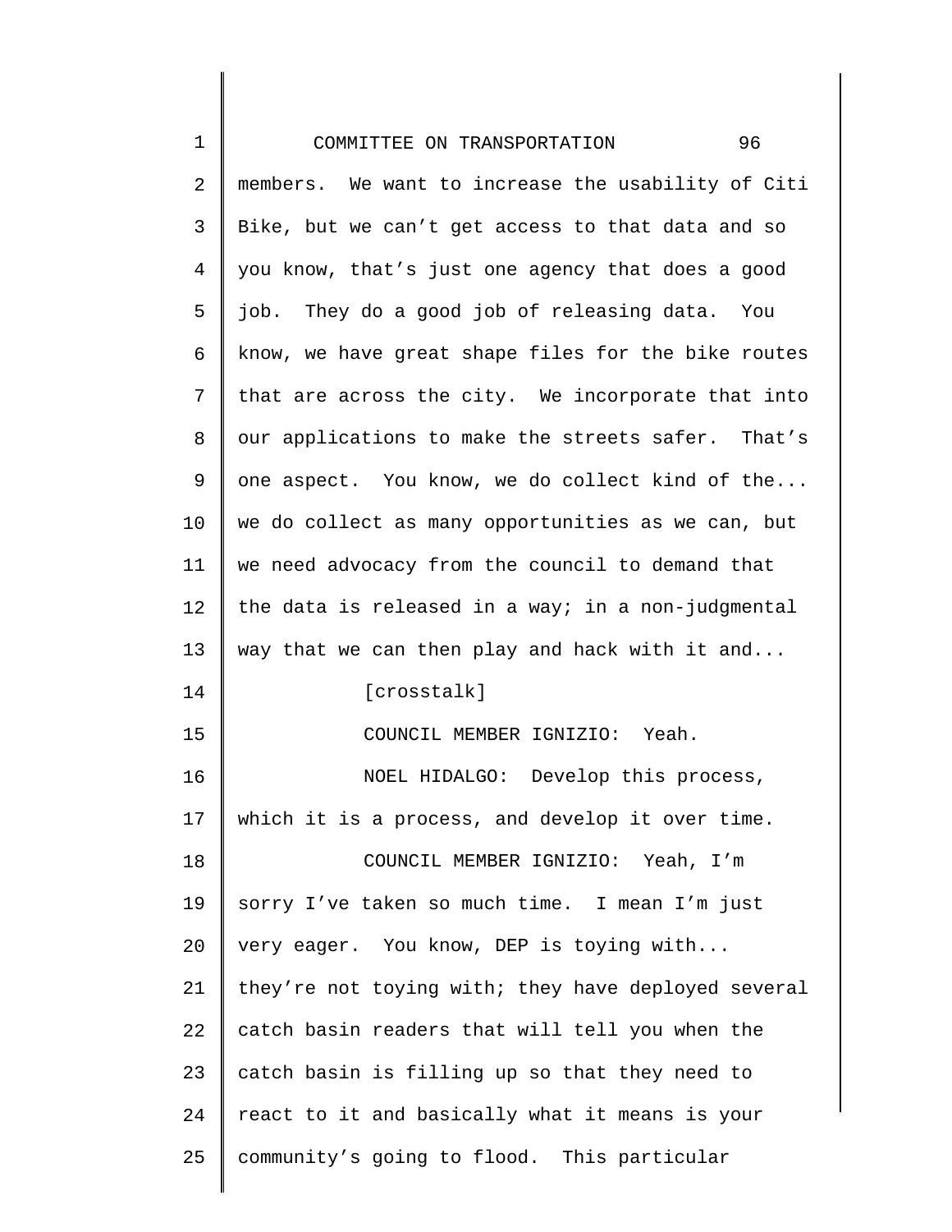members. We want to increase the usability of Citi Bike, but we can't get access to that data and so you know, that's just one agency that does a good job. They do a good job of releasing data. You know, we have great shape files for the bike routes that are across the city. We incorporate that into our applications to make the streets safer. That's one aspect. You know, we do collect kind of the... we do collect as many opportunities as we can, but we need advocacy from the council to demand that the data is released in a way; in a non-judgmental way that we can then play and hack with it and...

[crosstalk]

COUNCIL MEMBER IGNIZIO: Yeah.

NOEL HIDALGO: Develop this process, which it is a process, and develop it over time.

COUNCIL MEMBER IGNIZIO: Yeah, I'm sorry I've taken so much time. I mean I'm just very eager. You know, DEP is toying with... they're not toying with; they have deployed several catch basin readers that will tell you when the catch basin is filling up so that they need to react to it and basically what it means is your community's going to flood. This particular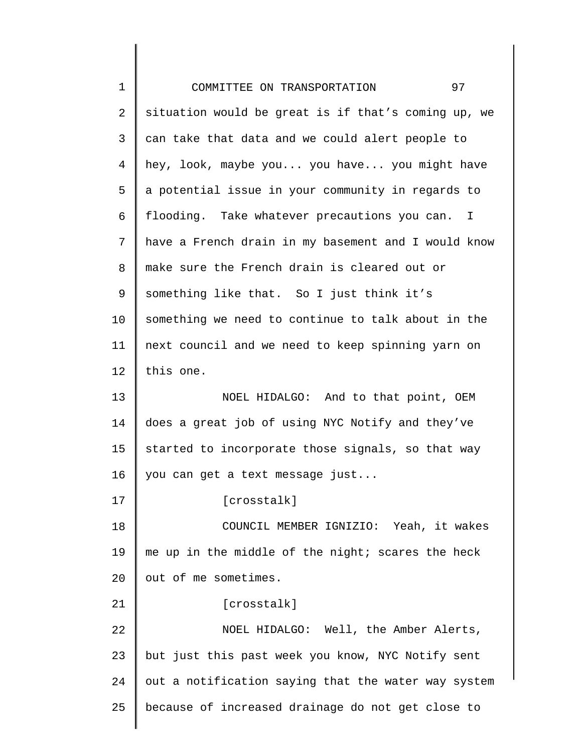situation would be great is if that's coming up, we can take that data and we could alert people to hey, look, maybe you... you have... you might have a potential issue in your community in regards to flooding. Take whatever precautions you can. I have a French drain in my basement and I would know make sure the French drain is cleared out or something like that. So I just think it's something we need to continue to talk about in the next council and we need to keep spinning yarn on this one.

NOEL HIDALGO: And to that point, OEM does a great job of using NYC Notify and they've started to incorporate those signals, so that way you can get a text message just...

[crosstalk]

COUNCIL MEMBER IGNIZIO: Yeah, it wakes me up in the middle of the night; scares the heck out of me sometimes.

[crosstalk]

NOEL HIDALGO: Well, the Amber Alerts, but just this past week you know, NYC Notify sent out a notification saying that the water way system because of increased drainage do not get close to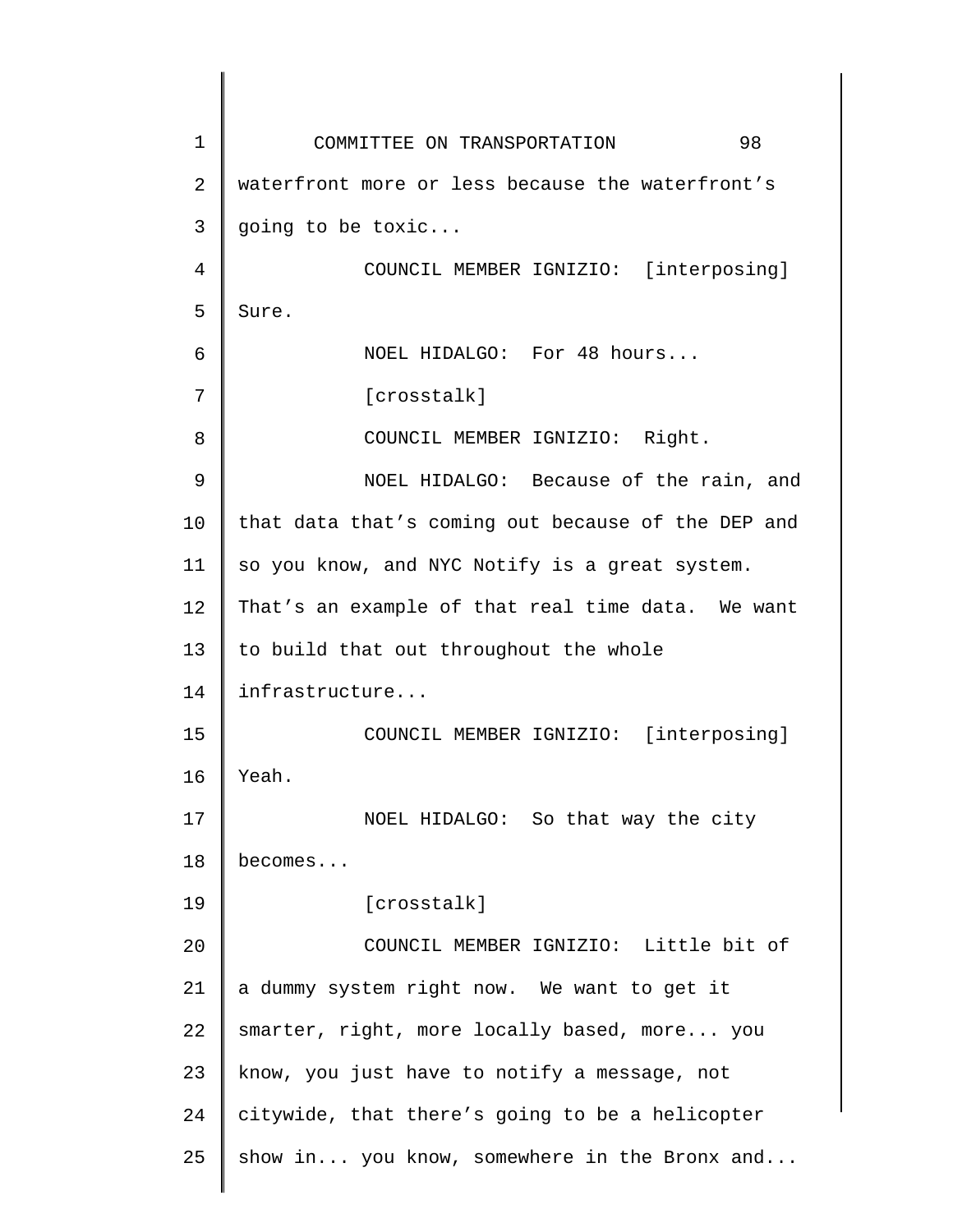waterfront more or less because the waterfront's going to be toxic...

COUNCIL MEMBER IGNIZIO: [interposing] Sure.

NOEL HIDALGO: For 48 hours...

[crosstalk]

COUNCIL MEMBER IGNIZIO: Right.

NOEL HIDALGO: Because of the rain, and that data that's coming out because of the DEP and so you know, and NYC Notify is a great system. That's an example of that real time data. We want to build that out throughout the whole infrastructure...

COUNCIL MEMBER IGNIZIO: [interposing] Yeah.

NOEL HIDALGO: So that way the city becomes...

[crosstalk]

COUNCIL MEMBER IGNIZIO: Little bit of a dummy system right now. We want to get it smarter, right, more locally based, more... you know, you just have to notify a message, not citywide, that there's going to be a helicopter show in... you know, somewhere in the Bronx and...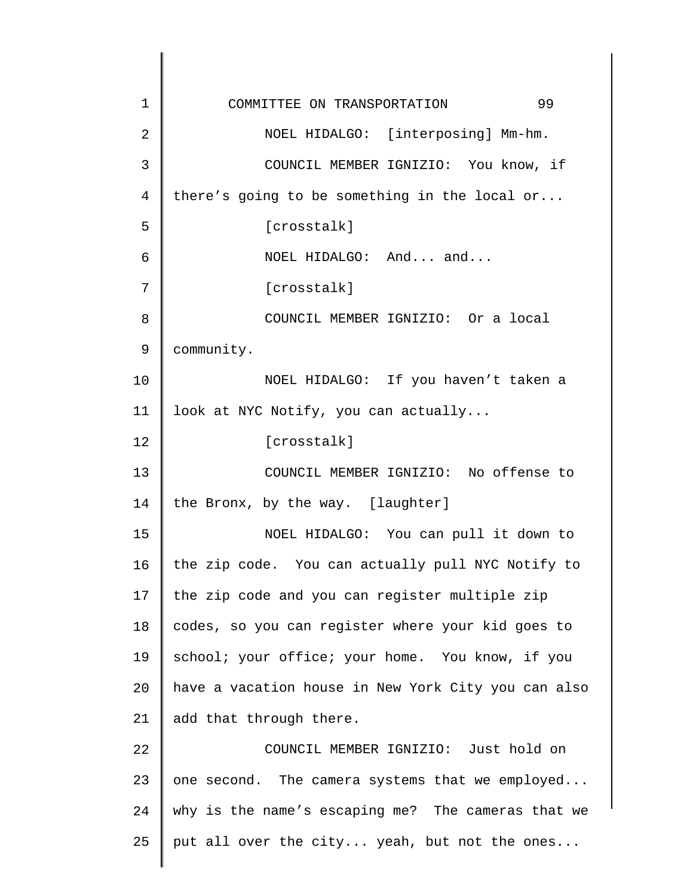NOEL HIDALGO: [interposing] Mm-hm.

COUNCIL MEMBER IGNIZIO: You know, if there's going to be something in the local or...

[crosstalk]

NOEL HIDALGO: And... and...

[crosstalk]

COUNCIL MEMBER IGNIZIO: Or a local community.

NOEL HIDALGO: If you haven't taken a look at NYC Notify, you can actually...

[crosstalk]

COUNCIL MEMBER IGNIZIO: No offense to the Bronx, by the way. [laughter]

NOEL HIDALGO: You can pull it down to the zip code. You can actually pull NYC Notify to the zip code and you can register multiple zip codes, so you can register where your kid goes to school; your office; your home. You know, if you have a vacation house in New York City you can also add that through there.

COUNCIL MEMBER IGNIZIO: Just hold on one second. The camera systems that we employed... why is the name's escaping me? The cameras that we put all over the city... yeah, but not the ones...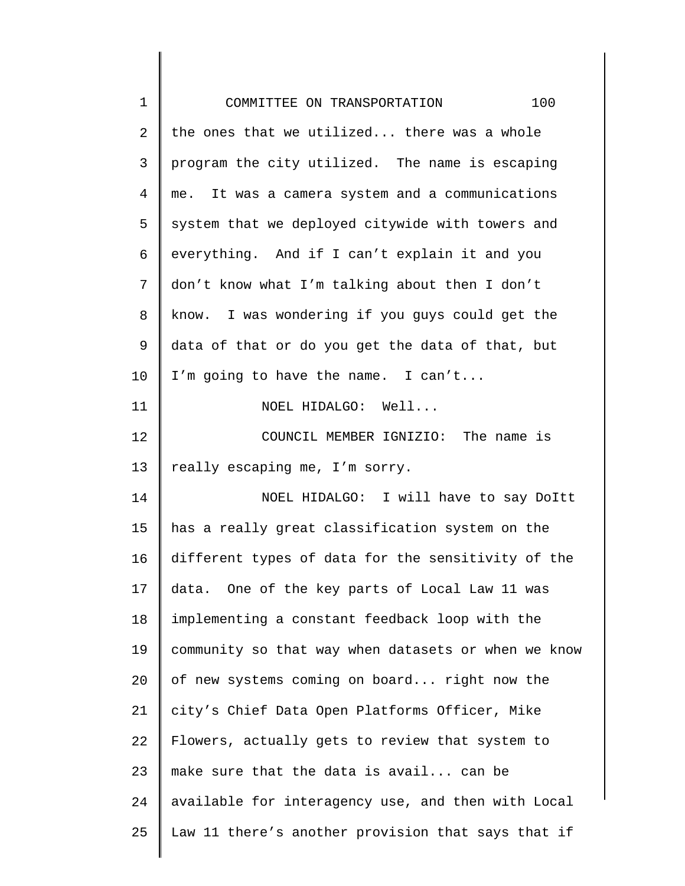the ones that we utilized... there was a whole program the city utilized. The name is escaping me. It was a camera system and a communications system that we deployed citywide with towers and everything. And if I can't explain it and you don't know what I'm talking about then I don't know. I was wondering if you guys could get the data of that or do you get the data of that, but I'm going to have the name. I can't...

NOEL HIDALGO: Well...

COUNCIL MEMBER IGNIZIO: The name is really escaping me, I'm sorry.

NOEL HIDALGO: I will have to say DoItt has a really great classification system on the different types of data for the sensitivity of the data. One of the key parts of Local Law 11 was implementing a constant feedback loop with the community so that way when datasets or when we know of new systems coming on board... right now the city's Chief Data Open Platforms Officer, Mike Flowers, actually gets to review that system to make sure that the data is avail... can be available for interagency use, and then with Local Law 11 there's another provision that says that if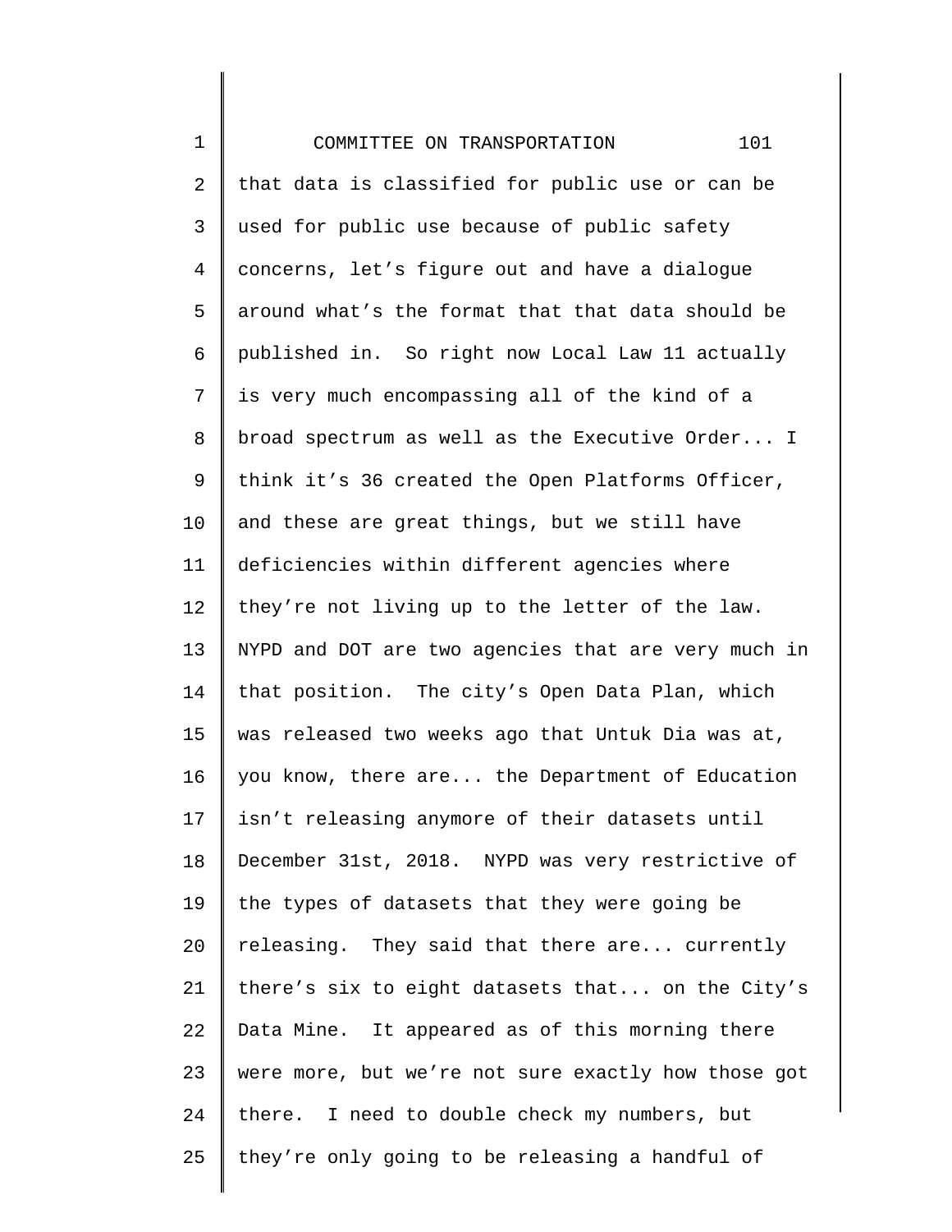that data is classified for public use or can be used for public use because of public safety concerns, let's figure out and have a dialogue around what's the format that that data should be published in. So right now Local Law 11 actually is very much encompassing all of the kind of a broad spectrum as well as the Executive Order... I think it's 36 created the Open Platforms Officer, and these are great things, but we still have deficiencies within different agencies where they're not living up to the letter of the law. NYPD and DOT are two agencies that are very much in that position. The city's Open Data Plan, which was released two weeks ago that Untuk Dia was at, you know, there are... the Department of Education isn't releasing anymore of their datasets until December 31st, 2018. NYPD was very restrictive of the types of datasets that they were going be releasing. They said that there are... currently there's six to eight datasets that... on the City's Data Mine. It appeared as of this morning there were more, but we're not sure exactly how those got there. I need to double check my numbers, but they're only going to be releasing a handful of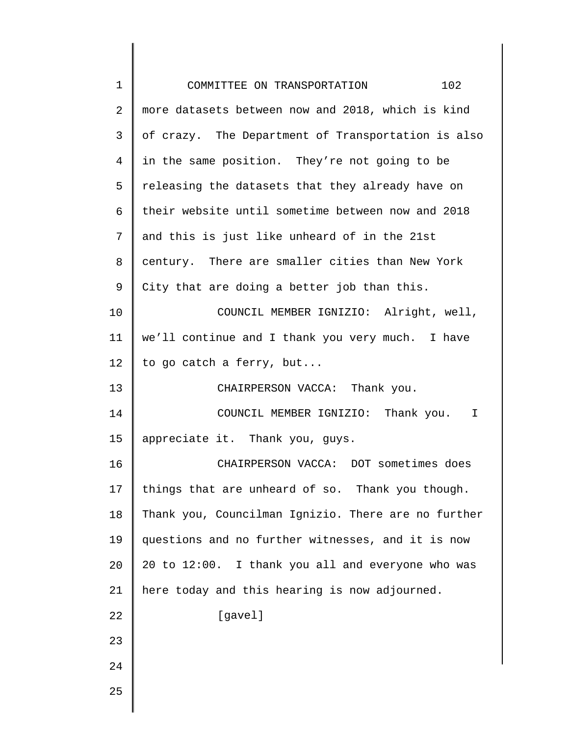more datasets between now and 2018, which is kind of crazy. The Department of Transportation is also in the same position. They're not going to be releasing the datasets that they already have on their website until sometime between now and 2018 and this is just like unheard of in the 21st century. There are smaller cities than New York City that are doing a better job than this.

COUNCIL MEMBER IGNIZIO: Alright, well, we'll continue and I thank you very much. I have to go catch a ferry, but...

CHAIRPERSON VACCA: Thank you.

COUNCIL MEMBER IGNIZIO: Thank you. I appreciate it. Thank you, guys.

CHAIRPERSON VACCA: DOT sometimes does things that are unheard of so. Thank you though. Thank you, Councilman Ignizio. There are no further questions and no further witnesses, and it is now 20 to 12:00. I thank you all and everyone who was here today and this hearing is now adjourned.

[gavel]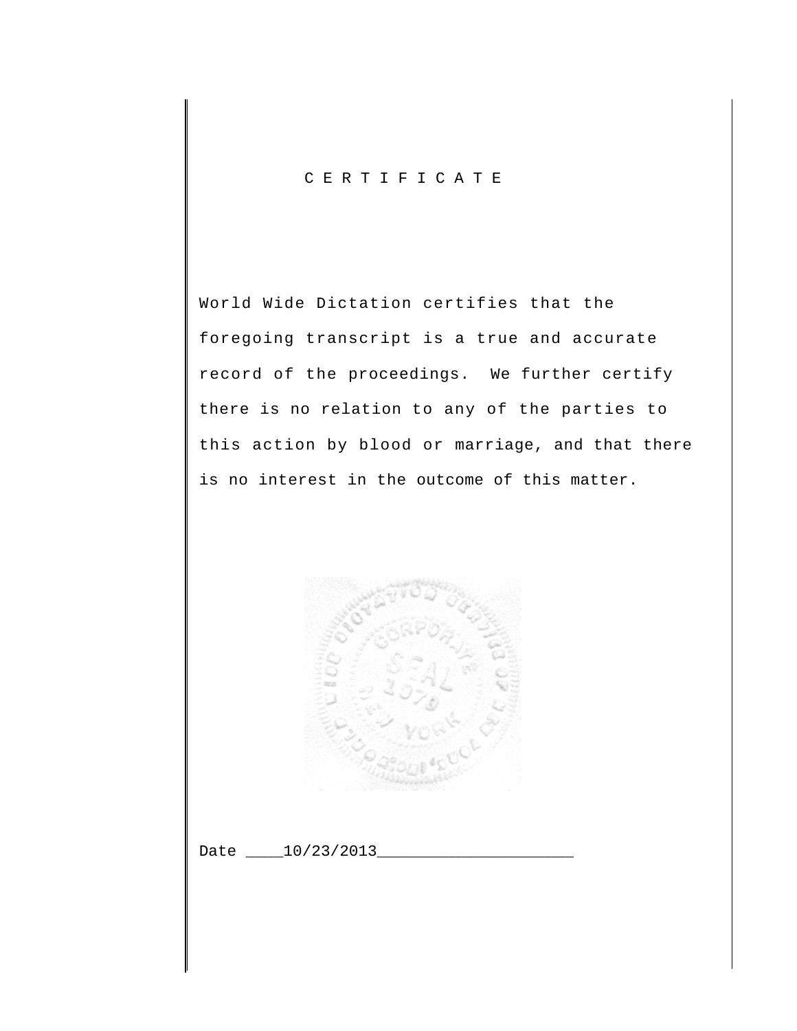# C E R T I F I C A T E

World Wide Dictation certifies that the foregoing transcript is a true and accurate record of the proceedings. We further certify there is no relation to any of the parties to this action by blood or marriage, and that there is no interest in the outcome of this matter.

Date ____10/23/2013______________________